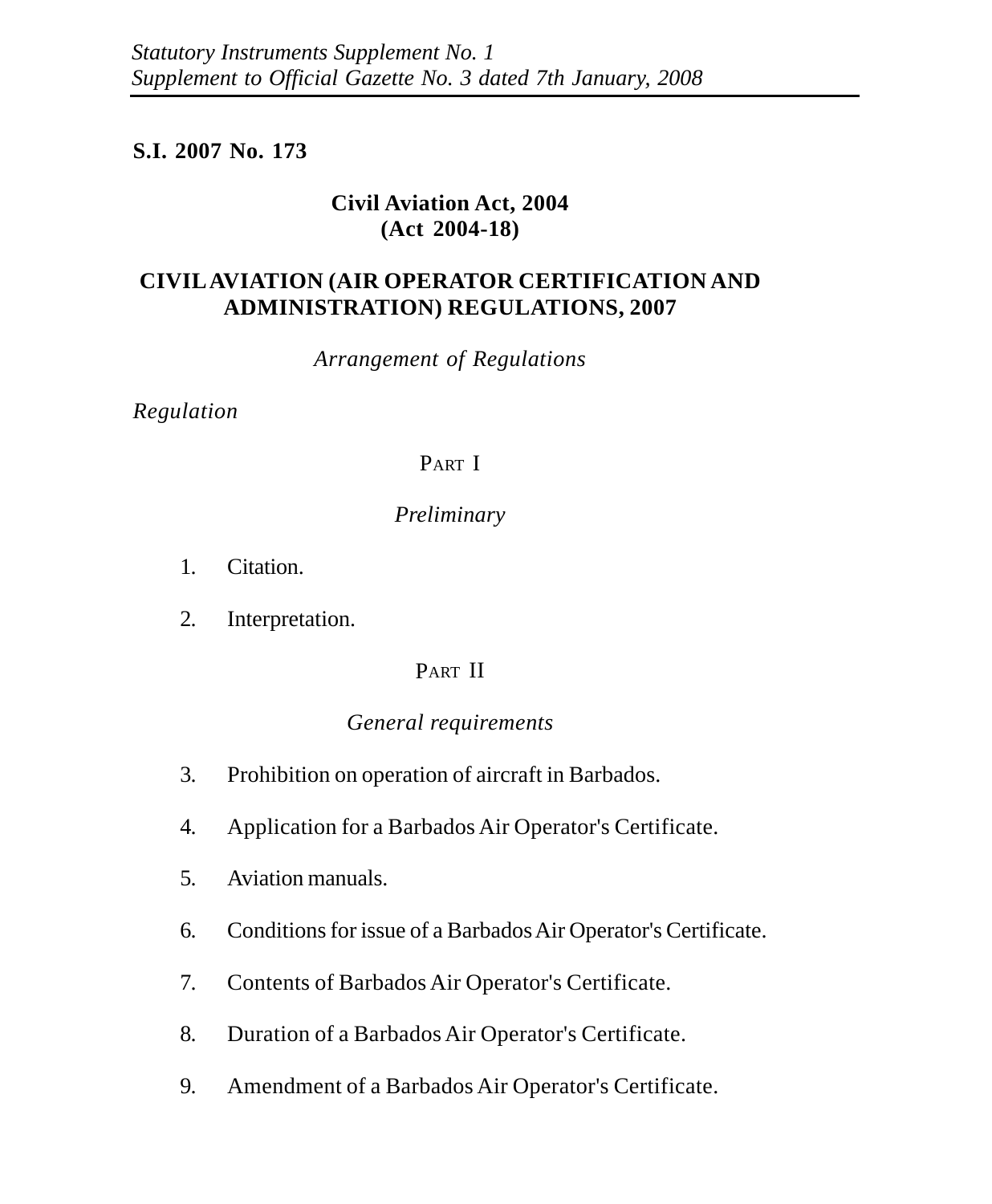*Statutory Instruments Supplement No. 1*
*Supplement to Official Gazette No. 3 dated 7th January, 2008*

**S.I. 2007 No. 173**

**Civil Aviation Act, 2004**
**(Act 2004-18)**

# CIVIL AVIATION (AIR OPERATOR CERTIFICATION AND ADMINISTRATION) REGULATIONS, 2007

*Arrangement of Regulations*

*Regulation*

## PART I

*Preliminary*

1. Citation.

2. Interpretation.

## PART II

*General requirements*

3. Prohibition on operation of aircraft in Barbados.

4. Application for a Barbados Air Operator's Certificate.

5. Aviation manuals.

6. Conditions for issue of a Barbados Air Operator's Certificate.

7. Contents of Barbados Air Operator's Certificate.

8. Duration of a Barbados Air Operator's Certificate.

9. Amendment of a Barbados Air Operator's Certificate.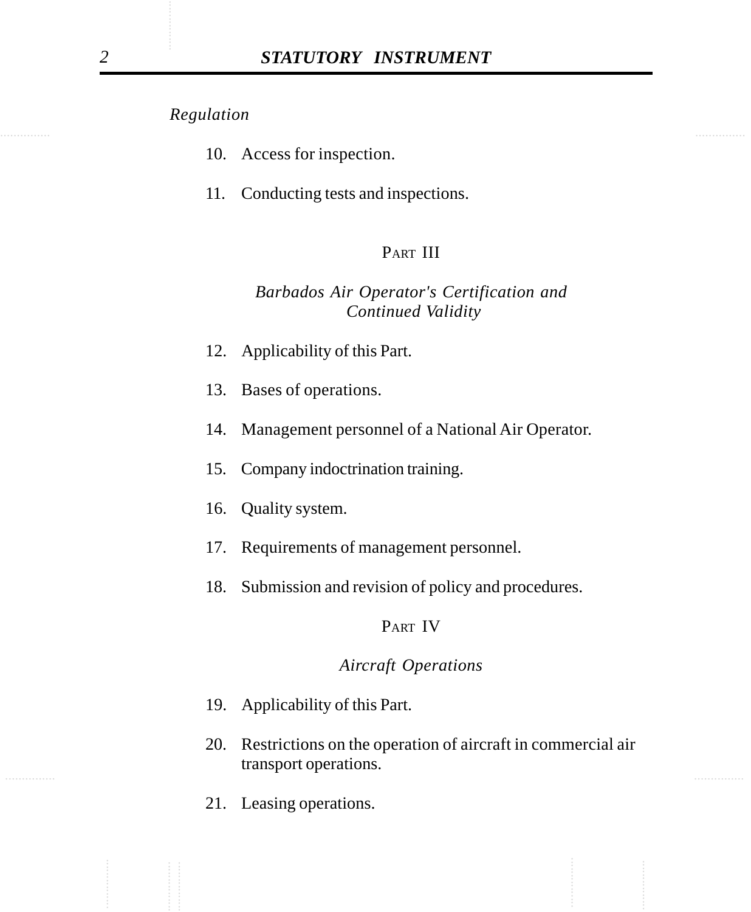*Regulation*

10. Access for inspection.

11. Conducting tests and inspections.

## PART III

### *Barbados Air Operator's Certification and Continued Validity*

12. Applicability of this Part.

13. Bases of operations.

14. Management personnel of a National Air Operator.

15. Company indoctrination training.

16. Quality system.

17. Requirements of management personnel.

18. Submission and revision of policy and procedures.

## PART IV

### *Aircraft Operations*

19. Applicability of this Part.

20. Restrictions on the operation of aircraft in commercial air transport operations.

21. Leasing operations.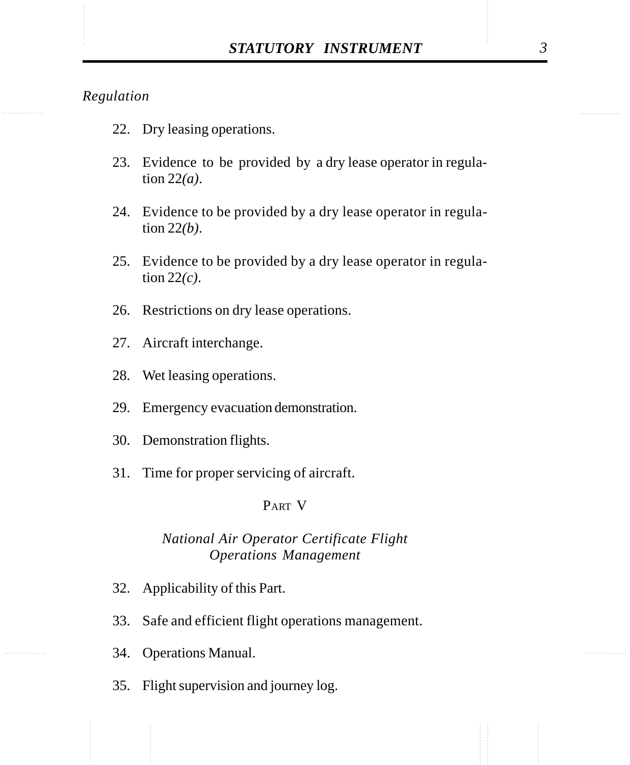*Regulation*

22. Dry leasing operations.

23. Evidence to be provided by a dry lease operator in regulation 22*(a)*.

24. Evidence to be provided by a dry lease operator in regulation 22*(b)*.

25. Evidence to be provided by a dry lease operator in regulation 22*(c)*.

26. Restrictions on dry lease operations.

27. Aircraft interchange.

28. Wet leasing operations.

29. Emergency evacuation demonstration.

30. Demonstration flights.

31. Time for proper servicing of aircraft.

## PART V

### *National Air Operator Certificate Flight Operations Management*

32. Applicability of this Part.

33. Safe and efficient flight operations management.

34. Operations Manual.

35. Flight supervision and journey log.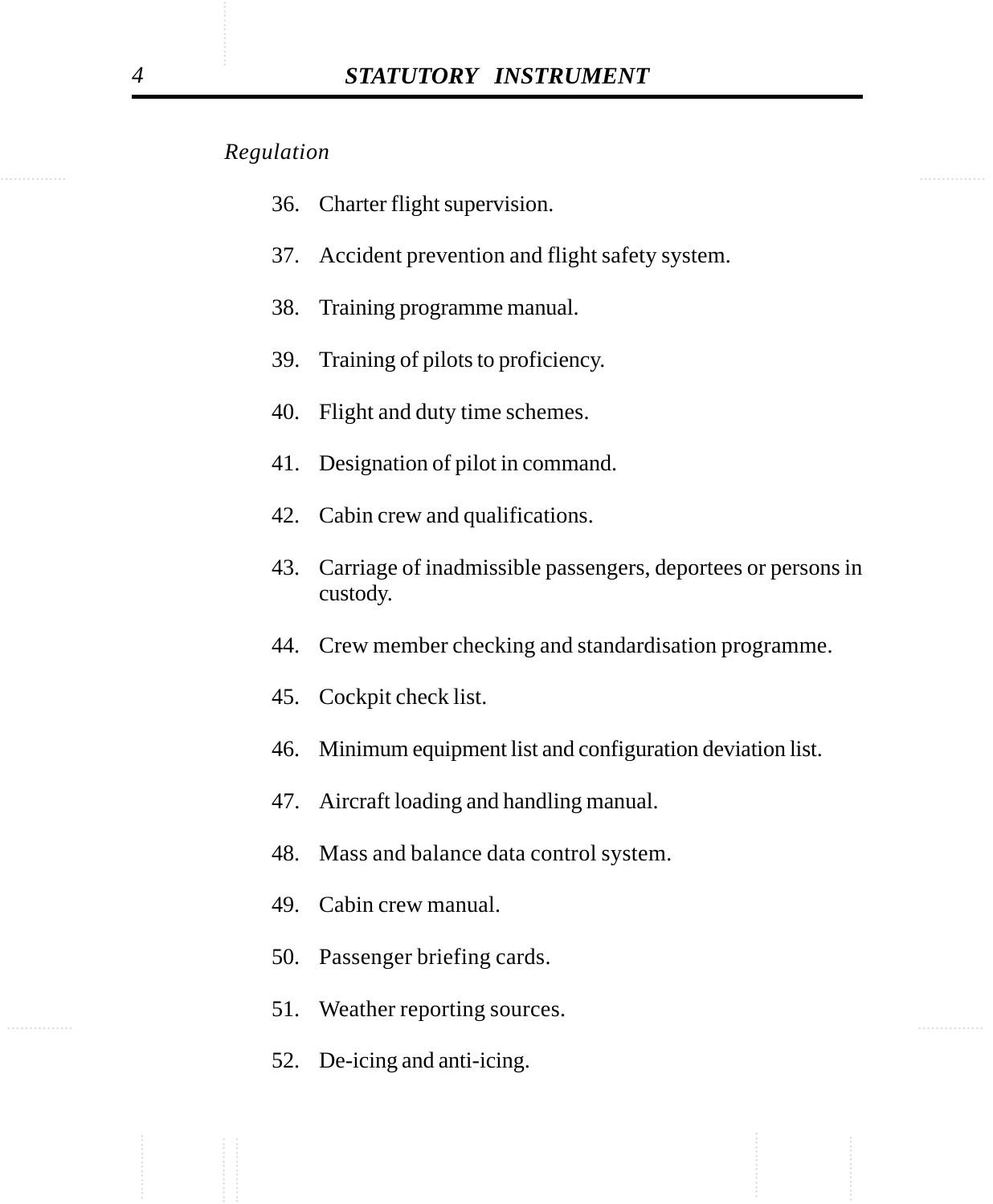*Regulation*

36. Charter flight supervision.

37. Accident prevention and flight safety system.

38. Training programme manual.

39. Training of pilots to proficiency.

40. Flight and duty time schemes.

41. Designation of pilot in command.

42. Cabin crew and qualifications.

43. Carriage of inadmissible passengers, deportees or persons in custody.

44. Crew member checking and standardisation programme.

45. Cockpit check list.

46. Minimum equipment list and configuration deviation list.

47. Aircraft loading and handling manual.

48. Mass and balance data control system.

49. Cabin crew manual.

50. Passenger briefing cards.

51. Weather reporting sources.

52. De-icing and anti-icing.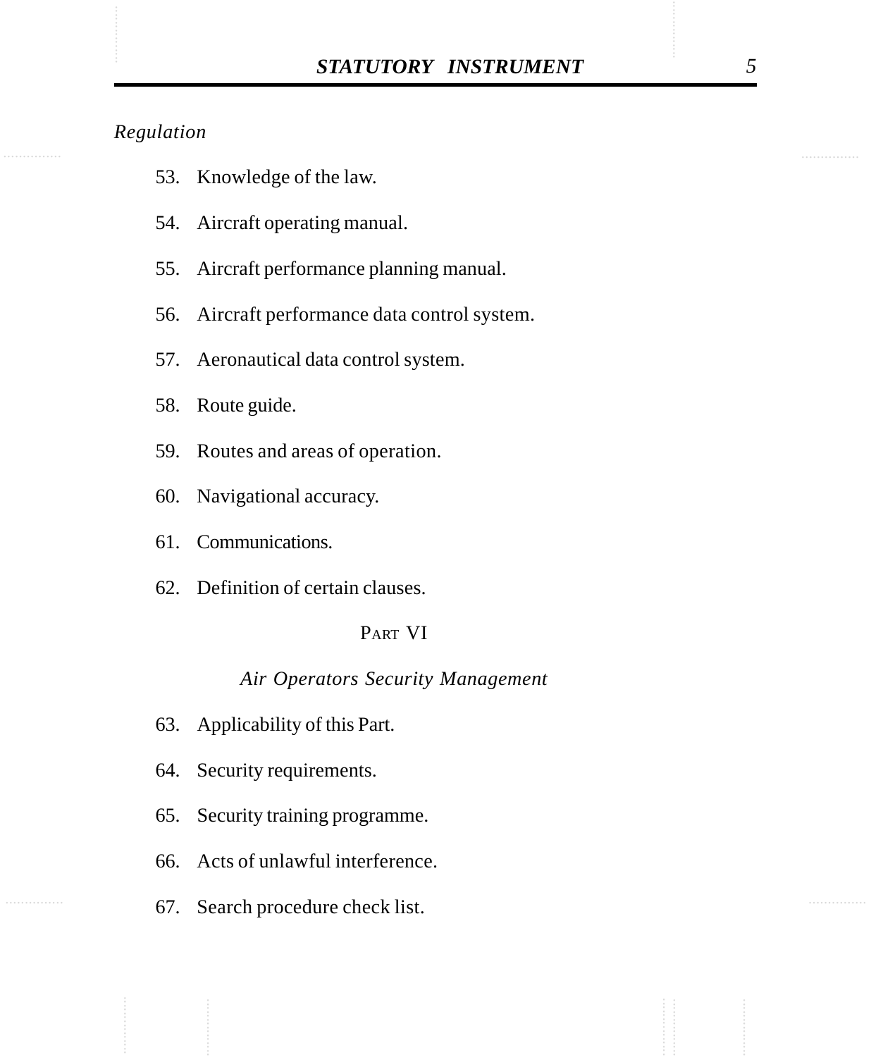*Regulation*

53. Knowledge of the law.

54. Aircraft operating manual.

55. Aircraft performance planning manual.

56. Aircraft performance data control system.

57. Aeronautical data control system.

58. Route guide.

59. Routes and areas of operation.

60. Navigational accuracy.

61. Communications.

62. Definition of certain clauses.

## PART VI

### *Air Operators Security Management*

63. Applicability of this Part.

64. Security requirements.

65. Security training programme.

66. Acts of unlawful interference.

67. Search procedure check list.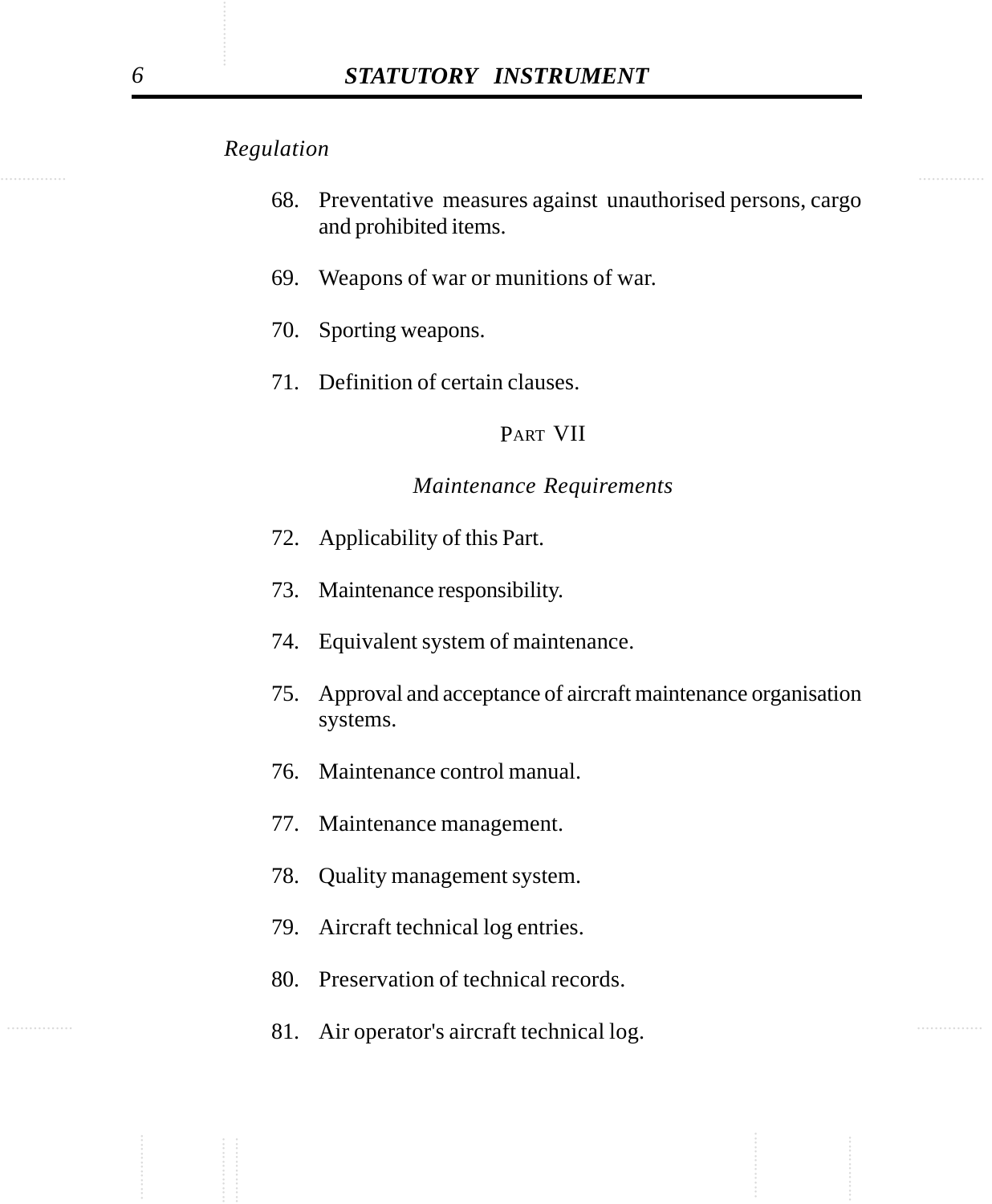*Regulation*

68. Preventative measures against unauthorised persons, cargo and prohibited items.

69. Weapons of war or munitions of war.

70. Sporting weapons.

71. Definition of certain clauses.

## PART VII

### *Maintenance Requirements*

72. Applicability of this Part.

73. Maintenance responsibility.

74. Equivalent system of maintenance.

75. Approval and acceptance of aircraft maintenance organisation systems.

76. Maintenance control manual.

77. Maintenance management.

78. Quality management system.

79. Aircraft technical log entries.

80. Preservation of technical records.

81. Air operator's aircraft technical log.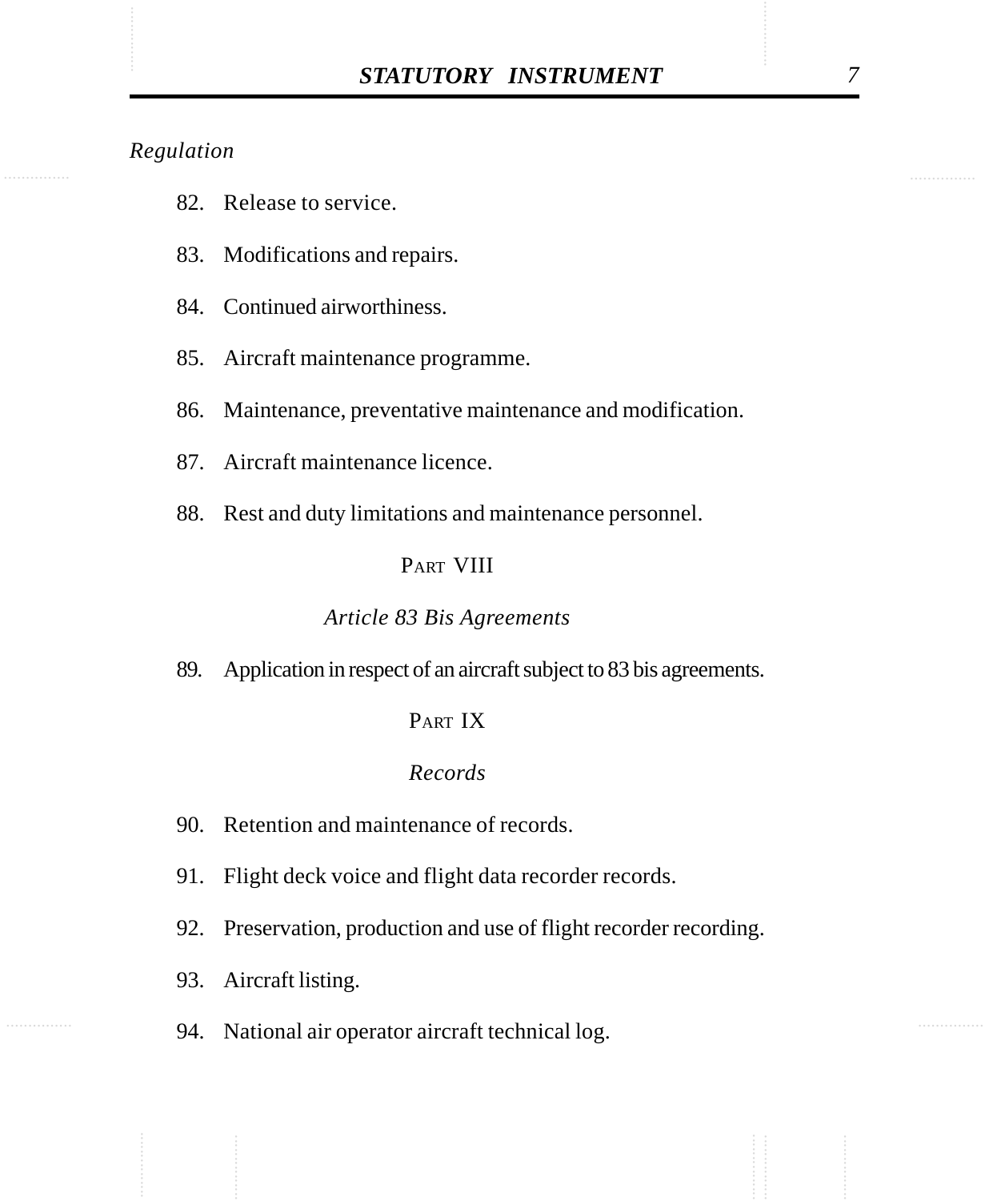*Regulation*

82. Release to service.

83. Modifications and repairs.

84. Continued airworthiness.

85. Aircraft maintenance programme.

86. Maintenance, preventative maintenance and modification.

87. Aircraft maintenance licence.

88. Rest and duty limitations and maintenance personnel.

## PART VIII

### *Article 83 Bis Agreements*

89. Application in respect of an aircraft subject to 83 bis agreements.

## PART IX

### *Records*

90. Retention and maintenance of records.

91. Flight deck voice and flight data recorder records.

92. Preservation, production and use of flight recorder recording.

93. Aircraft listing.

94. National air operator aircraft technical log.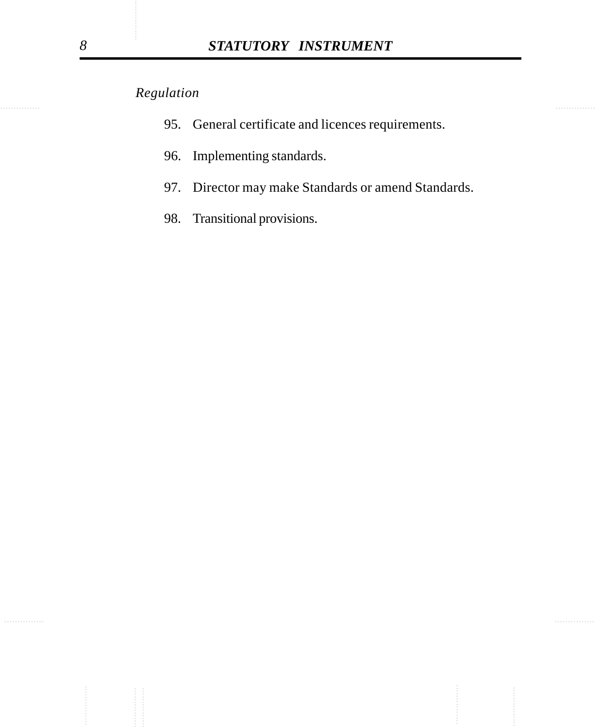*Regulation*

95. General certificate and licences requirements.

96. Implementing standards.

97. Director may make Standards or amend Standards.

98. Transitional provisions.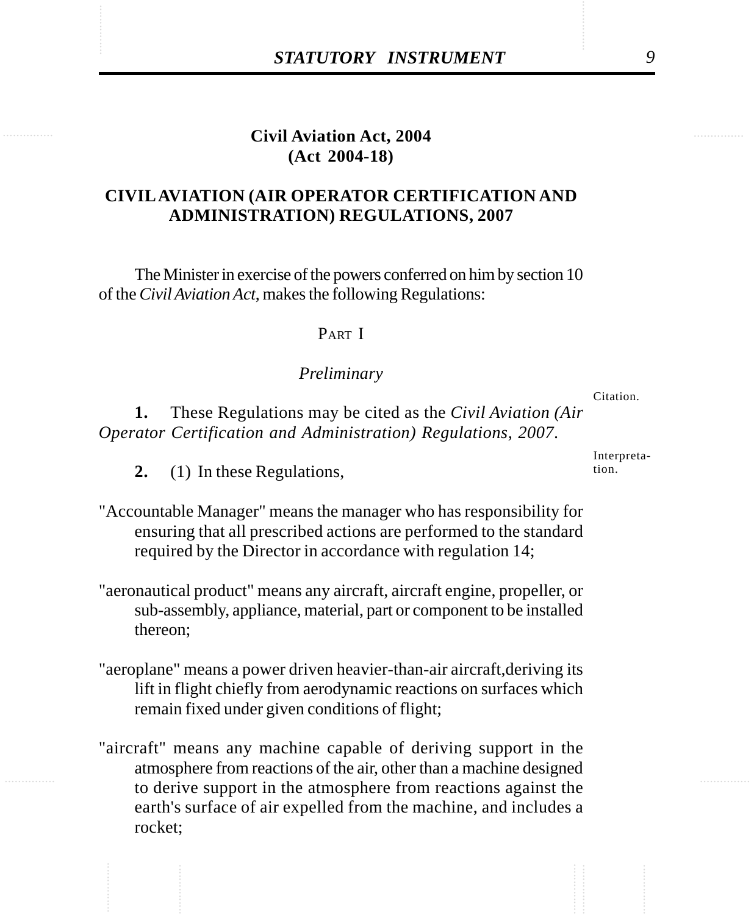## Civil Aviation Act, 2004
## (Act 2004-18)

# CIVIL AVIATION (AIR OPERATOR CERTIFICATION AND ADMINISTRATION) REGULATIONS, 2007

The Minister in exercise of the powers conferred on him by section 10 of the *Civil Aviation Act*, makes the following Regulations:

PART I

*Preliminary*

Citation.

**1.** These Regulations may be cited as the *Civil Aviation (Air Operator Certification and Administration) Regulations, 2007*.

Interpretation.

**2.** (1) In these Regulations,

"Accountable Manager" means the manager who has responsibility for ensuring that all prescribed actions are performed to the standard required by the Director in accordance with regulation 14;

"aeronautical product" means any aircraft, aircraft engine, propeller, or sub-assembly, appliance, material, part or component to be installed thereon;

"aeroplane" means a power driven heavier-than-air aircraft,deriving its lift in flight chiefly from aerodynamic reactions on surfaces which remain fixed under given conditions of flight;

"aircraft" means any machine capable of deriving support in the atmosphere from reactions of the air, other than a machine designed to derive support in the atmosphere from reactions against the earth's surface of air expelled from the machine, and includes a rocket;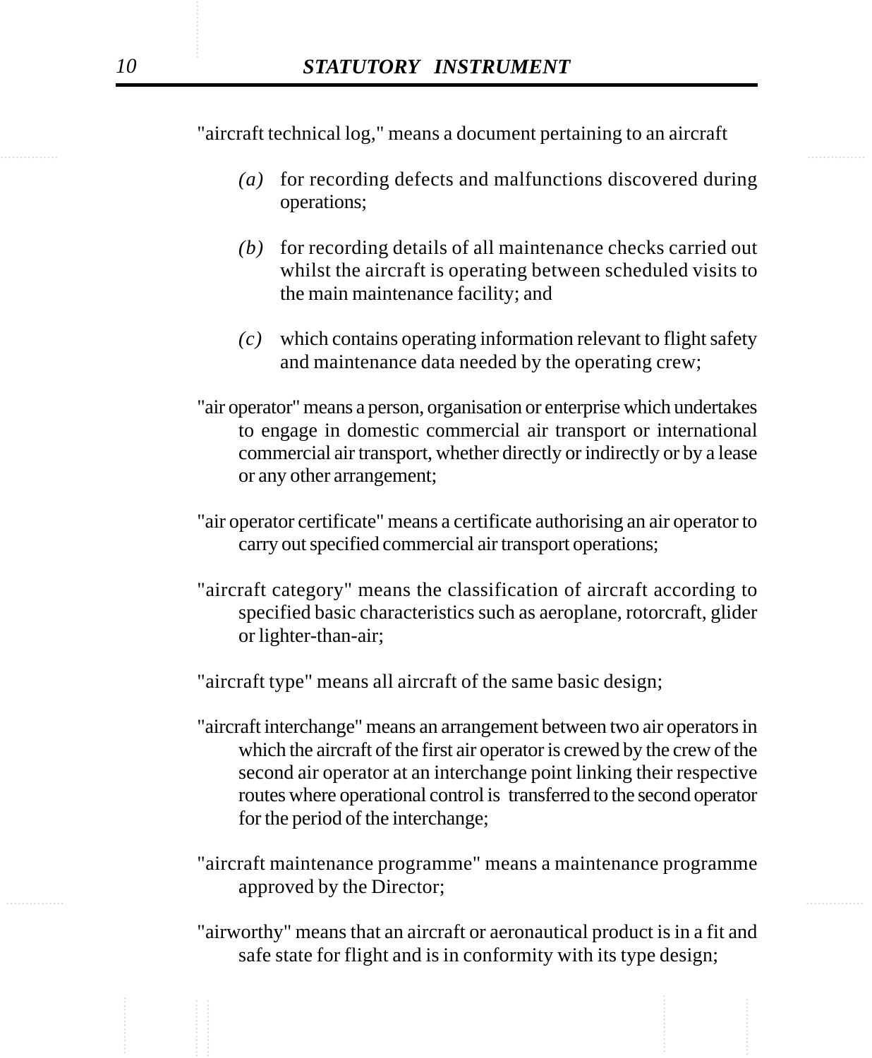"aircraft technical log," means a document pertaining to an aircraft

*(a)* for recording defects and malfunctions discovered during operations;

*(b)* for recording details of all maintenance checks carried out whilst the aircraft is operating between scheduled visits to the main maintenance facility; and

*(c)* which contains operating information relevant to flight safety and maintenance data needed by the operating crew;

"air operator" means a person, organisation or enterprise which undertakes to engage in domestic commercial air transport or international commercial air transport, whether directly or indirectly or by a lease or any other arrangement;

"air operator certificate" means a certificate authorising an air operator to carry out specified commercial air transport operations;

"aircraft category" means the classification of aircraft according to specified basic characteristics such as aeroplane, rotorcraft, glider or lighter-than-air;

"aircraft type" means all aircraft of the same basic design;

"aircraft interchange" means an arrangement between two air operators in which the aircraft of the first air operator is crewed by the crew of the second air operator at an interchange point linking their respective routes where operational control is transferred to the second operator for the period of the interchange;

"aircraft maintenance programme" means a maintenance programme approved by the Director;

"airworthy" means that an aircraft or aeronautical product is in a fit and safe state for flight and is in conformity with its type design;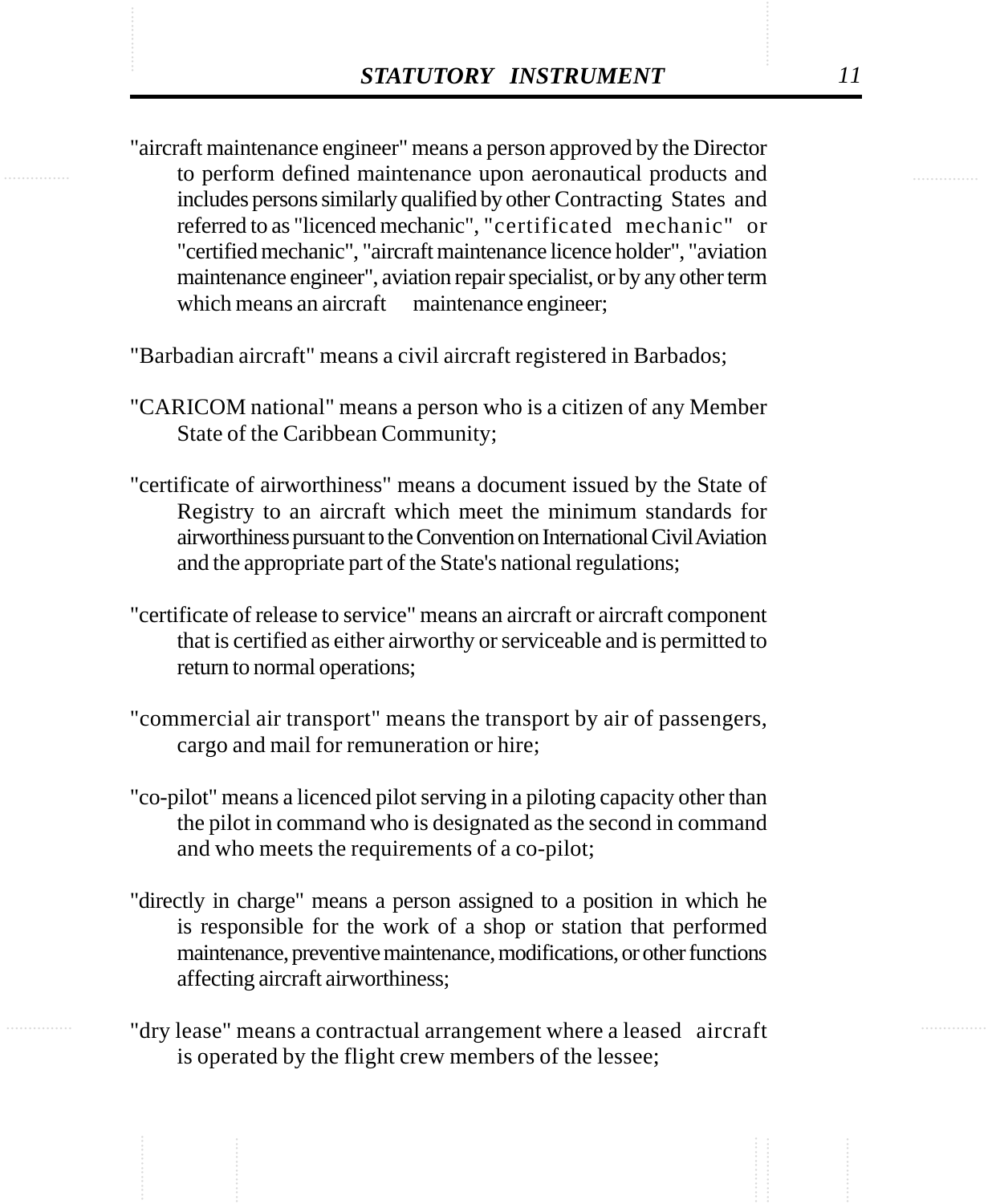"aircraft maintenance engineer" means a person approved by the Director to perform defined maintenance upon aeronautical products and includes persons similarly qualified by other Contracting States and referred to as "licenced mechanic", "certificated mechanic" or "certified mechanic", "aircraft maintenance licence holder", "aviation maintenance engineer", aviation repair specialist, or by any other term which means an aircraft maintenance engineer;

"Barbadian aircraft" means a civil aircraft registered in Barbados;

"CARICOM national" means a person who is a citizen of any Member State of the Caribbean Community;

"certificate of airworthiness" means a document issued by the State of Registry to an aircraft which meet the minimum standards for airworthiness pursuant to the Convention on International Civil Aviation and the appropriate part of the State's national regulations;

"certificate of release to service" means an aircraft or aircraft component that is certified as either airworthy or serviceable and is permitted to return to normal operations;

"commercial air transport" means the transport by air of passengers, cargo and mail for remuneration or hire;

"co-pilot" means a licenced pilot serving in a piloting capacity other than the pilot in command who is designated as the second in command and who meets the requirements of a co-pilot;

"directly in charge" means a person assigned to a position in which he is responsible for the work of a shop or station that performed maintenance, preventive maintenance, modifications, or other functions affecting aircraft airworthiness;

"dry lease" means a contractual arrangement where a leased aircraft is operated by the flight crew members of the lessee;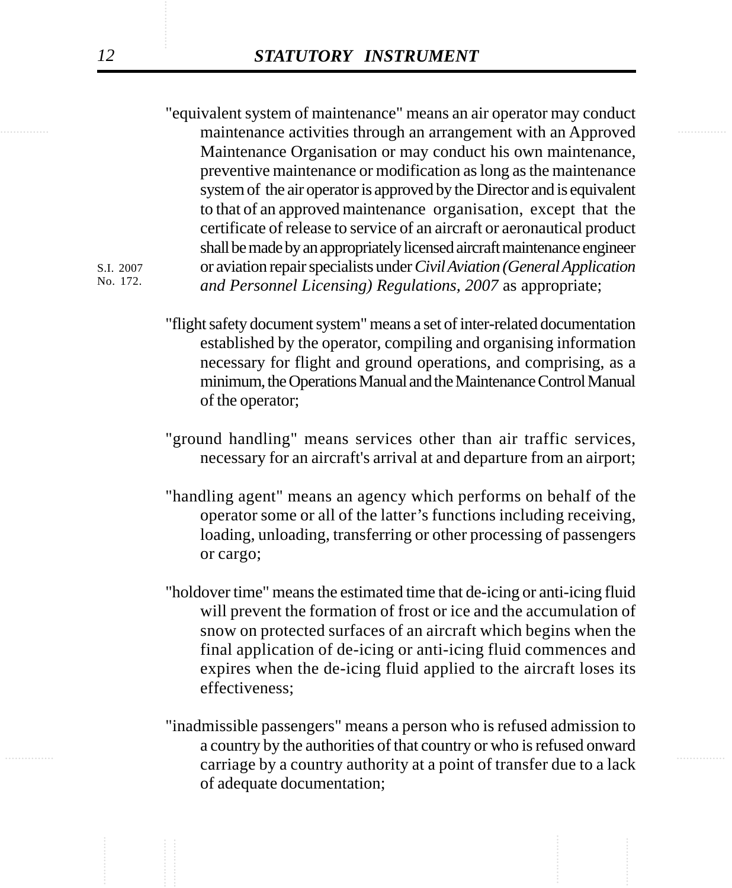"equivalent system of maintenance" means an air operator may conduct maintenance activities through an arrangement with an Approved Maintenance Organisation or may conduct his own maintenance, preventive maintenance or modification as long as the maintenance system of the air operator is approved by the Director and is equivalent to that of an approved maintenance organisation, except that the certificate of release to service of an aircraft or aeronautical product shall be made by an appropriately licensed aircraft maintenance engineer or aviation repair specialists under *Civil Aviation (General Application and Personnel Licensing) Regulations, 2007* as appropriate;

S.I. 2007 No. 172.

"flight safety document system" means a set of inter-related documentation established by the operator, compiling and organising information necessary for flight and ground operations, and comprising, as a minimum, the Operations Manual and the Maintenance Control Manual of the operator;

"ground handling" means services other than air traffic services, necessary for an aircraft's arrival at and departure from an airport;

"handling agent" means an agency which performs on behalf of the operator some or all of the latter's functions including receiving, loading, unloading, transferring or other processing of passengers or cargo;

"holdover time" means the estimated time that de-icing or anti-icing fluid will prevent the formation of frost or ice and the accumulation of snow on protected surfaces of an aircraft which begins when the final application of de-icing or anti-icing fluid commences and expires when the de-icing fluid applied to the aircraft loses its effectiveness;

"inadmissible passengers" means a person who is refused admission to a country by the authorities of that country or who is refused onward carriage by a country authority at a point of transfer due to a lack of adequate documentation;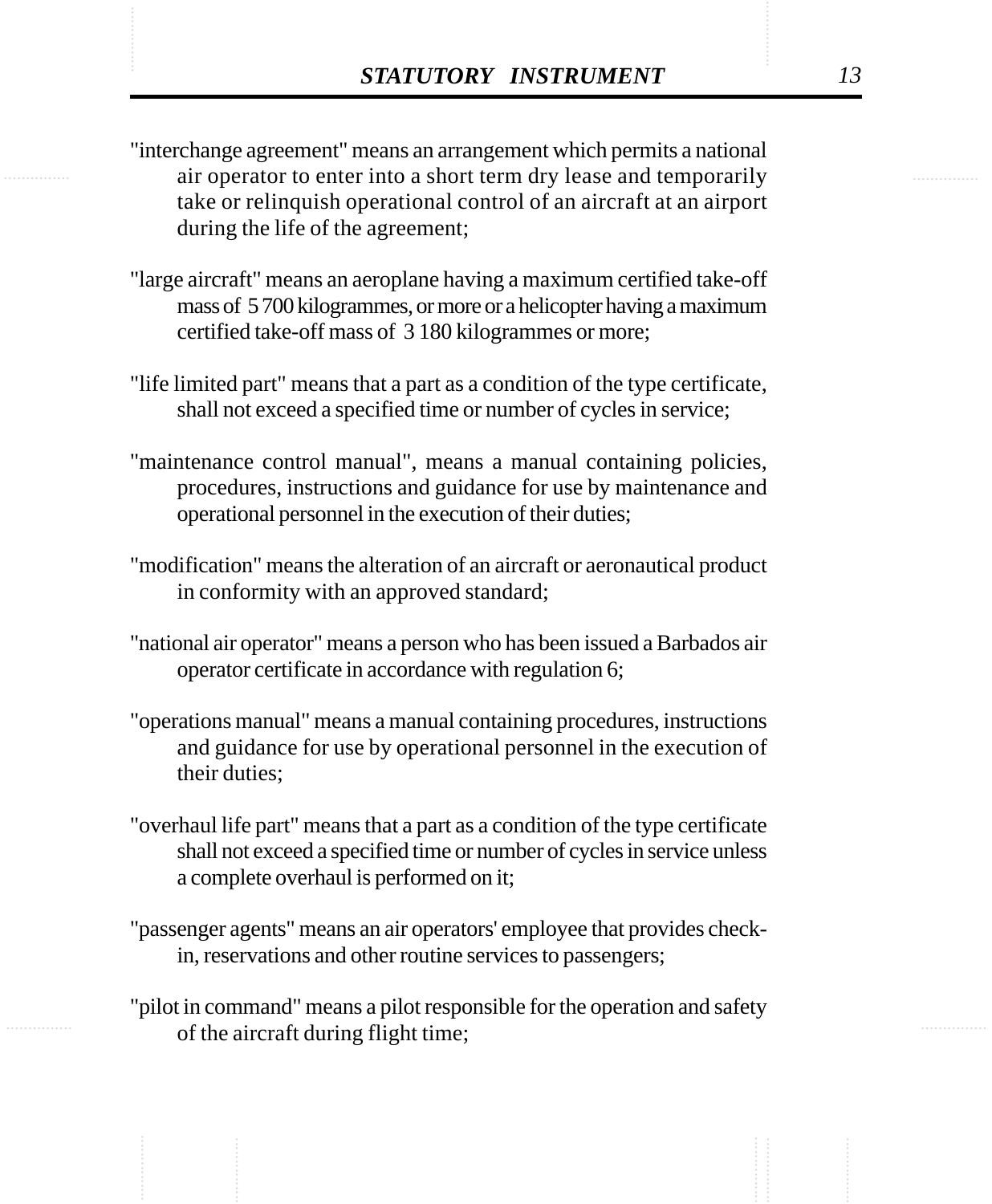"interchange agreement" means an arrangement which permits a national air operator to enter into a short term dry lease and temporarily take or relinquish operational control of an aircraft at an airport during the life of the agreement;

"large aircraft" means an aeroplane having a maximum certified take-off mass of 5 700 kilogrammes, or more or a helicopter having a maximum certified take-off mass of 3 180 kilogrammes or more;

"life limited part" means that a part as a condition of the type certificate, shall not exceed a specified time or number of cycles in service;

"maintenance control manual", means a manual containing policies, procedures, instructions and guidance for use by maintenance and operational personnel in the execution of their duties;

"modification" means the alteration of an aircraft or aeronautical product in conformity with an approved standard;

"national air operator" means a person who has been issued a Barbados air operator certificate in accordance with regulation 6;

"operations manual" means a manual containing procedures, instructions and guidance for use by operational personnel in the execution of their duties;

"overhaul life part" means that a part as a condition of the type certificate shall not exceed a specified time or number of cycles in service unless a complete overhaul is performed on it;

"passenger agents" means an air operators' employee that provides check-in, reservations and other routine services to passengers;

"pilot in command" means a pilot responsible for the operation and safety of the aircraft during flight time;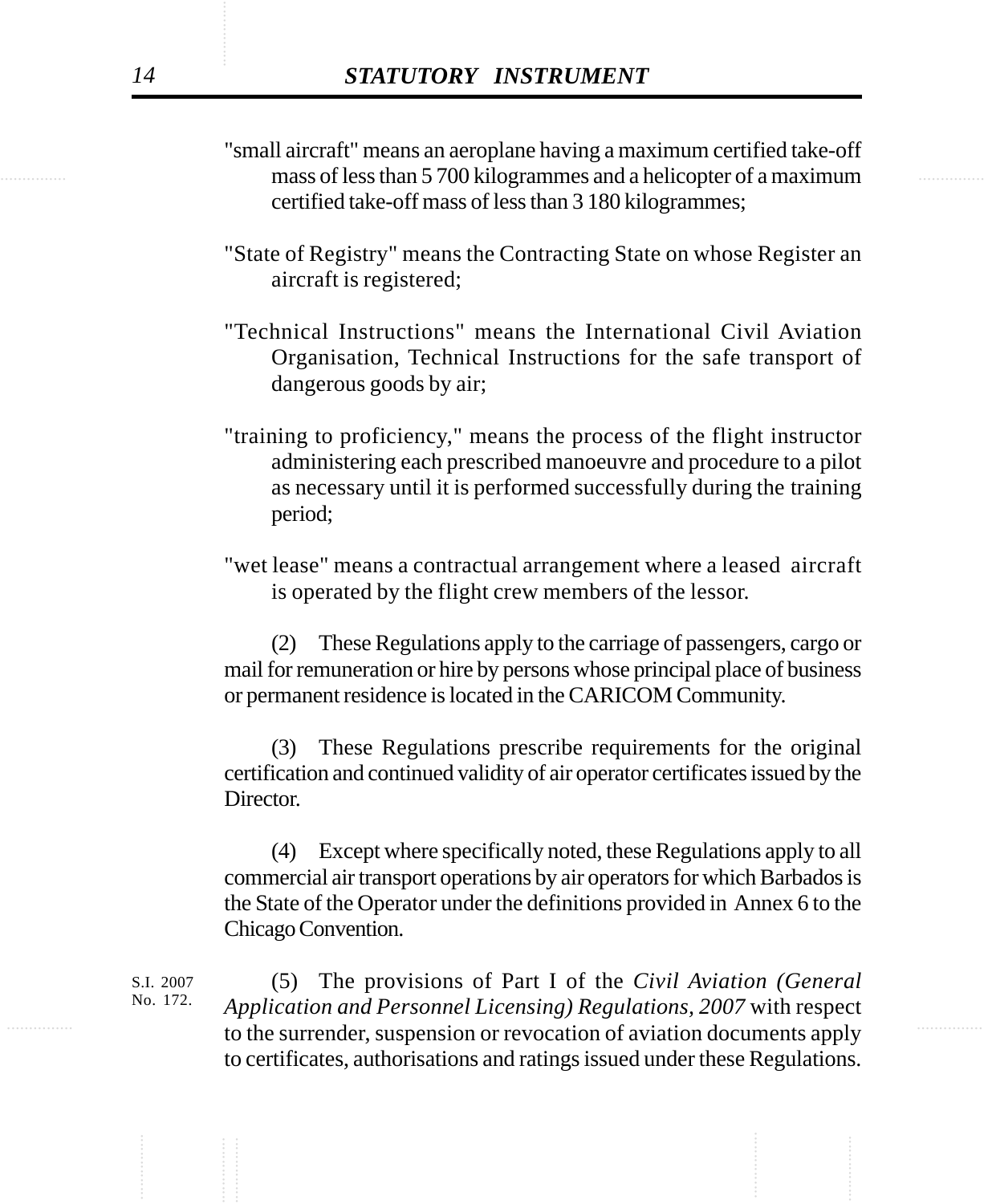"small aircraft" means an aeroplane having a maximum certified take-off mass of less than 5 700 kilogrammes and a helicopter of a maximum certified take-off mass of less than 3 180 kilogrammes;

"State of Registry" means the Contracting State on whose Register an aircraft is registered;

"Technical Instructions" means the International Civil Aviation Organisation, Technical Instructions for the safe transport of dangerous goods by air;

"training to proficiency," means the process of the flight instructor administering each prescribed manoeuvre and procedure to a pilot as necessary until it is performed successfully during the training period;

"wet lease" means a contractual arrangement where a leased aircraft is operated by the flight crew members of the lessor.

(2) These Regulations apply to the carriage of passengers, cargo or mail for remuneration or hire by persons whose principal place of business or permanent residence is located in the CARICOM Community.

(3) These Regulations prescribe requirements for the original certification and continued validity of air operator certificates issued by the Director.

(4) Except where specifically noted, these Regulations apply to all commercial air transport operations by air operators for which Barbados is the State of the Operator under the definitions provided in Annex 6 to the Chicago Convention.

S.I. 2007 No. 172.

(5) The provisions of Part I of the *Civil Aviation (General Application and Personnel Licensing) Regulations, 2007* with respect to the surrender, suspension or revocation of aviation documents apply to certificates, authorisations and ratings issued under these Regulations.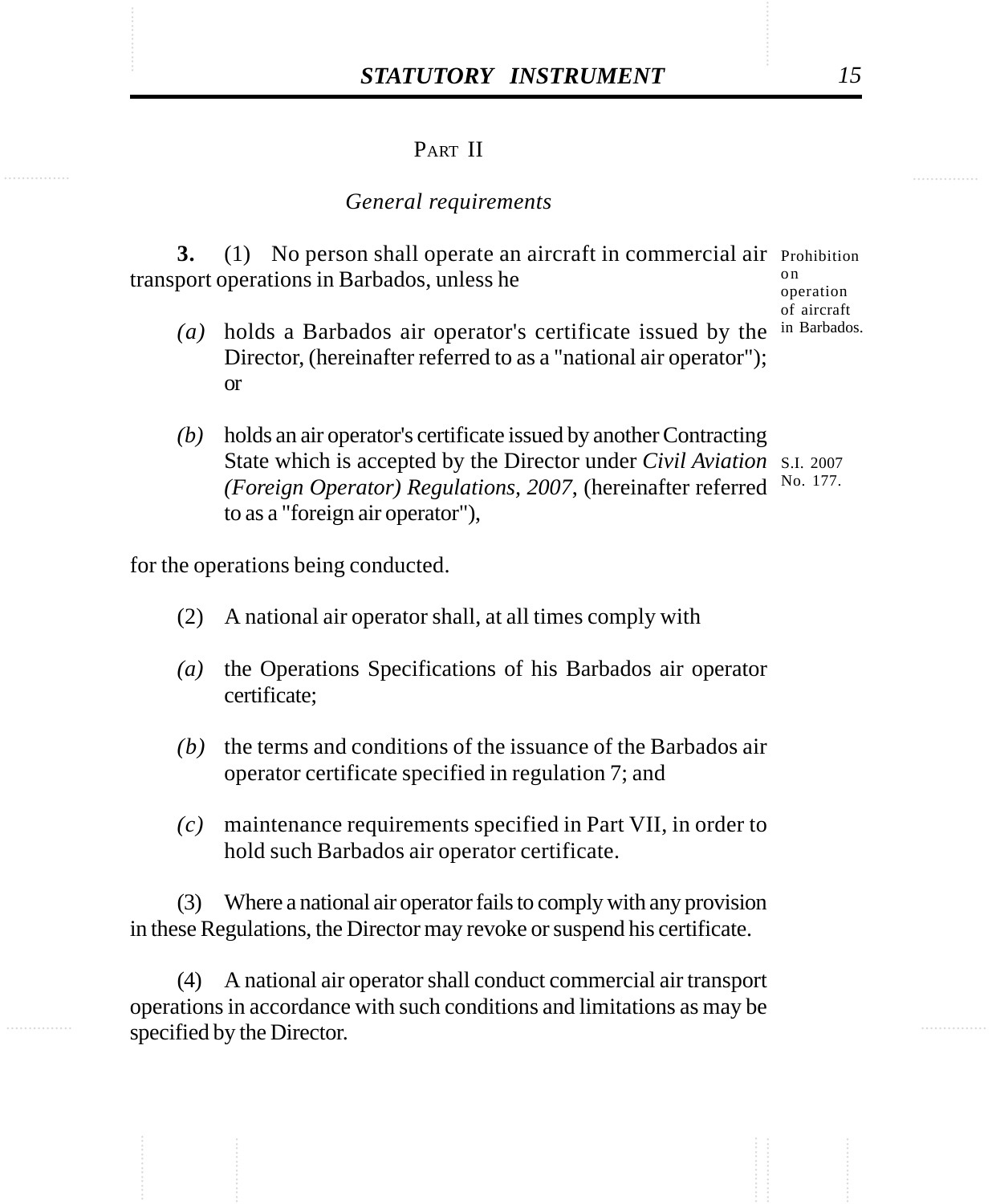## PART II

### *General requirements*

**3.** (1) No person shall operate an aircraft in commercial air transport operations in Barbados, unless he

Prohibition on operation of aircraft in Barbados.

*(a)* holds a Barbados air operator's certificate issued by the Director, (hereinafter referred to as a "national air operator"); or

*(b)* holds an air operator's certificate issued by another Contracting State which is accepted by the Director under *Civil Aviation (Foreign Operator) Regulations, 2007*, (hereinafter referred to as a "foreign air operator"),

S.I. 2007 No. 177.

for the operations being conducted.

(2) A national air operator shall, at all times comply with

*(a)* the Operations Specifications of his Barbados air operator certificate;

*(b)* the terms and conditions of the issuance of the Barbados air operator certificate specified in regulation 7; and

*(c)* maintenance requirements specified in Part VII, in order to hold such Barbados air operator certificate.

(3) Where a national air operator fails to comply with any provision in these Regulations, the Director may revoke or suspend his certificate.

(4) A national air operator shall conduct commercial air transport operations in accordance with such conditions and limitations as may be specified by the Director.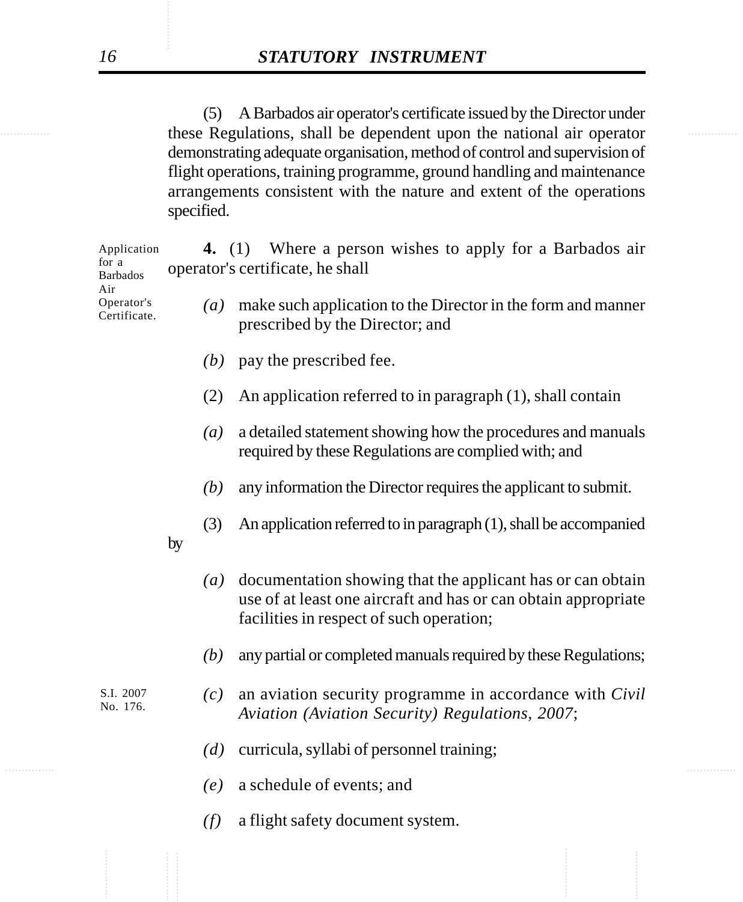(5) A Barbados air operator's certificate issued by the Director under these Regulations, shall be dependent upon the national air operator demonstrating adequate organisation, method of control and supervision of flight operations, training programme, ground handling and maintenance arrangements consistent with the nature and extent of the operations specified.

Application for a Barbados Air Operator's Certificate.

**4.** (1) Where a person wishes to apply for a Barbados air operator's certificate, he shall

*(a)* make such application to the Director in the form and manner prescribed by the Director; and

*(b)* pay the prescribed fee.

(2) An application referred to in paragraph (1), shall contain

*(a)* a detailed statement showing how the procedures and manuals required by these Regulations are complied with; and

*(b)* any information the Director requires the applicant to submit.

(3) An application referred to in paragraph (1), shall be accompanied by

*(a)* documentation showing that the applicant has or can obtain use of at least one aircraft and has or can obtain appropriate facilities in respect of such operation;

*(b)* any partial or completed manuals required by these Regulations;

S.I. 2007 No. 176.

*(c)* an aviation security programme in accordance with *Civil Aviation (Aviation Security) Regulations, 2007*;

*(d)* curricula, syllabi of personnel training;

*(e)* a schedule of events; and

*(f)* a flight safety document system.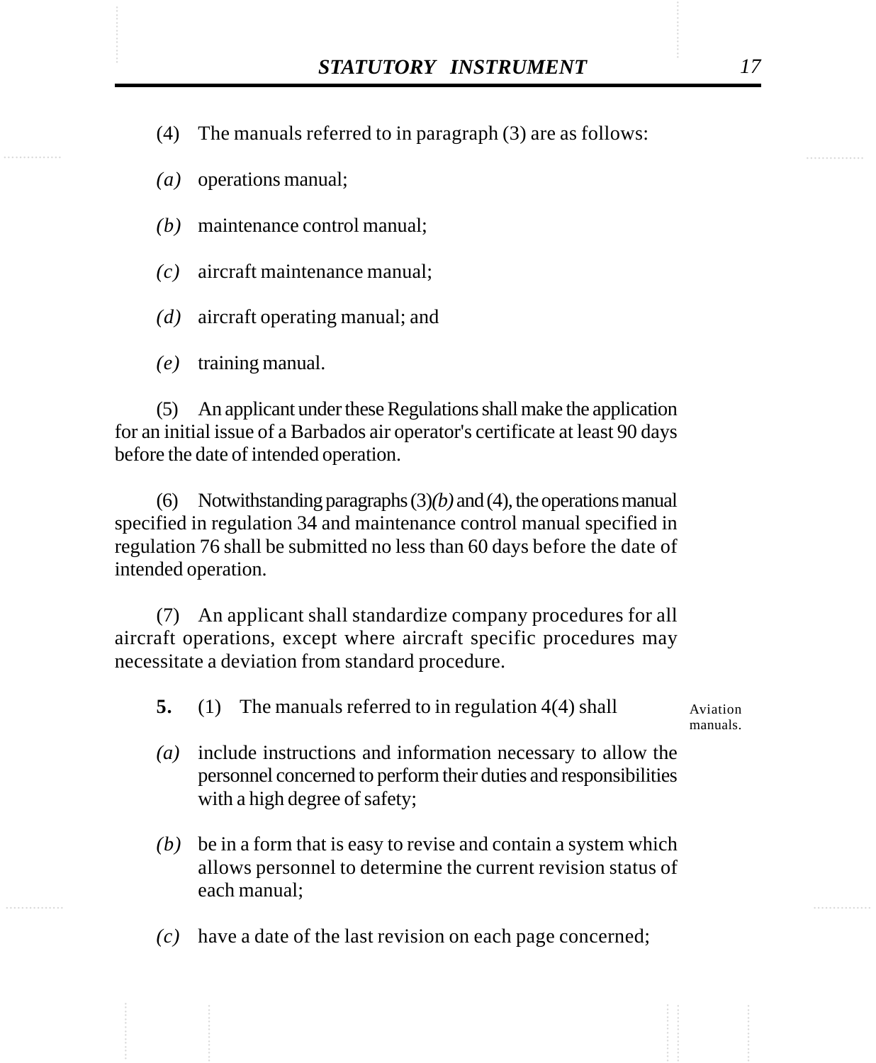(4) The manuals referred to in paragraph (3) are as follows:

*(a)* operations manual;

*(b)* maintenance control manual;

*(c)* aircraft maintenance manual;

*(d)* aircraft operating manual; and

*(e)* training manual.

(5) An applicant under these Regulations shall make the application for an initial issue of a Barbados air operator's certificate at least 90 days before the date of intended operation.

(6) Notwithstanding paragraphs (3)*(b)* and (4), the operations manual specified in regulation 34 and maintenance control manual specified in regulation 76 shall be submitted no less than 60 days before the date of intended operation.

(7) An applicant shall standardize company procedures for all aircraft operations, except where aircraft specific procedures may necessitate a deviation from standard procedure.

Aviation manuals.

**5.** (1) The manuals referred to in regulation 4(4) shall

*(a)* include instructions and information necessary to allow the personnel concerned to perform their duties and responsibilities with a high degree of safety;

*(b)* be in a form that is easy to revise and contain a system which allows personnel to determine the current revision status of each manual;

*(c)* have a date of the last revision on each page concerned;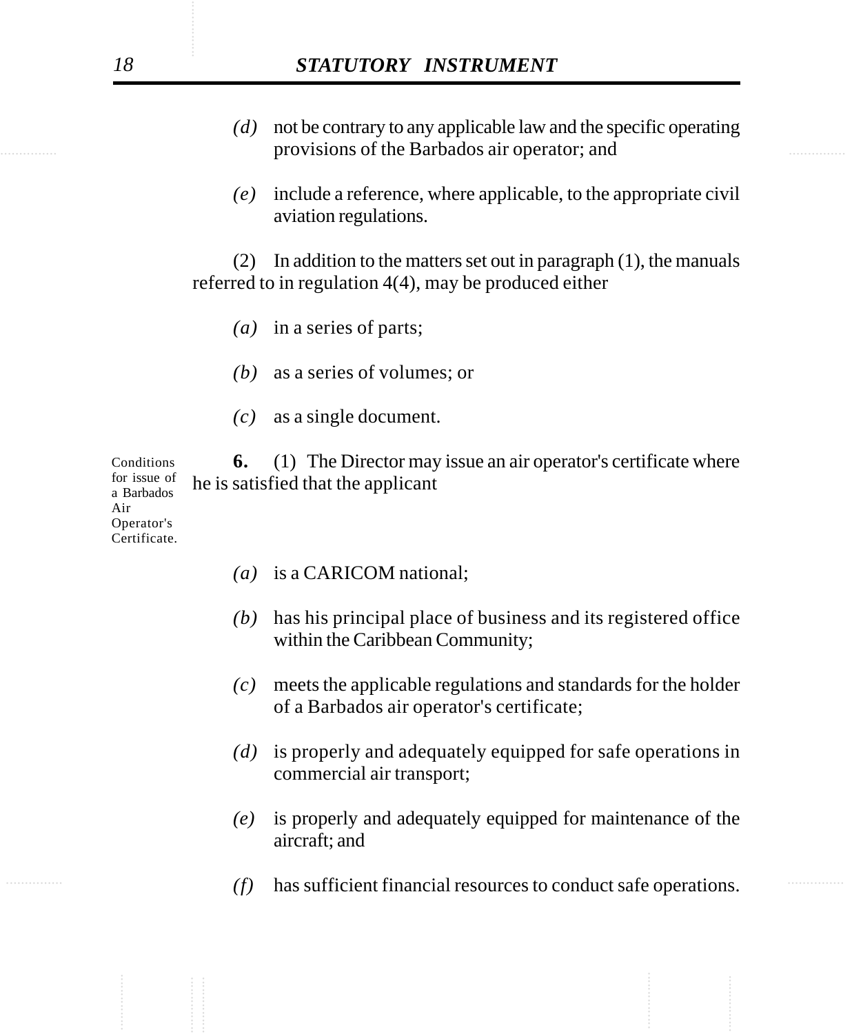*(d)* not be contrary to any applicable law and the specific operating provisions of the Barbados air operator; and

*(e)* include a reference, where applicable, to the appropriate civil aviation regulations.

(2) In addition to the matters set out in paragraph (1), the manuals referred to in regulation 4(4), may be produced either

*(a)* in a series of parts;

*(b)* as a series of volumes; or

*(c)* as a single document.

Conditions for issue of a Barbados Air Operator's Certificate.

**6.** (1) The Director may issue an air operator's certificate where he is satisfied that the applicant

*(a)* is a CARICOM national;

*(b)* has his principal place of business and its registered office within the Caribbean Community;

*(c)* meets the applicable regulations and standards for the holder of a Barbados air operator's certificate;

*(d)* is properly and adequately equipped for safe operations in commercial air transport;

*(e)* is properly and adequately equipped for maintenance of the aircraft; and

*(f)* has sufficient financial resources to conduct safe operations.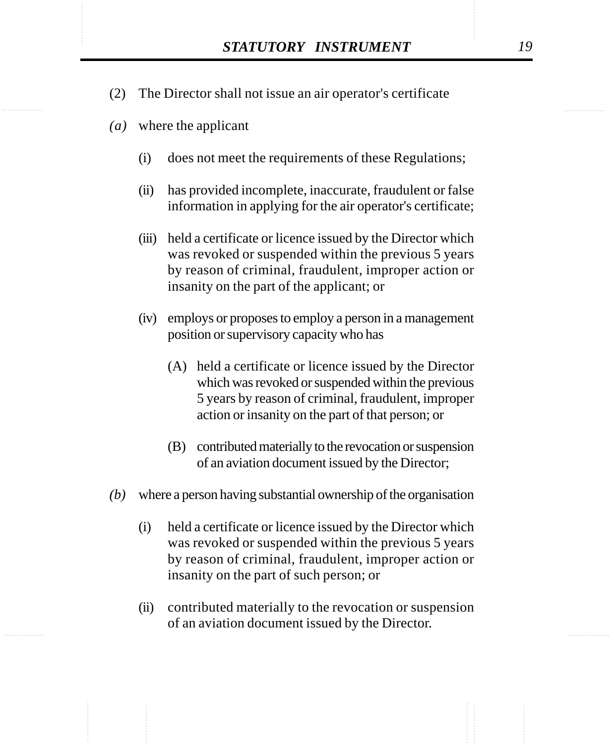(2) The Director shall not issue an air operator's certificate

*(a)* where the applicant

(i) does not meet the requirements of these Regulations;

(ii) has provided incomplete, inaccurate, fraudulent or false information in applying for the air operator's certificate;

(iii) held a certificate or licence issued by the Director which was revoked or suspended within the previous 5 years by reason of criminal, fraudulent, improper action or insanity on the part of the applicant; or

(iv) employs or proposes to employ a person in a management position or supervisory capacity who has

(A) held a certificate or licence issued by the Director which was revoked or suspended within the previous 5 years by reason of criminal, fraudulent, improper action or insanity on the part of that person; or

(B) contributed materially to the revocation or suspension of an aviation document issued by the Director;

*(b)* where a person having substantial ownership of the organisation

(i) held a certificate or licence issued by the Director which was revoked or suspended within the previous 5 years by reason of criminal, fraudulent, improper action or insanity on the part of such person; or

(ii) contributed materially to the revocation or suspension of an aviation document issued by the Director.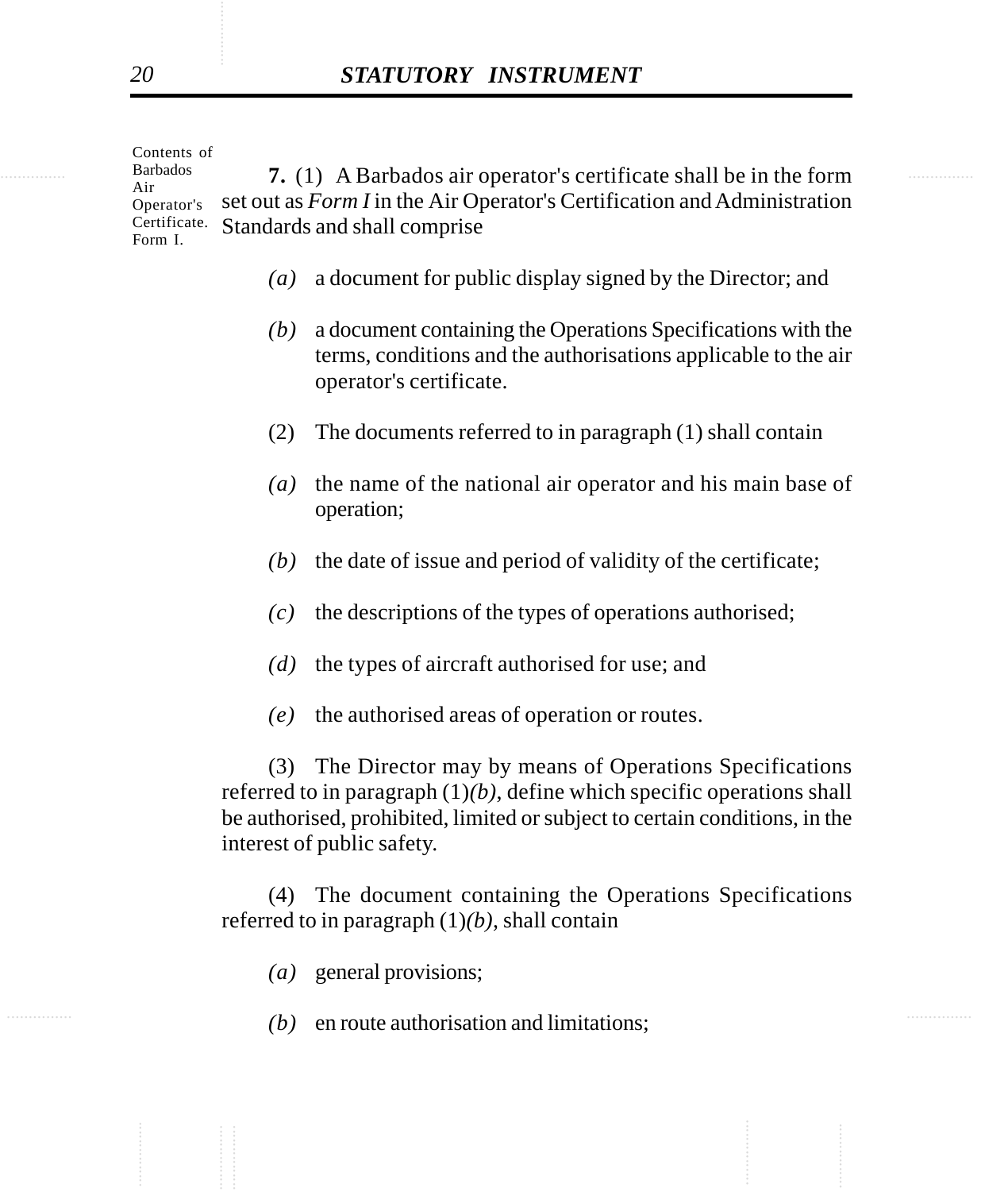Contents of Barbados Air Operator's Certificate. Form I.

**7.** (1) A Barbados air operator's certificate shall be in the form set out as *Form I* in the Air Operator's Certification and Administration Standards and shall comprise

*(a)* a document for public display signed by the Director; and

*(b)* a document containing the Operations Specifications with the terms, conditions and the authorisations applicable to the air operator's certificate.

(2) The documents referred to in paragraph (1) shall contain

*(a)* the name of the national air operator and his main base of operation;

*(b)* the date of issue and period of validity of the certificate;

*(c)* the descriptions of the types of operations authorised;

*(d)* the types of aircraft authorised for use; and

*(e)* the authorised areas of operation or routes.

(3) The Director may by means of Operations Specifications referred to in paragraph (1)*(b)*, define which specific operations shall be authorised, prohibited, limited or subject to certain conditions, in the interest of public safety.

(4) The document containing the Operations Specifications referred to in paragraph (1)*(b)*, shall contain

*(a)* general provisions;

*(b)* en route authorisation and limitations;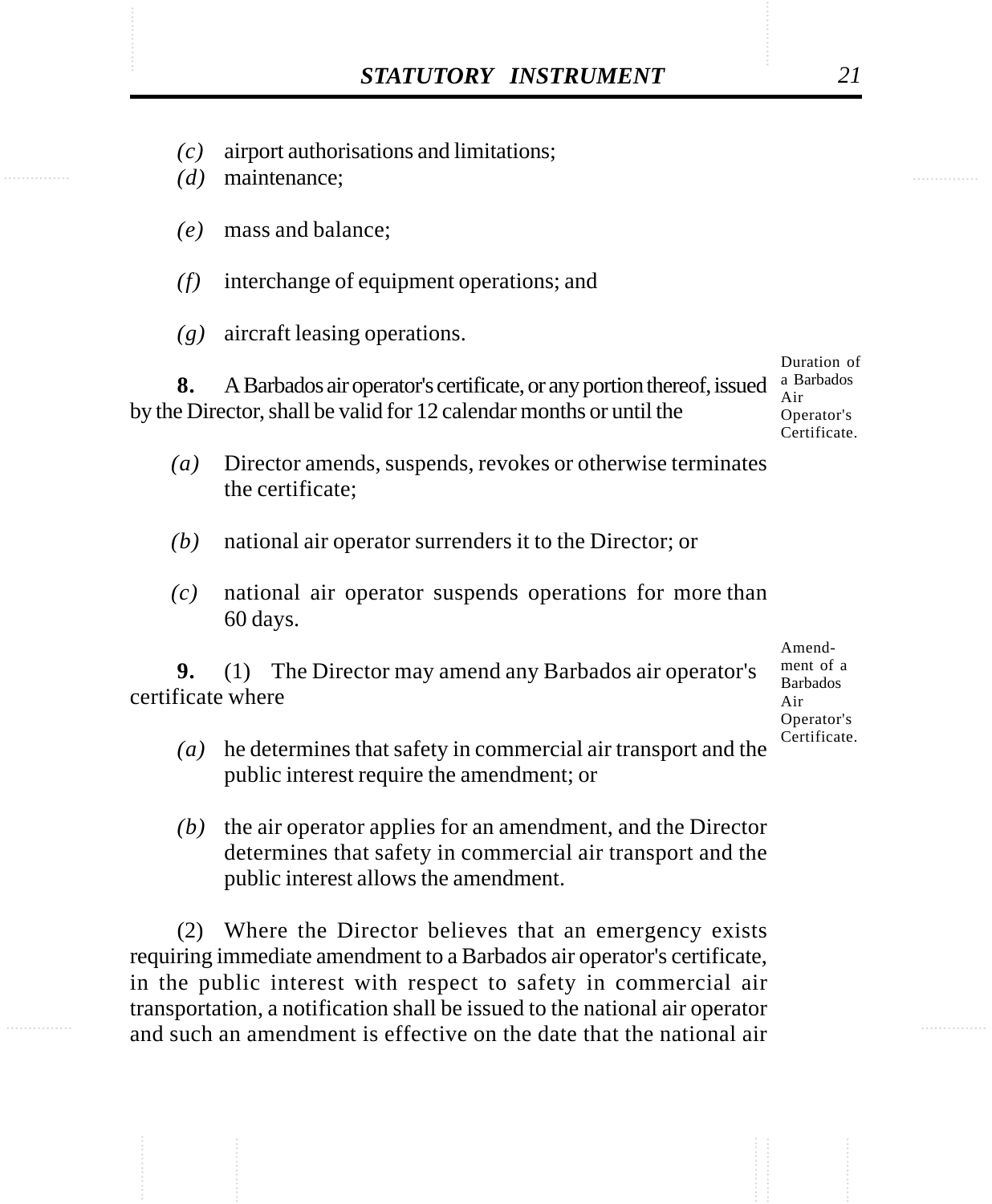*(c)* airport authorisations and limitations;

*(d)* maintenance;

*(e)* mass and balance;

*(f)* interchange of equipment operations; and

*(g)* aircraft leasing operations.

Duration of a Barbados Air Operator's Certificate.

**8.** A Barbados air operator's certificate, or any portion thereof, issued by the Director, shall be valid for 12 calendar months or until the

*(a)* Director amends, suspends, revokes or otherwise terminates the certificate;

*(b)* national air operator surrenders it to the Director; or

*(c)* national air operator suspends operations for more than 60 days.

Amendment of a Barbados Air Operator's Certificate.

**9.** (1) The Director may amend any Barbados air operator's certificate where

*(a)* he determines that safety in commercial air transport and the public interest require the amendment; or

*(b)* the air operator applies for an amendment, and the Director determines that safety in commercial air transport and the public interest allows the amendment.

(2) Where the Director believes that an emergency exists requiring immediate amendment to a Barbados air operator's certificate, in the public interest with respect to safety in commercial air transportation, a notification shall be issued to the national air operator and such an amendment is effective on the date that the national air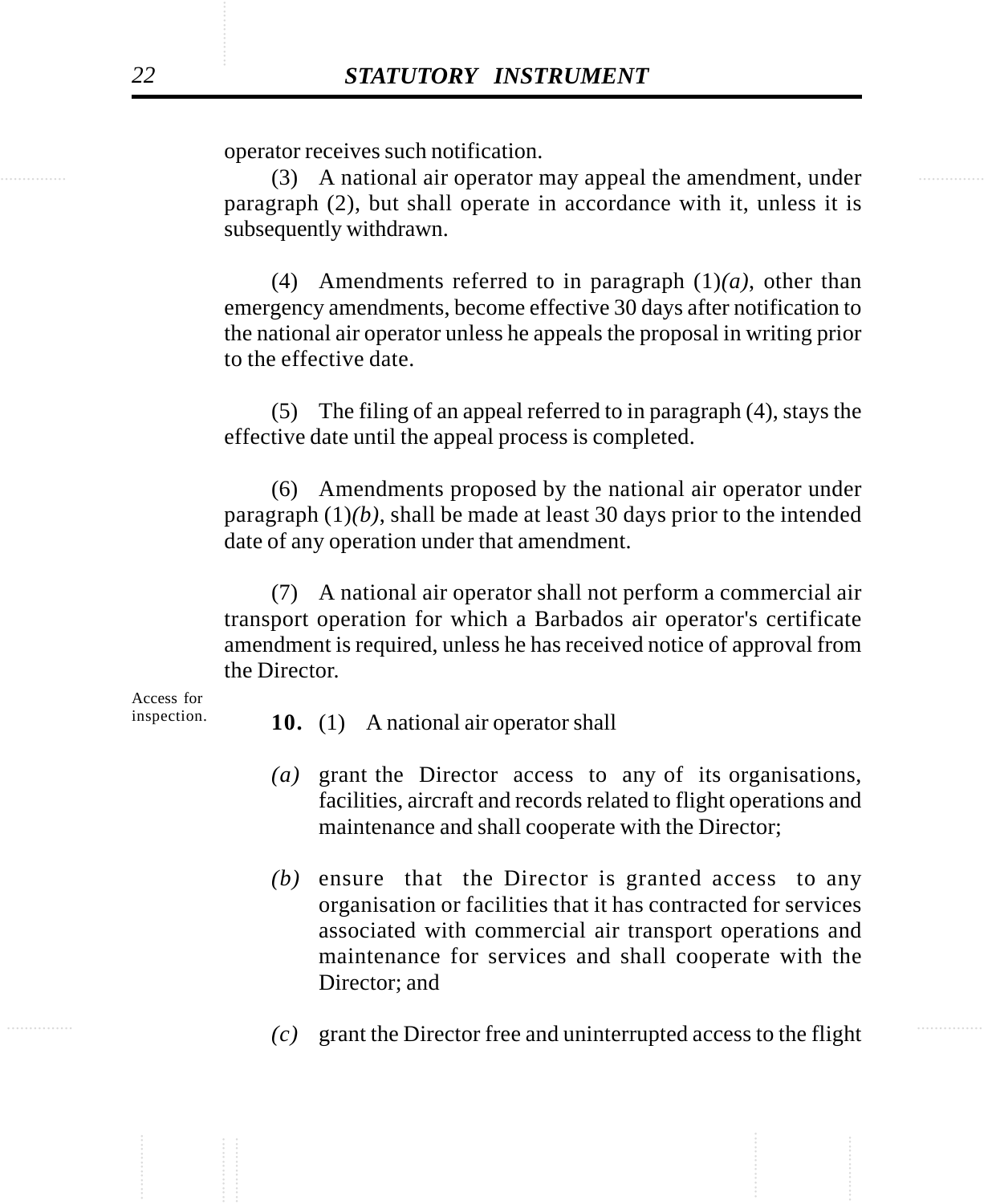operator receives such notification.

(3) A national air operator may appeal the amendment, under paragraph (2), but shall operate in accordance with it, unless it is subsequently withdrawn.

(4) Amendments referred to in paragraph (1)*(a)*, other than emergency amendments, become effective 30 days after notification to the national air operator unless he appeals the proposal in writing prior to the effective date.

(5) The filing of an appeal referred to in paragraph (4), stays the effective date until the appeal process is completed.

(6) Amendments proposed by the national air operator under paragraph (1)*(b)*, shall be made at least 30 days prior to the intended date of any operation under that amendment.

(7) A national air operator shall not perform a commercial air transport operation for which a Barbados air operator's certificate amendment is required, unless he has received notice of approval from the Director.

Access for inspection.

**10.** (1) A national air operator shall

*(a)* grant the Director access to any of its organisations, facilities, aircraft and records related to flight operations and maintenance and shall cooperate with the Director;

*(b)* ensure that the Director is granted access to any organisation or facilities that it has contracted for services associated with commercial air transport operations and maintenance for services and shall cooperate with the Director; and

*(c)* grant the Director free and uninterrupted access to the flight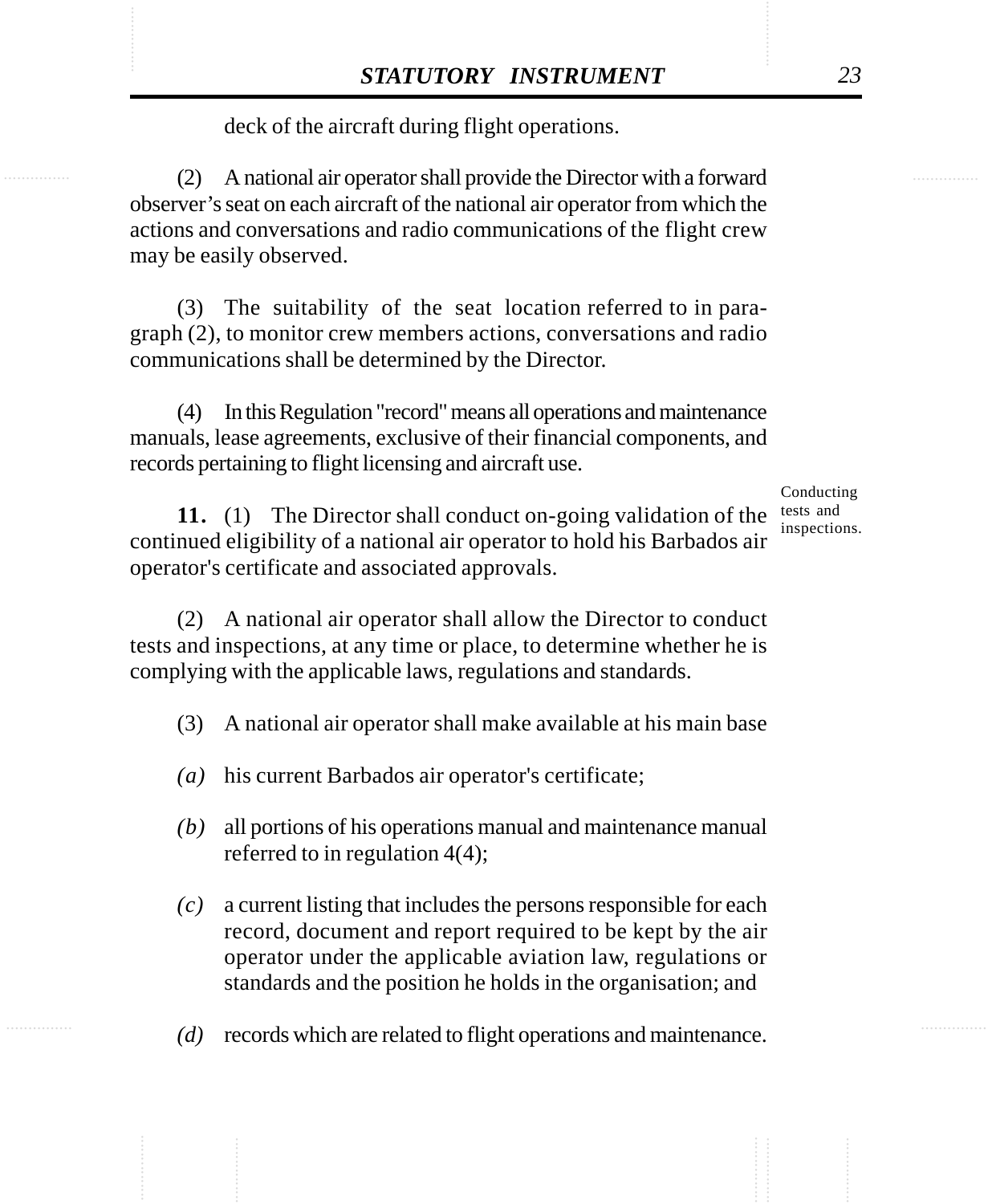deck of the aircraft during flight operations.

(2) A national air operator shall provide the Director with a forward observer's seat on each aircraft of the national air operator from which the actions and conversations and radio communications of the flight crew may be easily observed.

(3) The suitability of the seat location referred to in paragraph (2), to monitor crew members actions, conversations and radio communications shall be determined by the Director.

(4) In this Regulation "record" means all operations and maintenance manuals, lease agreements, exclusive of their financial components, and records pertaining to flight licensing and aircraft use.

Conducting tests and inspections.

**11.** (1) The Director shall conduct on-going validation of the continued eligibility of a national air operator to hold his Barbados air operator's certificate and associated approvals.

(2) A national air operator shall allow the Director to conduct tests and inspections, at any time or place, to determine whether he is complying with the applicable laws, regulations and standards.

(3) A national air operator shall make available at his main base

*(a)* his current Barbados air operator's certificate;

*(b)* all portions of his operations manual and maintenance manual referred to in regulation 4(4);

*(c)* a current listing that includes the persons responsible for each record, document and report required to be kept by the air operator under the applicable aviation law, regulations or standards and the position he holds in the organisation; and

*(d)* records which are related to flight operations and maintenance.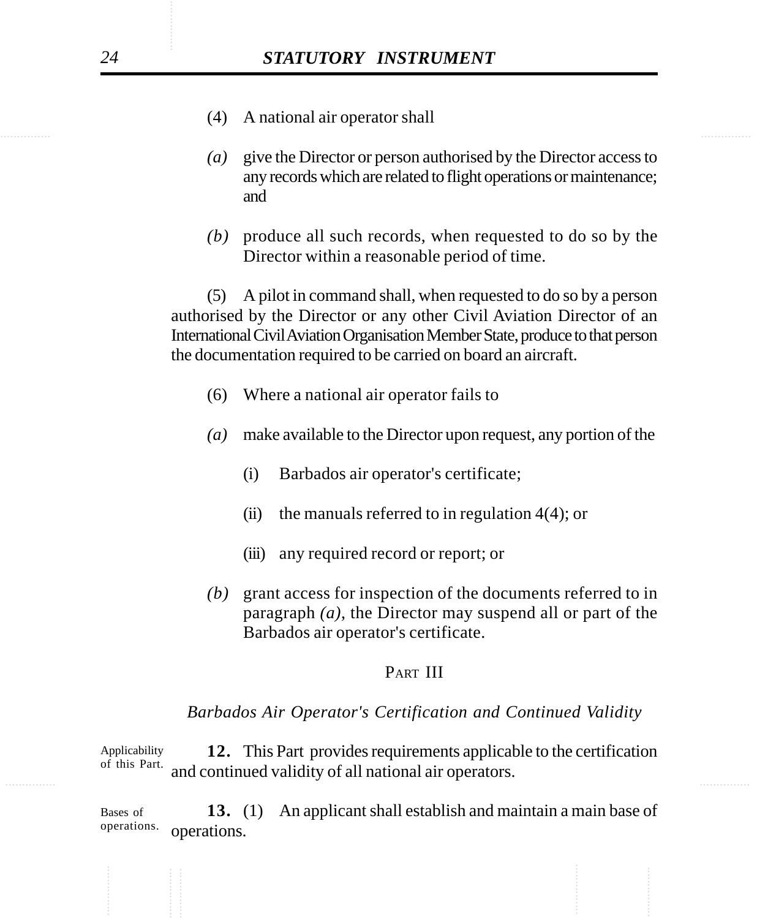(4) A national air operator shall

*(a)* give the Director or person authorised by the Director access to any records which are related to flight operations or maintenance; and

*(b)* produce all such records, when requested to do so by the Director within a reasonable period of time.

(5) A pilot in command shall, when requested to do so by a person authorised by the Director or any other Civil Aviation Director of an International Civil Aviation Organisation Member State, produce to that person the documentation required to be carried on board an aircraft.

(6) Where a national air operator fails to

*(a)* make available to the Director upon request, any portion of the

(i) Barbados air operator's certificate;

(ii) the manuals referred to in regulation 4(4); or

(iii) any required record or report; or

*(b)* grant access for inspection of the documents referred to in paragraph *(a)*, the Director may suspend all or part of the Barbados air operator's certificate.

## PART III

### *Barbados Air Operator's Certification and Continued Validity*

Applicability of this Part.

**12.** This Part provides requirements applicable to the certification and continued validity of all national air operators.

Bases of operations.

**13.** (1) An applicant shall establish and maintain a main base of operations.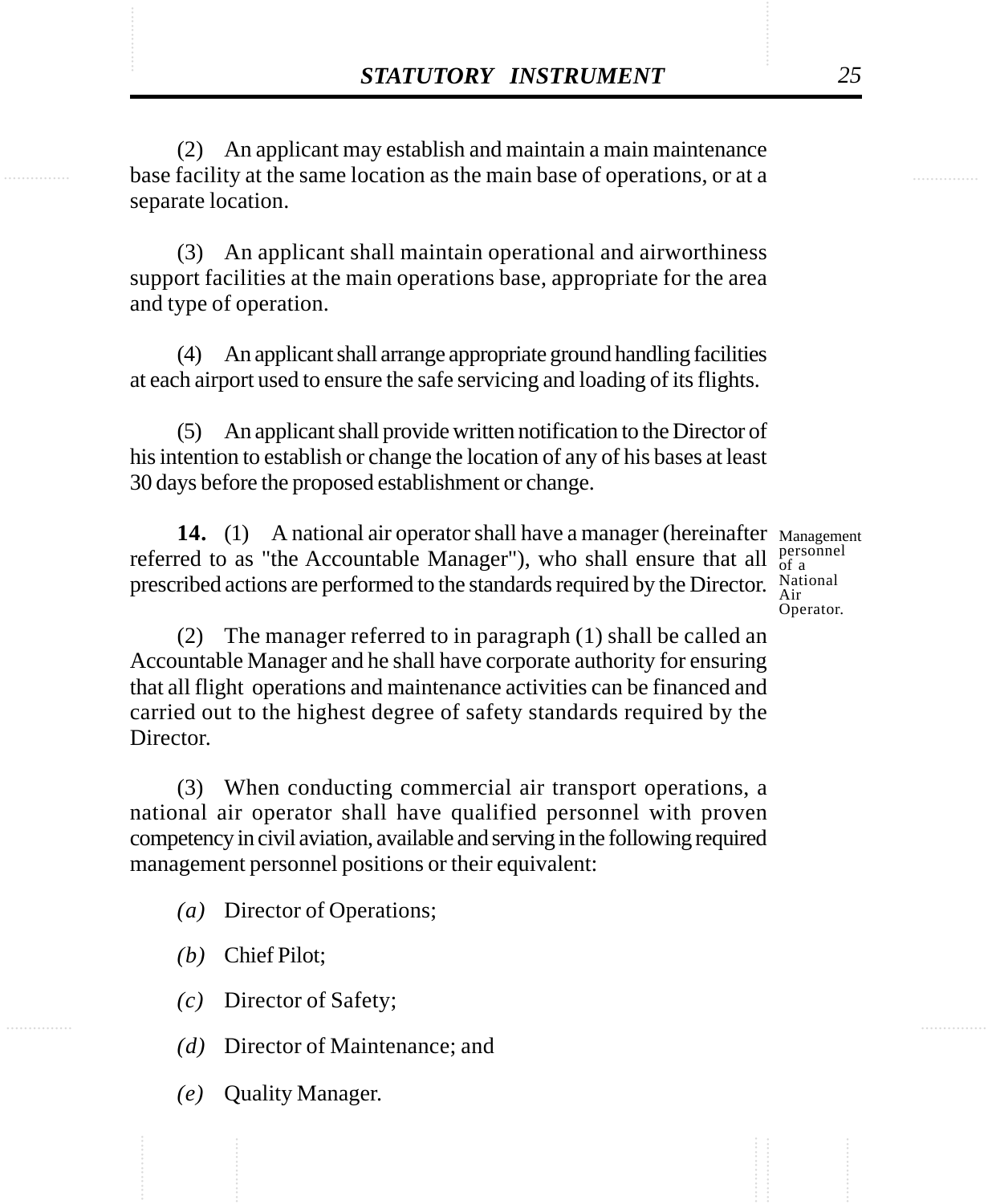(2) An applicant may establish and maintain a main maintenance base facility at the same location as the main base of operations, or at a separate location.

(3) An applicant shall maintain operational and airworthiness support facilities at the main operations base, appropriate for the area and type of operation.

(4) An applicant shall arrange appropriate ground handling facilities at each airport used to ensure the safe servicing and loading of its flights.

(5) An applicant shall provide written notification to the Director of his intention to establish or change the location of any of his bases at least 30 days before the proposed establishment or change.

Management personnel of a National Air Operator.

**14.** (1) A national air operator shall have a manager (hereinafter referred to as "the Accountable Manager"), who shall ensure that all prescribed actions are performed to the standards required by the Director.

(2) The manager referred to in paragraph (1) shall be called an Accountable Manager and he shall have corporate authority for ensuring that all flight operations and maintenance activities can be financed and carried out to the highest degree of safety standards required by the Director.

(3) When conducting commercial air transport operations, a national air operator shall have qualified personnel with proven competency in civil aviation, available and serving in the following required management personnel positions or their equivalent:

*(a)* Director of Operations;

*(b)* Chief Pilot;

*(c)* Director of Safety;

*(d)* Director of Maintenance; and

*(e)* Quality Manager.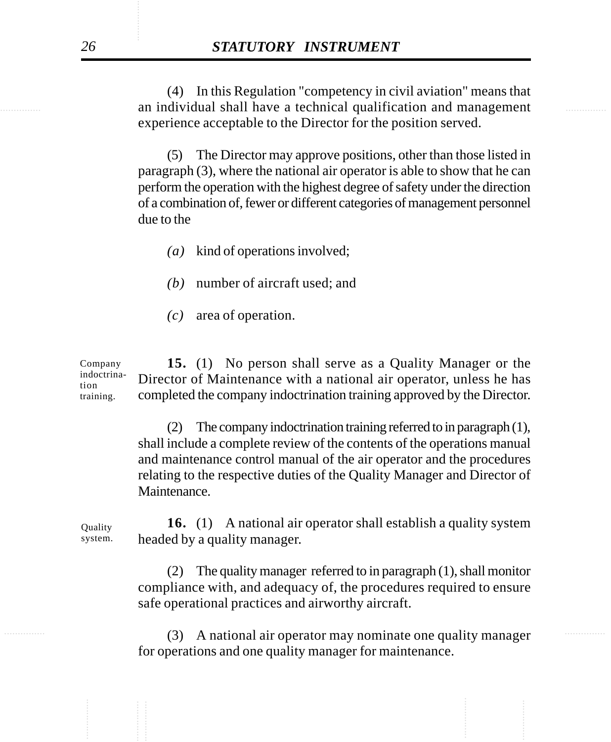(4) In this Regulation "competency in civil aviation" means that an individual shall have a technical qualification and management experience acceptable to the Director for the position served.

(5) The Director may approve positions, other than those listed in paragraph (3), where the national air operator is able to show that he can perform the operation with the highest degree of safety under the direction of a combination of, fewer or different categories of management personnel due to the

*(a)* kind of operations involved;

*(b)* number of aircraft used; and

*(c)* area of operation.

Company indoctrination training.

**15.** (1) No person shall serve as a Quality Manager or the Director of Maintenance with a national air operator, unless he has completed the company indoctrination training approved by the Director.

(2) The company indoctrination training referred to in paragraph (1), shall include a complete review of the contents of the operations manual and maintenance control manual of the air operator and the procedures relating to the respective duties of the Quality Manager and Director of Maintenance.

Quality system.

**16.** (1) A national air operator shall establish a quality system headed by a quality manager.

(2) The quality manager referred to in paragraph (1), shall monitor compliance with, and adequacy of, the procedures required to ensure safe operational practices and airworthy aircraft.

(3) A national air operator may nominate one quality manager for operations and one quality manager for maintenance.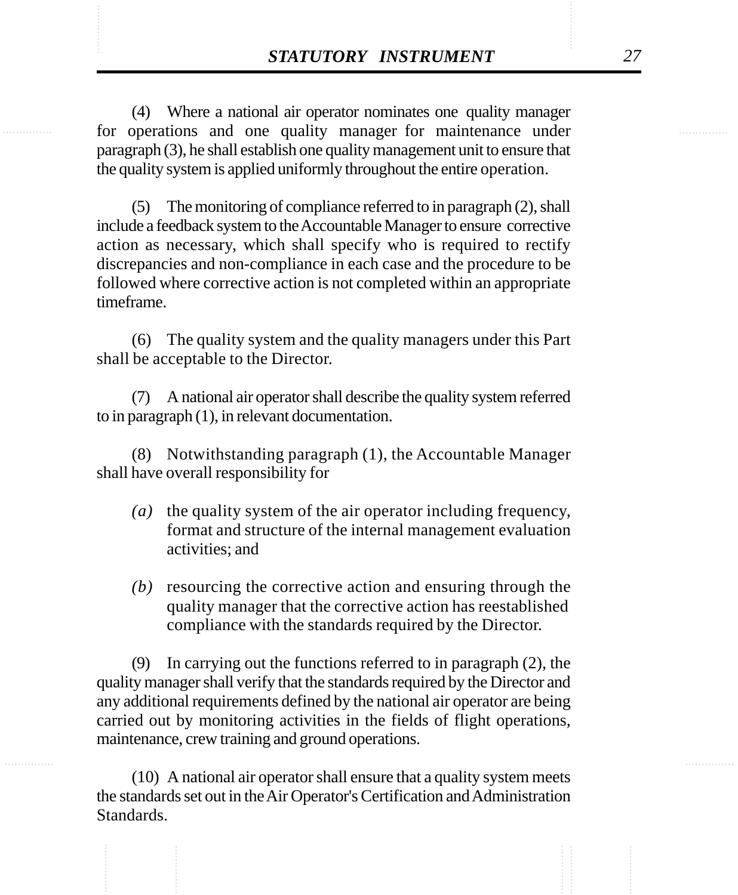(4) Where a national air operator nominates one quality manager for operations and one quality manager for maintenance under paragraph (3), he shall establish one quality management unit to ensure that the quality system is applied uniformly throughout the entire operation.

(5) The monitoring of compliance referred to in paragraph (2), shall include a feedback system to the Accountable Manager to ensure corrective action as necessary, which shall specify who is required to rectify discrepancies and non-compliance in each case and the procedure to be followed where corrective action is not completed within an appropriate timeframe.

(6) The quality system and the quality managers under this Part shall be acceptable to the Director.

(7) A national air operator shall describe the quality system referred to in paragraph (1), in relevant documentation.

(8) Notwithstanding paragraph (1), the Accountable Manager shall have overall responsibility for

*(a)* the quality system of the air operator including frequency, format and structure of the internal management evaluation activities; and

*(b)* resourcing the corrective action and ensuring through the quality manager that the corrective action has reestablished compliance with the standards required by the Director.

(9) In carrying out the functions referred to in paragraph (2), the quality manager shall verify that the standards required by the Director and any additional requirements defined by the national air operator are being carried out by monitoring activities in the fields of flight operations, maintenance, crew training and ground operations.

(10) A national air operator shall ensure that a quality system meets the standards set out in the Air Operator's Certification and Administration Standards.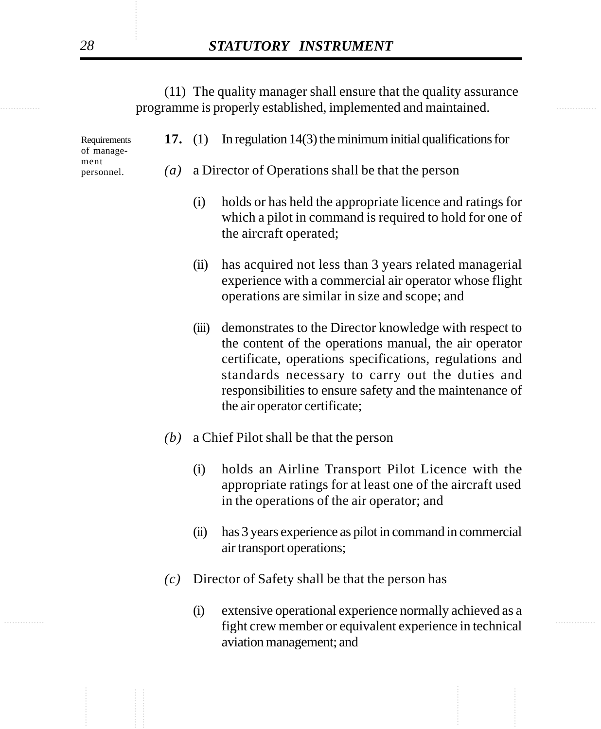(11) The quality manager shall ensure that the quality assurance programme is properly established, implemented and maintained.

Requirements of management personnel.

**17.** (1) In regulation 14(3) the minimum initial qualifications for

*(a)* a Director of Operations shall be that the person

(i) holds or has held the appropriate licence and ratings for which a pilot in command is required to hold for one of the aircraft operated;

(ii) has acquired not less than 3 years related managerial experience with a commercial air operator whose flight operations are similar in size and scope; and

(iii) demonstrates to the Director knowledge with respect to the content of the operations manual, the air operator certificate, operations specifications, regulations and standards necessary to carry out the duties and responsibilities to ensure safety and the maintenance of the air operator certificate;

*(b)* a Chief Pilot shall be that the person

(i) holds an Airline Transport Pilot Licence with the appropriate ratings for at least one of the aircraft used in the operations of the air operator; and

(ii) has 3 years experience as pilot in command in commercial air transport operations;

*(c)* Director of Safety shall be that the person has

(i) extensive operational experience normally achieved as a fight crew member or equivalent experience in technical aviation management; and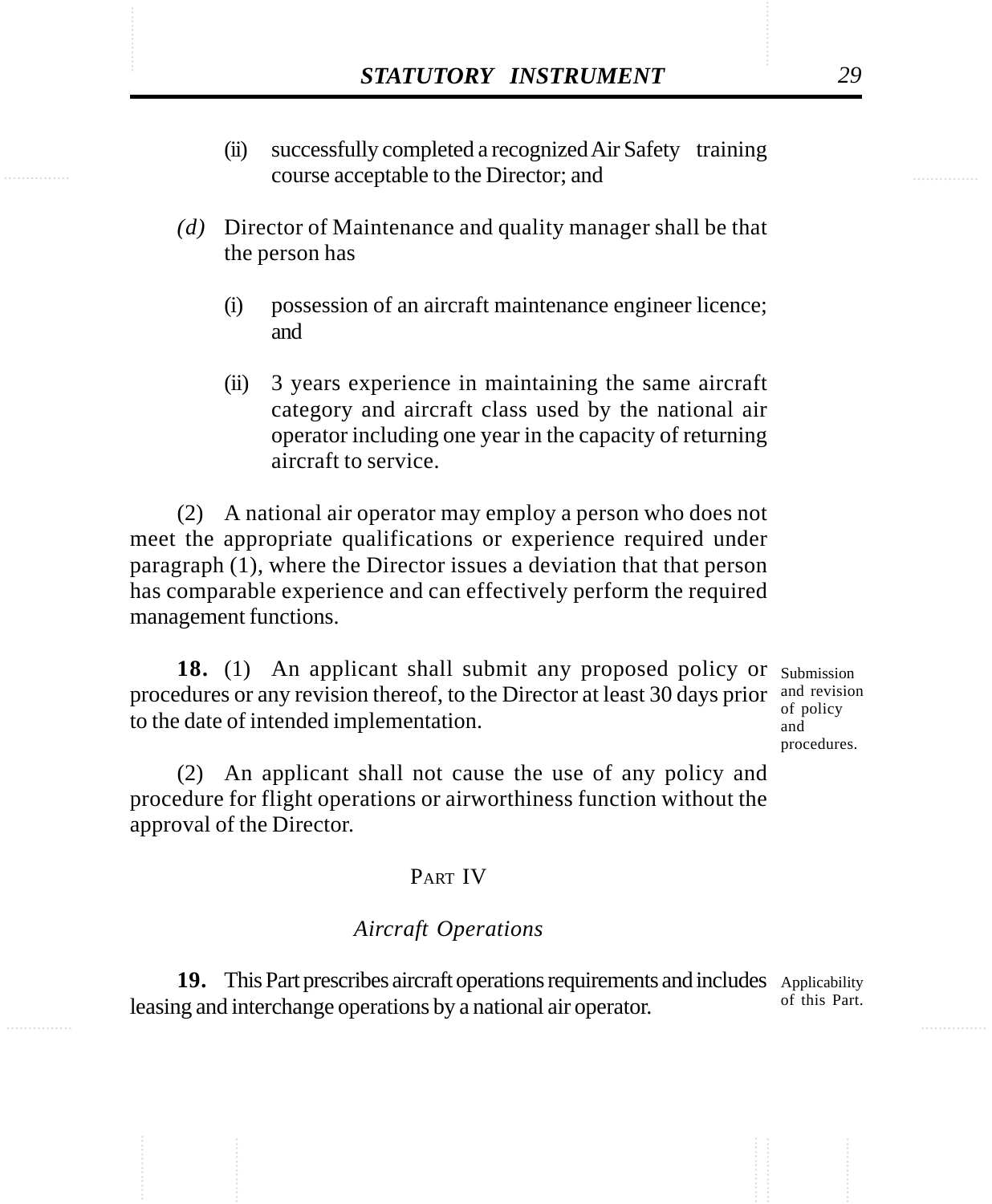(ii) successfully completed a recognized Air Safety training course acceptable to the Director; and

*(d)* Director of Maintenance and quality manager shall be that the person has

(i) possession of an aircraft maintenance engineer licence; and

(ii) 3 years experience in maintaining the same aircraft category and aircraft class used by the national air operator including one year in the capacity of returning aircraft to service.

(2) A national air operator may employ a person who does not meet the appropriate qualifications or experience required under paragraph (1), where the Director issues a deviation that that person has comparable experience and can effectively perform the required management functions.

Submission and revision of policy and procedures.

**18.** (1) An applicant shall submit any proposed policy or procedures or any revision thereof, to the Director at least 30 days prior to the date of intended implementation.

(2) An applicant shall not cause the use of any policy and procedure for flight operations or airworthiness function without the approval of the Director.

## PART IV

### *Aircraft Operations*

Applicability of this Part.

**19.** This Part prescribes aircraft operations requirements and includes leasing and interchange operations by a national air operator.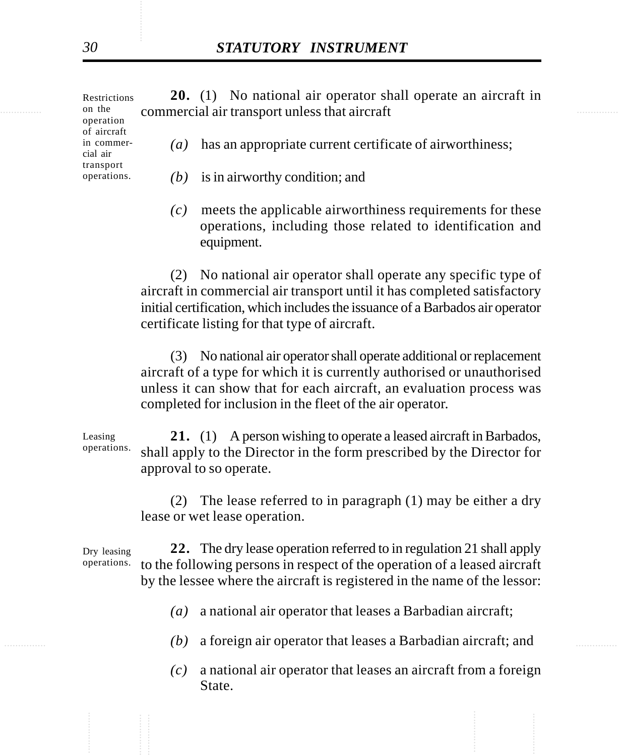Restrictions on the operation of aircraft in commercial air transport operations.

**20.** (1) No national air operator shall operate an aircraft in commercial air transport unless that aircraft

*(a)* has an appropriate current certificate of airworthiness;

*(b)* is in airworthy condition; and

*(c)* meets the applicable airworthiness requirements for these operations, including those related to identification and equipment.

(2) No national air operator shall operate any specific type of aircraft in commercial air transport until it has completed satisfactory initial certification, which includes the issuance of a Barbados air operator certificate listing for that type of aircraft.

(3) No national air operator shall operate additional or replacement aircraft of a type for which it is currently authorised or unauthorised unless it can show that for each aircraft, an evaluation process was completed for inclusion in the fleet of the air operator.

Leasing operations.

**21.** (1) A person wishing to operate a leased aircraft in Barbados, shall apply to the Director in the form prescribed by the Director for approval to so operate.

(2) The lease referred to in paragraph (1) may be either a dry lease or wet lease operation.

Dry leasing operations.

**22.** The dry lease operation referred to in regulation 21 shall apply to the following persons in respect of the operation of a leased aircraft by the lessee where the aircraft is registered in the name of the lessor:

*(a)* a national air operator that leases a Barbadian aircraft;

*(b)* a foreign air operator that leases a Barbadian aircraft; and

*(c)* a national air operator that leases an aircraft from a foreign State.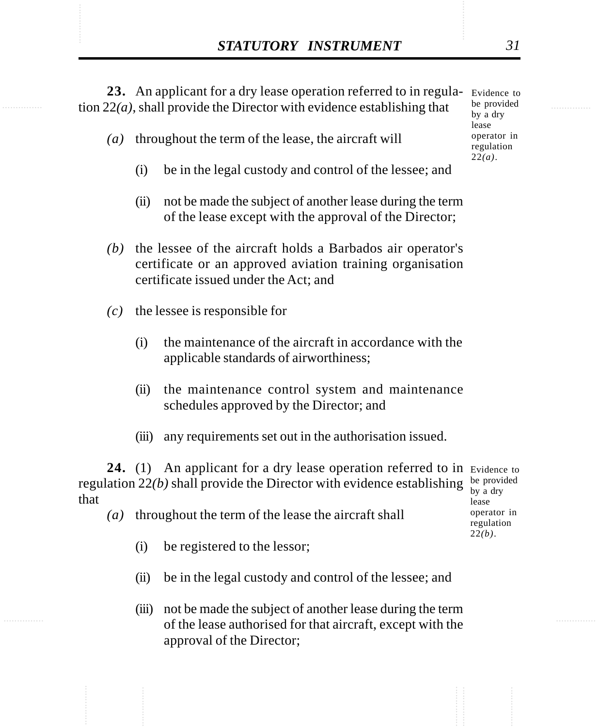**23.** An applicant for a dry lease operation referred to in regulation 22*(a)*, shall provide the Director with evidence establishing that

Evidence to be provided by a dry lease operator in regulation 22*(a)*.

*(a)* throughout the term of the lease, the aircraft will

(i) be in the legal custody and control of the lessee; and

(ii) not be made the subject of another lease during the term of the lease except with the approval of the Director;

*(b)* the lessee of the aircraft holds a Barbados air operator's certificate or an approved aviation training organisation certificate issued under the Act; and

*(c)* the lessee is responsible for

(i) the maintenance of the aircraft in accordance with the applicable standards of airworthiness;

(ii) the maintenance control system and maintenance schedules approved by the Director; and

(iii) any requirements set out in the authorisation issued.

**24.** (1) An applicant for a dry lease operation referred to in regulation 22*(b)* shall provide the Director with evidence establishing that

Evidence to be provided by a dry lease operator in regulation 22*(b)*.

*(a)* throughout the term of the lease the aircraft shall

(i) be registered to the lessor;

(ii) be in the legal custody and control of the lessee; and

(iii) not be made the subject of another lease during the term of the lease authorised for that aircraft, except with the approval of the Director;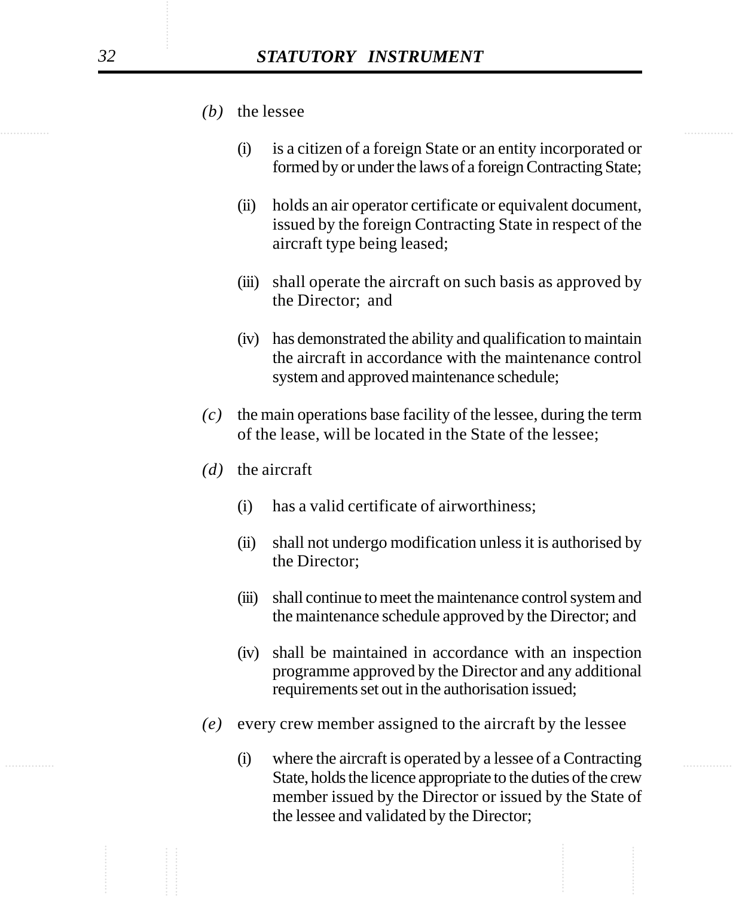*(b)* the lessee

(i) is a citizen of a foreign State or an entity incorporated or formed by or under the laws of a foreign Contracting State;

(ii) holds an air operator certificate or equivalent document, issued by the foreign Contracting State in respect of the aircraft type being leased;

(iii) shall operate the aircraft on such basis as approved by the Director; and

(iv) has demonstrated the ability and qualification to maintain the aircraft in accordance with the maintenance control system and approved maintenance schedule;

*(c)* the main operations base facility of the lessee, during the term of the lease, will be located in the State of the lessee;

*(d)* the aircraft

(i) has a valid certificate of airworthiness;

(ii) shall not undergo modification unless it is authorised by the Director;

(iii) shall continue to meet the maintenance control system and the maintenance schedule approved by the Director; and

(iv) shall be maintained in accordance with an inspection programme approved by the Director and any additional requirements set out in the authorisation issued;

*(e)* every crew member assigned to the aircraft by the lessee

(i) where the aircraft is operated by a lessee of a Contracting State, holds the licence appropriate to the duties of the crew member issued by the Director or issued by the State of the lessee and validated by the Director;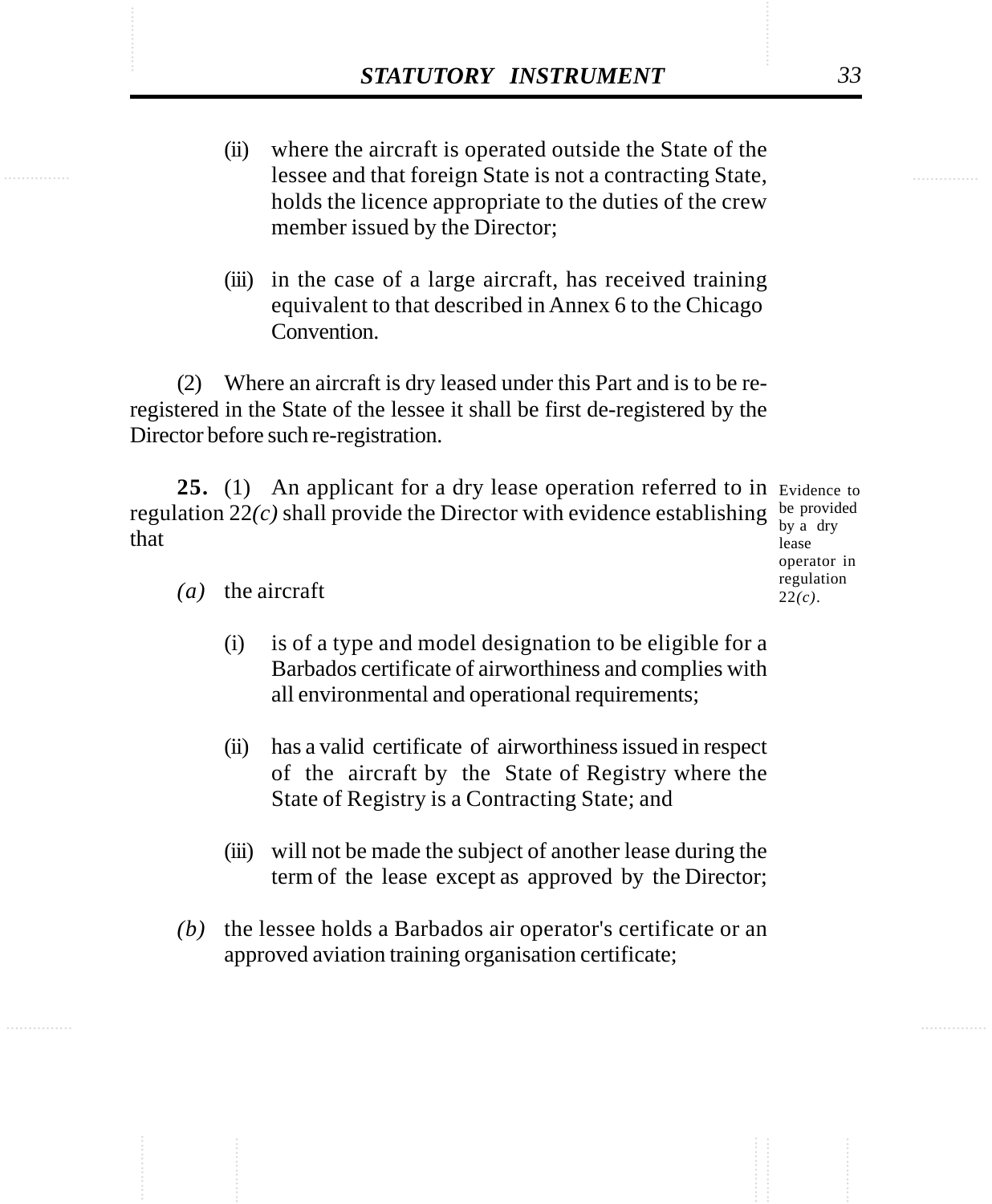(ii) where the aircraft is operated outside the State of the lessee and that foreign State is not a contracting State, holds the licence appropriate to the duties of the crew member issued by the Director;

(iii) in the case of a large aircraft, has received training equivalent to that described in Annex 6 to the Chicago Convention.

(2) Where an aircraft is dry leased under this Part and is to be re-registered in the State of the lessee it shall be first de-registered by the Director before such re-registration.

Evidence to be provided by a dry lease operator in regulation 22*(c)*.

**25.** (1) An applicant for a dry lease operation referred to in regulation 22*(c)* shall provide the Director with evidence establishing that

*(a)* the aircraft

(i) is of a type and model designation to be eligible for a Barbados certificate of airworthiness and complies with all environmental and operational requirements;

(ii) has a valid certificate of airworthiness issued in respect of the aircraft by the State of Registry where the State of Registry is a Contracting State; and

(iii) will not be made the subject of another lease during the term of the lease except as approved by the Director;

*(b)* the lessee holds a Barbados air operator's certificate or an approved aviation training organisation certificate;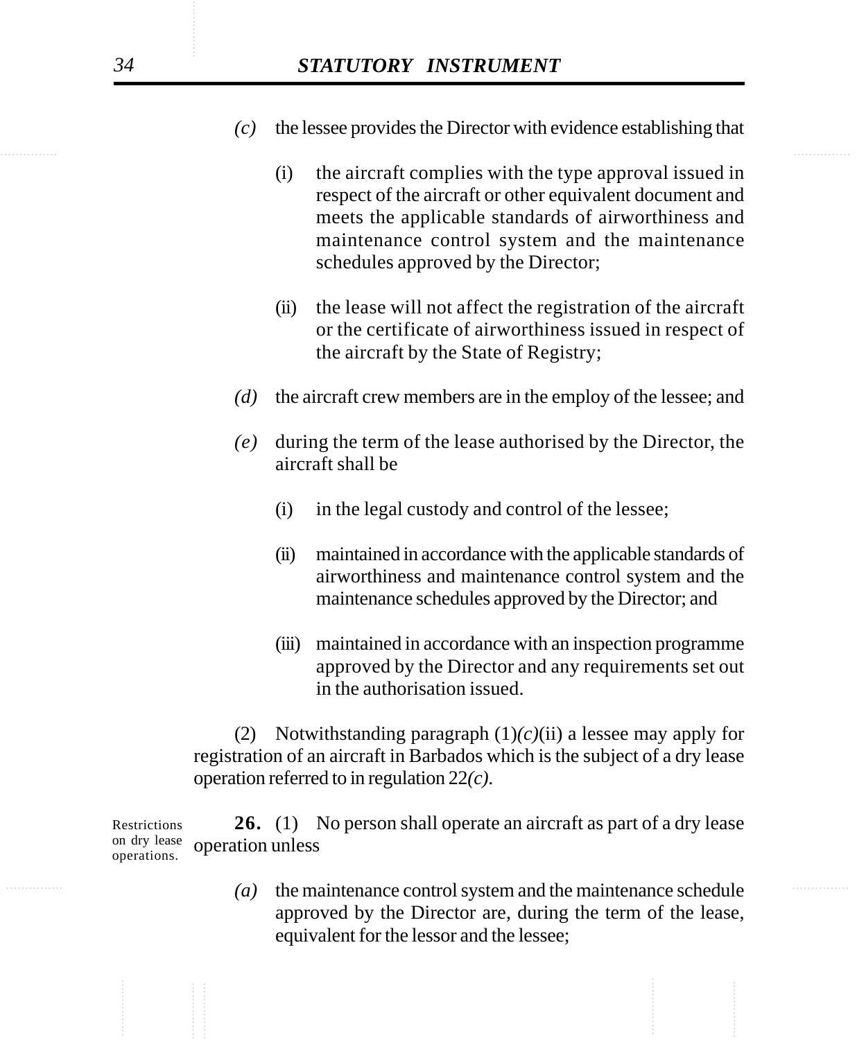*(c)* the lessee provides the Director with evidence establishing that

(i) the aircraft complies with the type approval issued in respect of the aircraft or other equivalent document and meets the applicable standards of airworthiness and maintenance control system and the maintenance schedules approved by the Director;

(ii) the lease will not affect the registration of the aircraft or the certificate of airworthiness issued in respect of the aircraft by the State of Registry;

*(d)* the aircraft crew members are in the employ of the lessee; and

*(e)* during the term of the lease authorised by the Director, the aircraft shall be

(i) in the legal custody and control of the lessee;

(ii) maintained in accordance with the applicable standards of airworthiness and maintenance control system and the maintenance schedules approved by the Director; and

(iii) maintained in accordance with an inspection programme approved by the Director and any requirements set out in the authorisation issued.

(2) Notwithstanding paragraph (1)*(c)*(ii) a lessee may apply for registration of an aircraft in Barbados which is the subject of a dry lease operation referred to in regulation 22*(c)*.

Restrictions on dry lease operations.

**26.** (1) No person shall operate an aircraft as part of a dry lease operation unless

*(a)* the maintenance control system and the maintenance schedule approved by the Director are, during the term of the lease, equivalent for the lessor and the lessee;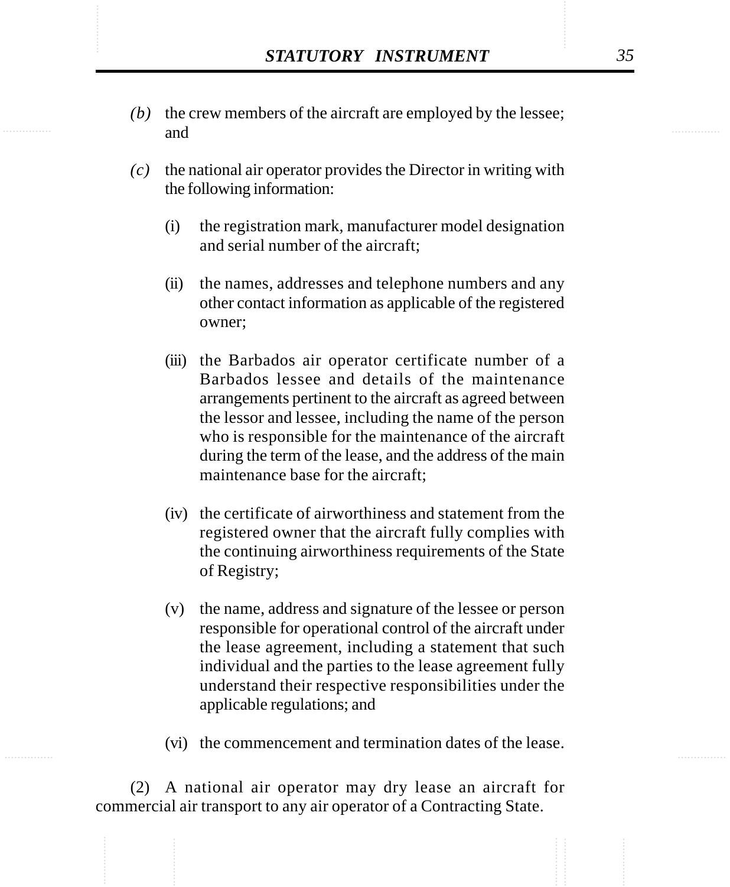*(b)* the crew members of the aircraft are employed by the lessee; and

*(c)* the national air operator provides the Director in writing with the following information:

(i) the registration mark, manufacturer model designation and serial number of the aircraft;

(ii) the names, addresses and telephone numbers and any other contact information as applicable of the registered owner;

(iii) the Barbados air operator certificate number of a Barbados lessee and details of the maintenance arrangements pertinent to the aircraft as agreed between the lessor and lessee, including the name of the person who is responsible for the maintenance of the aircraft during the term of the lease, and the address of the main maintenance base for the aircraft;

(iv) the certificate of airworthiness and statement from the registered owner that the aircraft fully complies with the continuing airworthiness requirements of the State of Registry;

(v) the name, address and signature of the lessee or person responsible for operational control of the aircraft under the lease agreement, including a statement that such individual and the parties to the lease agreement fully understand their respective responsibilities under the applicable regulations; and

(vi) the commencement and termination dates of the lease.

(2) A national air operator may dry lease an aircraft for commercial air transport to any air operator of a Contracting State.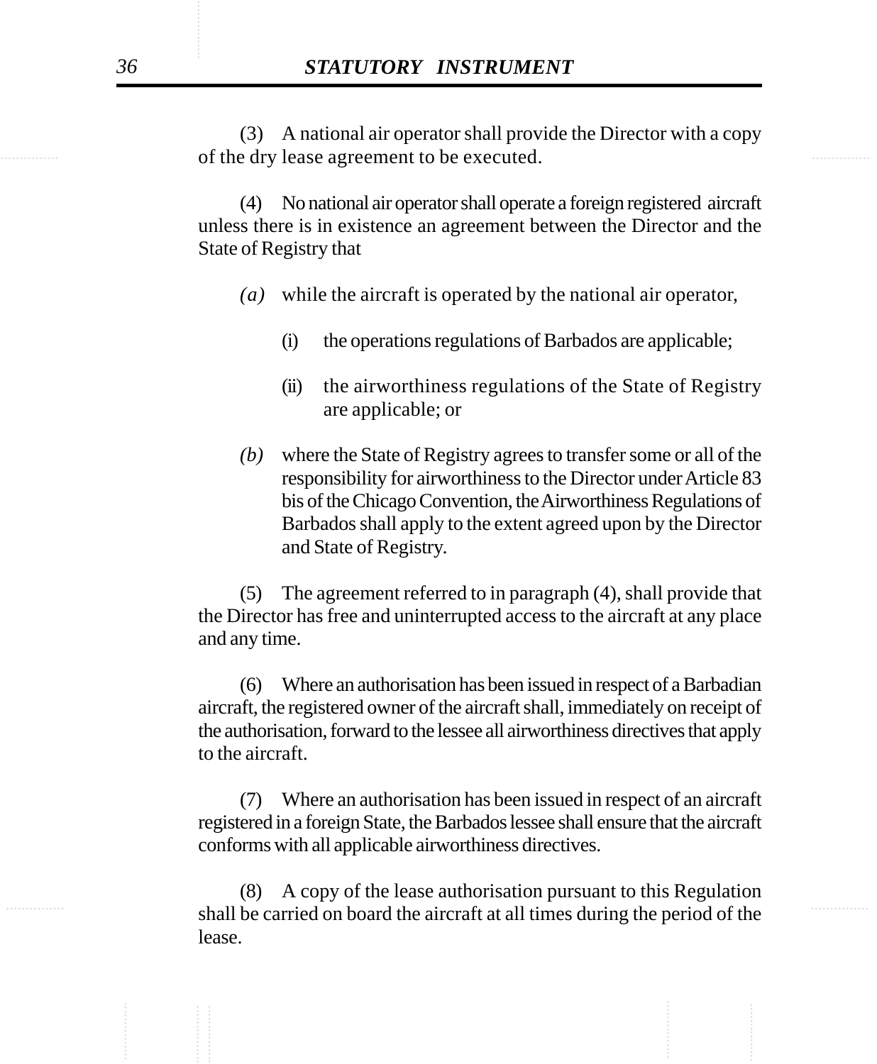(3) A national air operator shall provide the Director with a copy of the dry lease agreement to be executed.

(4) No national air operator shall operate a foreign registered aircraft unless there is in existence an agreement between the Director and the State of Registry that

*(a)* while the aircraft is operated by the national air operator,

(i) the operations regulations of Barbados are applicable;

(ii) the airworthiness regulations of the State of Registry are applicable; or

*(b)* where the State of Registry agrees to transfer some or all of the responsibility for airworthiness to the Director under Article 83 bis of the Chicago Convention, the Airworthiness Regulations of Barbados shall apply to the extent agreed upon by the Director and State of Registry.

(5) The agreement referred to in paragraph (4), shall provide that the Director has free and uninterrupted access to the aircraft at any place and any time.

(6) Where an authorisation has been issued in respect of a Barbadian aircraft, the registered owner of the aircraft shall, immediately on receipt of the authorisation, forward to the lessee all airworthiness directives that apply to the aircraft.

(7) Where an authorisation has been issued in respect of an aircraft registered in a foreign State, the Barbados lessee shall ensure that the aircraft conforms with all applicable airworthiness directives.

(8) A copy of the lease authorisation pursuant to this Regulation shall be carried on board the aircraft at all times during the period of the lease.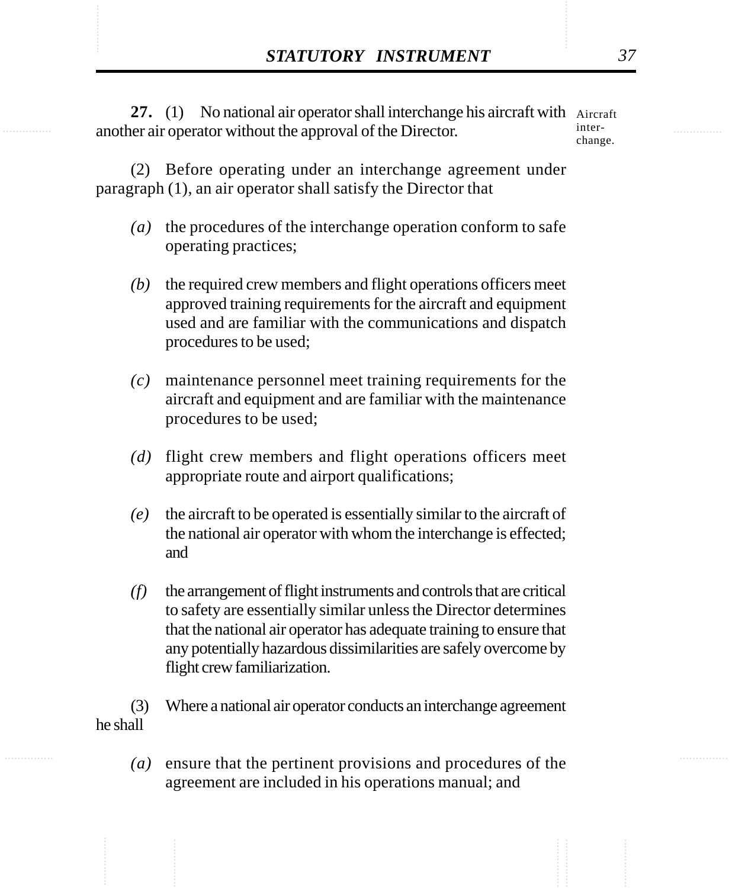**27.** (1) No national air operator shall interchange his aircraft with another air operator without the approval of the Director.

Aircraft interchange.

(2) Before operating under an interchange agreement under paragraph (1), an air operator shall satisfy the Director that

*(a)* the procedures of the interchange operation conform to safe operating practices;

*(b)* the required crew members and flight operations officers meet approved training requirements for the aircraft and equipment used and are familiar with the communications and dispatch procedures to be used;

*(c)* maintenance personnel meet training requirements for the aircraft and equipment and are familiar with the maintenance procedures to be used;

*(d)* flight crew members and flight operations officers meet appropriate route and airport qualifications;

*(e)* the aircraft to be operated is essentially similar to the aircraft of the national air operator with whom the interchange is effected; and

*(f)* the arrangement of flight instruments and controls that are critical to safety are essentially similar unless the Director determines that the national air operator has adequate training to ensure that any potentially hazardous dissimilarities are safely overcome by flight crew familiarization.

(3) Where a national air operator conducts an interchange agreement he shall

*(a)* ensure that the pertinent provisions and procedures of the agreement are included in his operations manual; and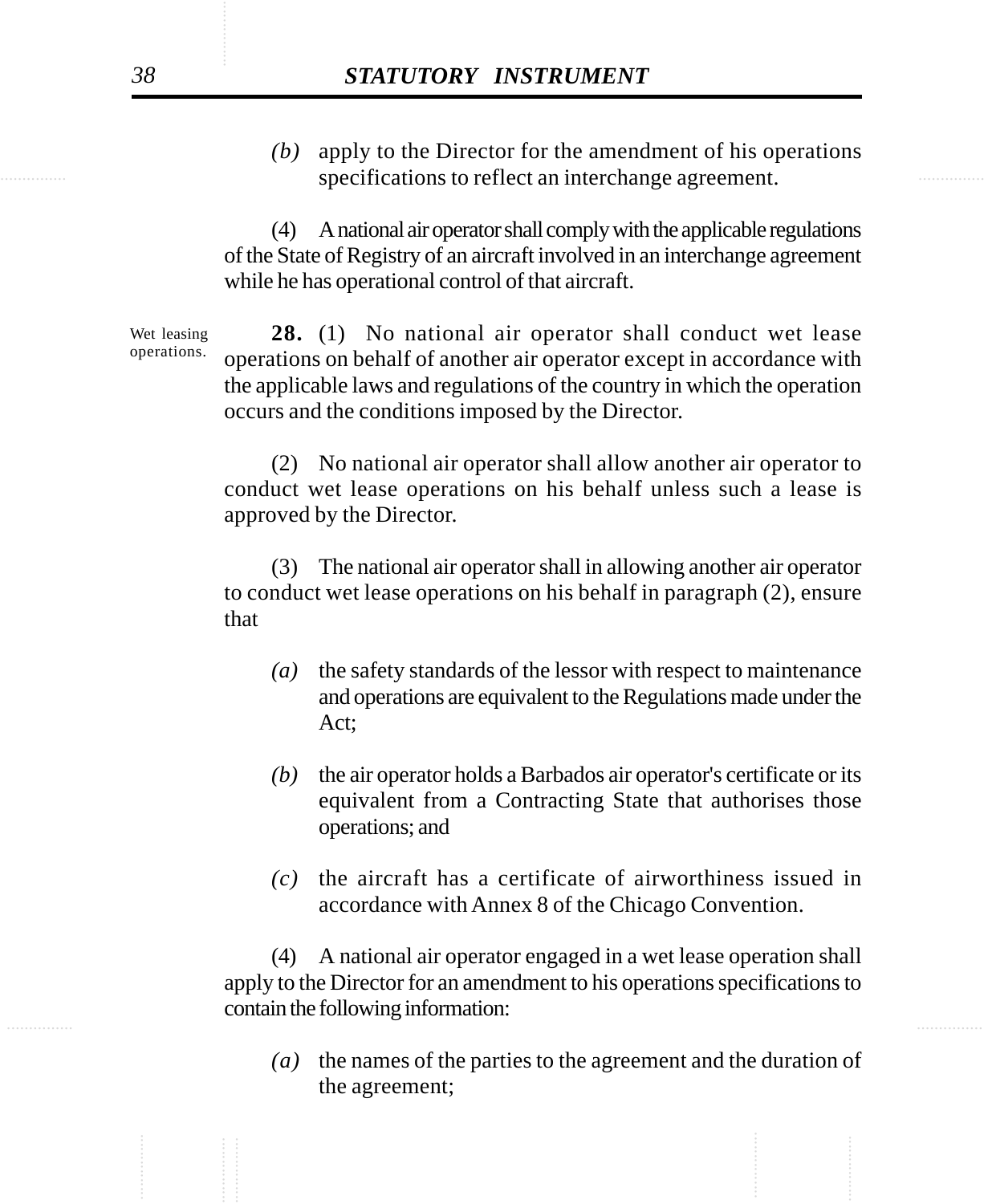*(b)* apply to the Director for the amendment of his operations specifications to reflect an interchange agreement.

(4) A national air operator shall comply with the applicable regulations of the State of Registry of an aircraft involved in an interchange agreement while he has operational control of that aircraft.

Wet leasing operations.

**28.** (1) No national air operator shall conduct wet lease operations on behalf of another air operator except in accordance with the applicable laws and regulations of the country in which the operation occurs and the conditions imposed by the Director.

(2) No national air operator shall allow another air operator to conduct wet lease operations on his behalf unless such a lease is approved by the Director.

(3) The national air operator shall in allowing another air operator to conduct wet lease operations on his behalf in paragraph (2), ensure that

*(a)* the safety standards of the lessor with respect to maintenance and operations are equivalent to the Regulations made under the Act;

*(b)* the air operator holds a Barbados air operator's certificate or its equivalent from a Contracting State that authorises those operations; and

*(c)* the aircraft has a certificate of airworthiness issued in accordance with Annex 8 of the Chicago Convention.

(4) A national air operator engaged in a wet lease operation shall apply to the Director for an amendment to his operations specifications to contain the following information:

*(a)* the names of the parties to the agreement and the duration of the agreement;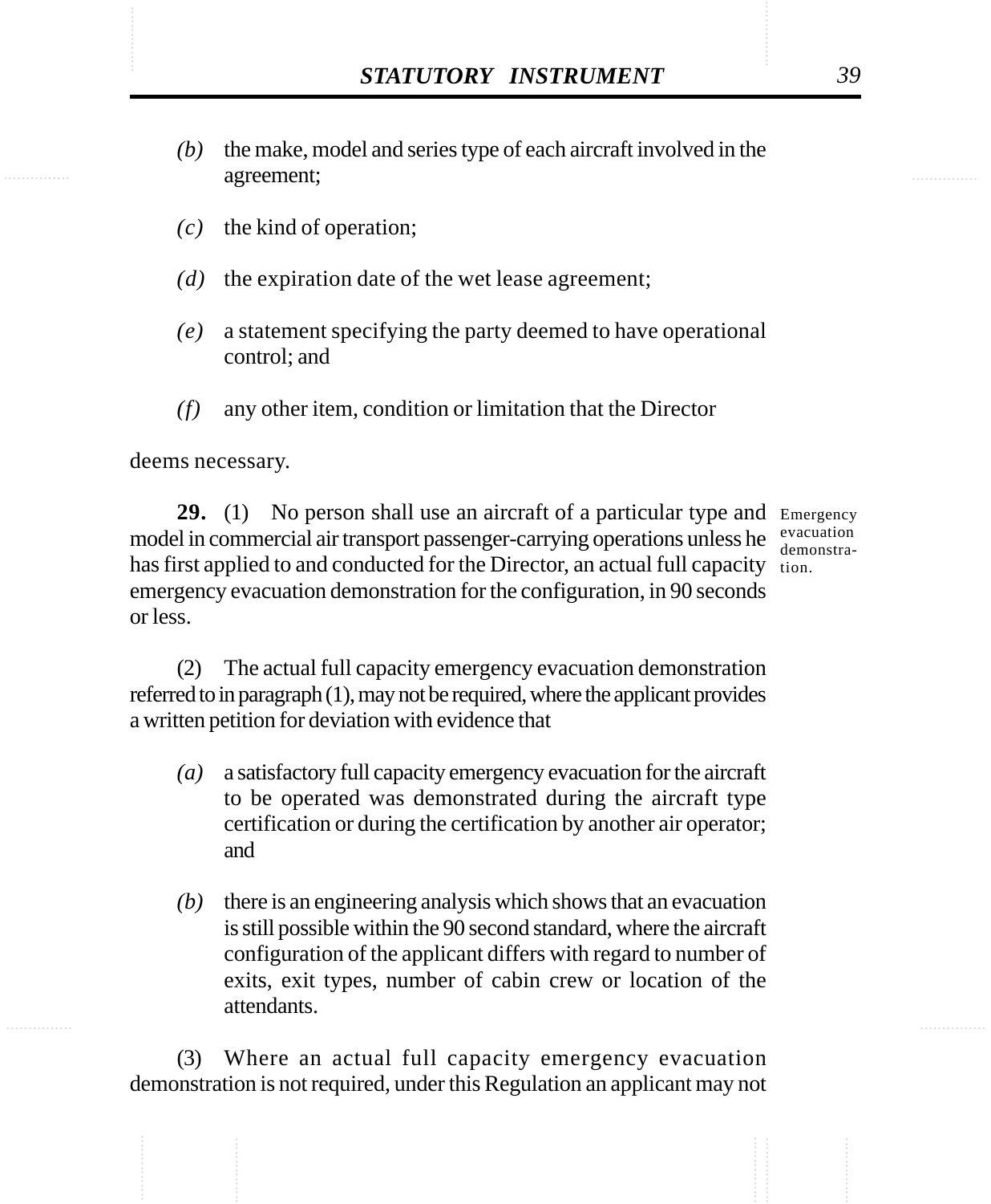*(b)* the make, model and series type of each aircraft involved in the agreement;

*(c)* the kind of operation;

*(d)* the expiration date of the wet lease agreement;

*(e)* a statement specifying the party deemed to have operational control; and

*(f)* any other item, condition or limitation that the Director

deems necessary.

Emergency evacuation demonstration.

**29.** (1) No person shall use an aircraft of a particular type and model in commercial air transport passenger-carrying operations unless he has first applied to and conducted for the Director, an actual full capacity emergency evacuation demonstration for the configuration, in 90 seconds or less.

(2) The actual full capacity emergency evacuation demonstration referred to in paragraph (1), may not be required, where the applicant provides a written petition for deviation with evidence that

*(a)* a satisfactory full capacity emergency evacuation for the aircraft to be operated was demonstrated during the aircraft type certification or during the certification by another air operator; and

*(b)* there is an engineering analysis which shows that an evacuation is still possible within the 90 second standard, where the aircraft configuration of the applicant differs with regard to number of exits, exit types, number of cabin crew or location of the attendants.

(3) Where an actual full capacity emergency evacuation demonstration is not required, under this Regulation an applicant may not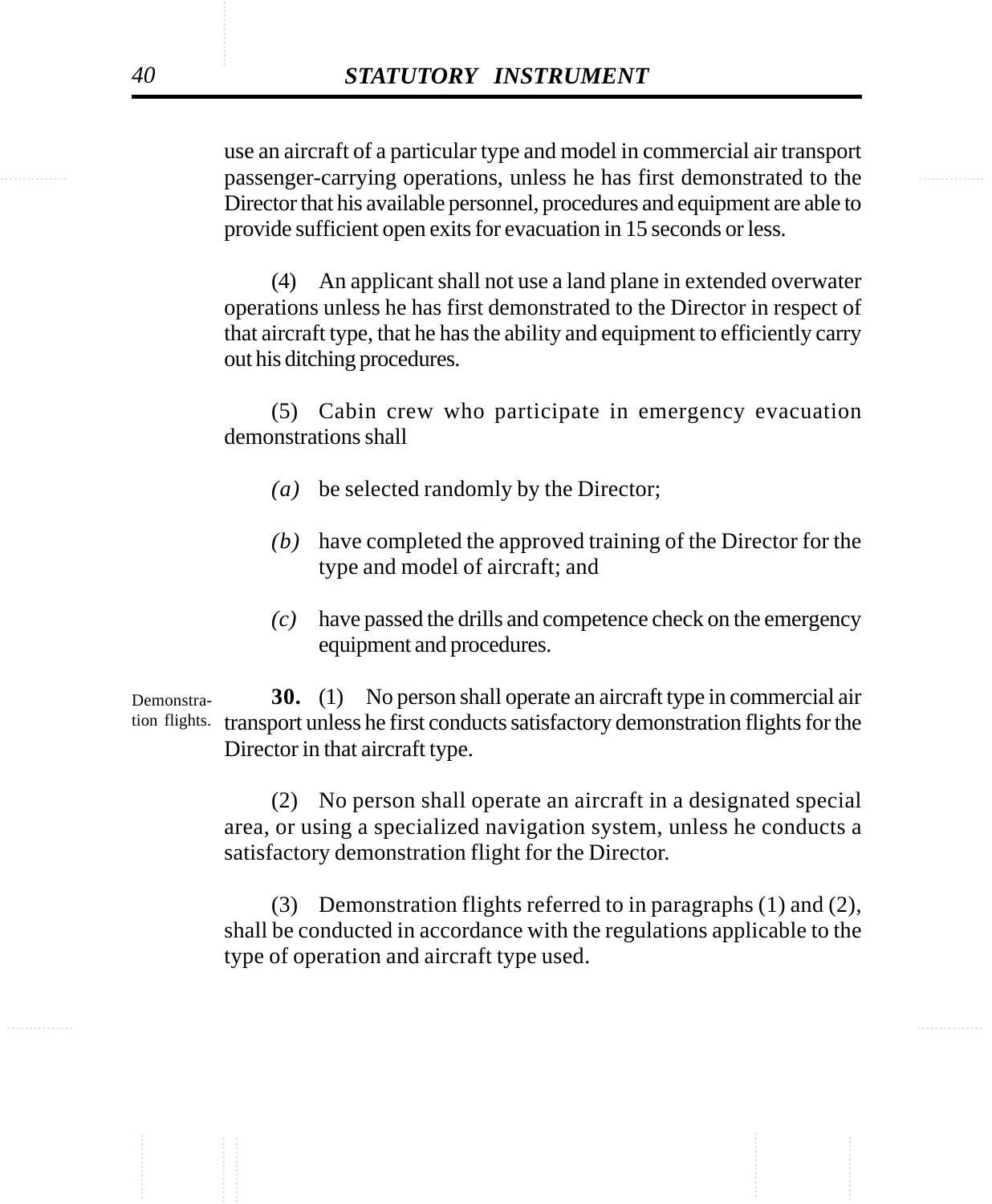use an aircraft of a particular type and model in commercial air transport passenger-carrying operations, unless he has first demonstrated to the Director that his available personnel, procedures and equipment are able to provide sufficient open exits for evacuation in 15 seconds or less.

(4) An applicant shall not use a land plane in extended overwater operations unless he has first demonstrated to the Director in respect of that aircraft type, that he has the ability and equipment to efficiently carry out his ditching procedures.

(5) Cabin crew who participate in emergency evacuation demonstrations shall

*(a)* be selected randomly by the Director;

*(b)* have completed the approved training of the Director for the type and model of aircraft; and

*(c)* have passed the drills and competence check on the emergency equipment and procedures.

Demonstration flights.

**30.** (1) No person shall operate an aircraft type in commercial air transport unless he first conducts satisfactory demonstration flights for the Director in that aircraft type.

(2) No person shall operate an aircraft in a designated special area, or using a specialized navigation system, unless he conducts a satisfactory demonstration flight for the Director.

(3) Demonstration flights referred to in paragraphs (1) and (2), shall be conducted in accordance with the regulations applicable to the type of operation and aircraft type used.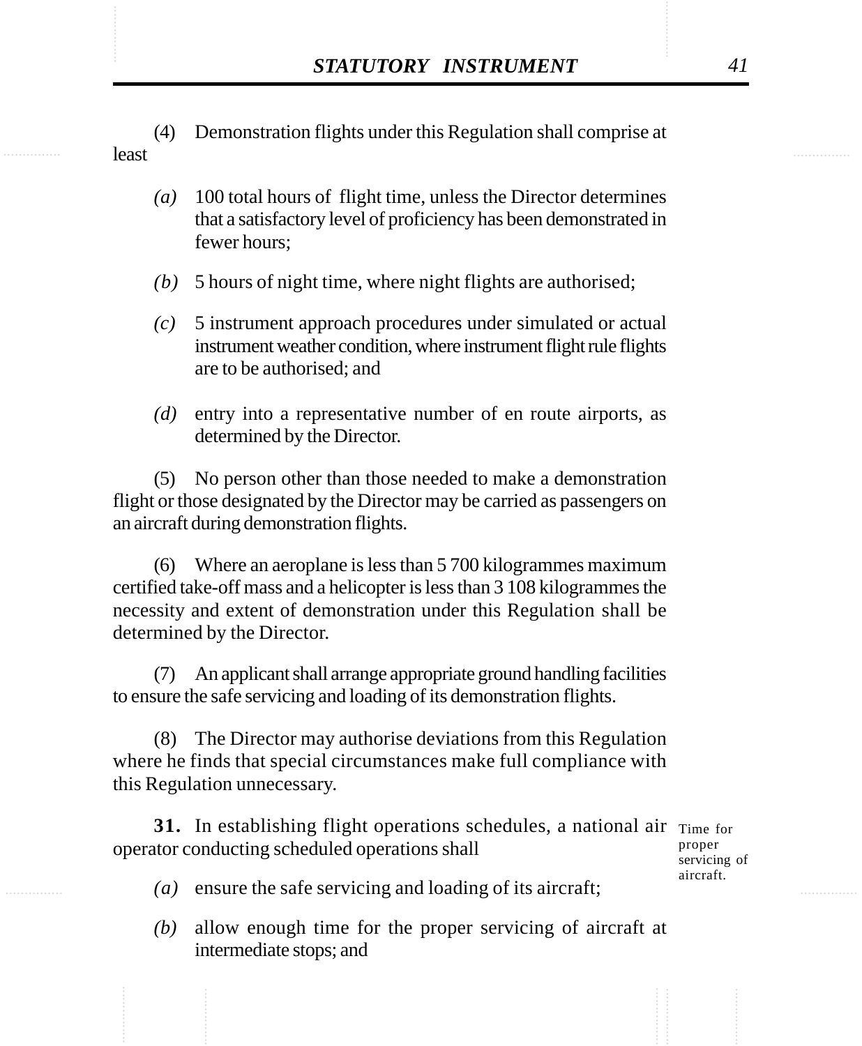(4) Demonstration flights under this Regulation shall comprise at least

*(a)* 100 total hours of flight time, unless the Director determines that a satisfactory level of proficiency has been demonstrated in fewer hours;

*(b)* 5 hours of night time, where night flights are authorised;

*(c)* 5 instrument approach procedures under simulated or actual instrument weather condition, where instrument flight rule flights are to be authorised; and

*(d)* entry into a representative number of en route airports, as determined by the Director.

(5) No person other than those needed to make a demonstration flight or those designated by the Director may be carried as passengers on an aircraft during demonstration flights.

(6) Where an aeroplane is less than 5 700 kilogrammes maximum certified take-off mass and a helicopter is less than 3 108 kilogrammes the necessity and extent of demonstration under this Regulation shall be determined by the Director.

(7) An applicant shall arrange appropriate ground handling facilities to ensure the safe servicing and loading of its demonstration flights.

(8) The Director may authorise deviations from this Regulation where he finds that special circumstances make full compliance with this Regulation unnecessary.

Time for proper servicing of aircraft.

**31.** In establishing flight operations schedules, a national air operator conducting scheduled operations shall

*(a)* ensure the safe servicing and loading of its aircraft;

*(b)* allow enough time for the proper servicing of aircraft at intermediate stops; and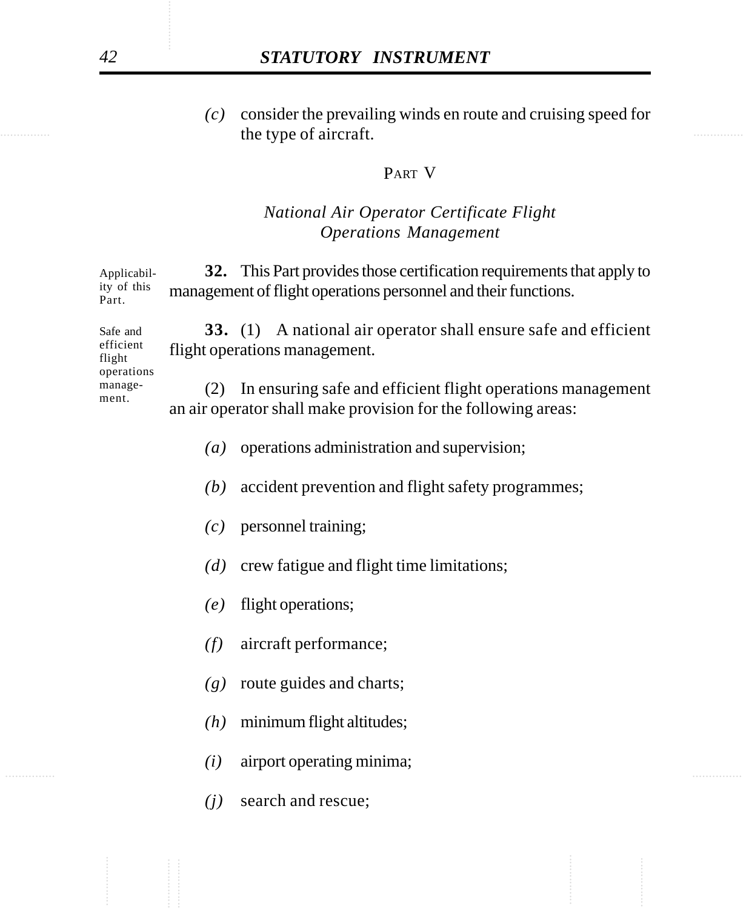*(c)* consider the prevailing winds en route and cruising speed for the type of aircraft.

## PART V

### *National Air Operator Certificate Flight Operations Management*

Applicability of this Part.

**32.** This Part provides those certification requirements that apply to management of flight operations personnel and their functions.

Safe and efficient flight operations management.

**33.** (1) A national air operator shall ensure safe and efficient flight operations management.

(2) In ensuring safe and efficient flight operations management an air operator shall make provision for the following areas:

*(a)* operations administration and supervision;

*(b)* accident prevention and flight safety programmes;

*(c)* personnel training;

*(d)* crew fatigue and flight time limitations;

*(e)* flight operations;

*(f)* aircraft performance;

*(g)* route guides and charts;

*(h)* minimum flight altitudes;

*(i)* airport operating minima;

*(j)* search and rescue;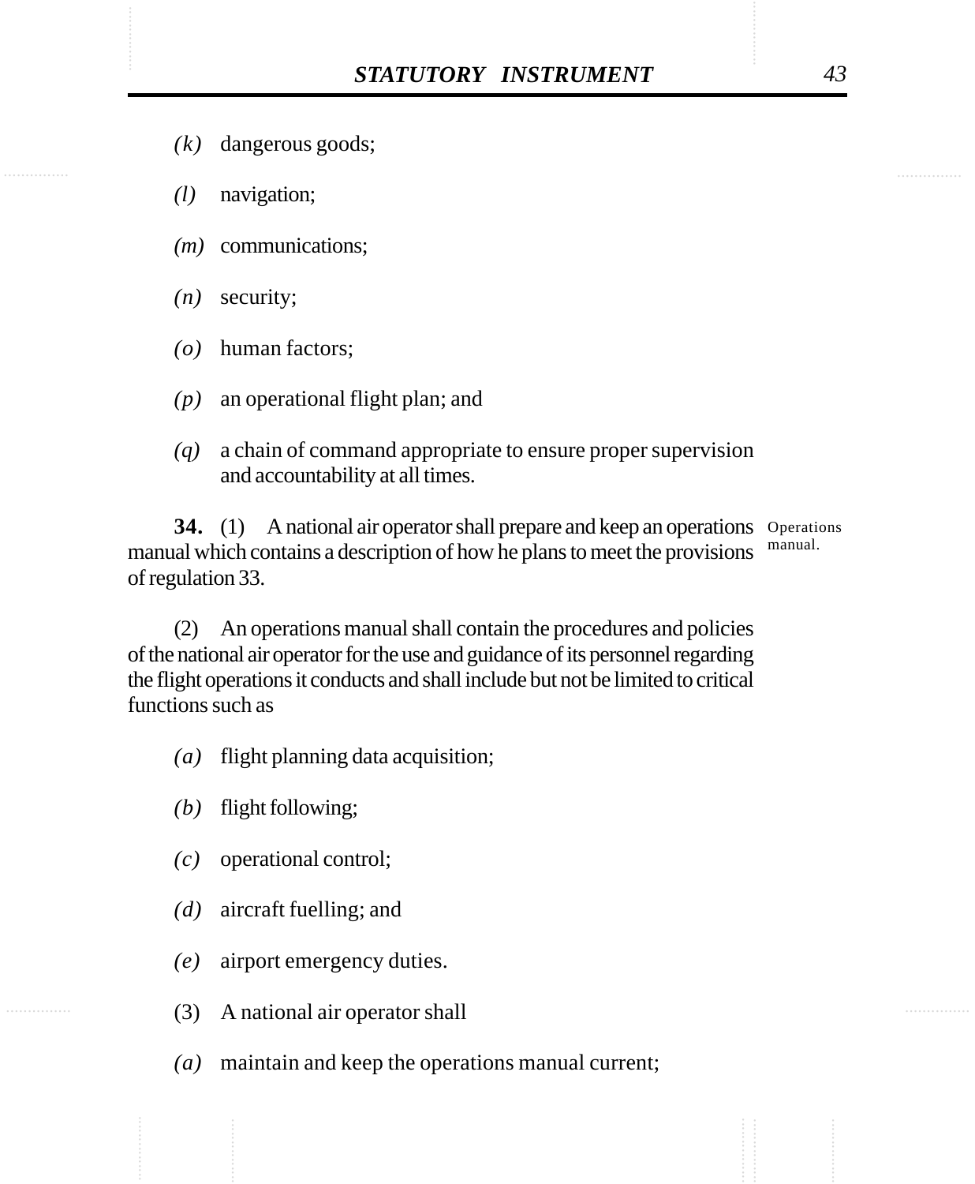*(k)* dangerous goods;

*(l)* navigation;

*(m)* communications;

*(n)* security;

*(o)* human factors;

*(p)* an operational flight plan; and

*(q)* a chain of command appropriate to ensure proper supervision and accountability at all times.

Operations manual.

**34.** (1) A national air operator shall prepare and keep an operations manual which contains a description of how he plans to meet the provisions of regulation 33.

(2) An operations manual shall contain the procedures and policies of the national air operator for the use and guidance of its personnel regarding the flight operations it conducts and shall include but not be limited to critical functions such as

*(a)* flight planning data acquisition;

*(b)* flight following;

*(c)* operational control;

*(d)* aircraft fuelling; and

*(e)* airport emergency duties.

(3) A national air operator shall

*(a)* maintain and keep the operations manual current;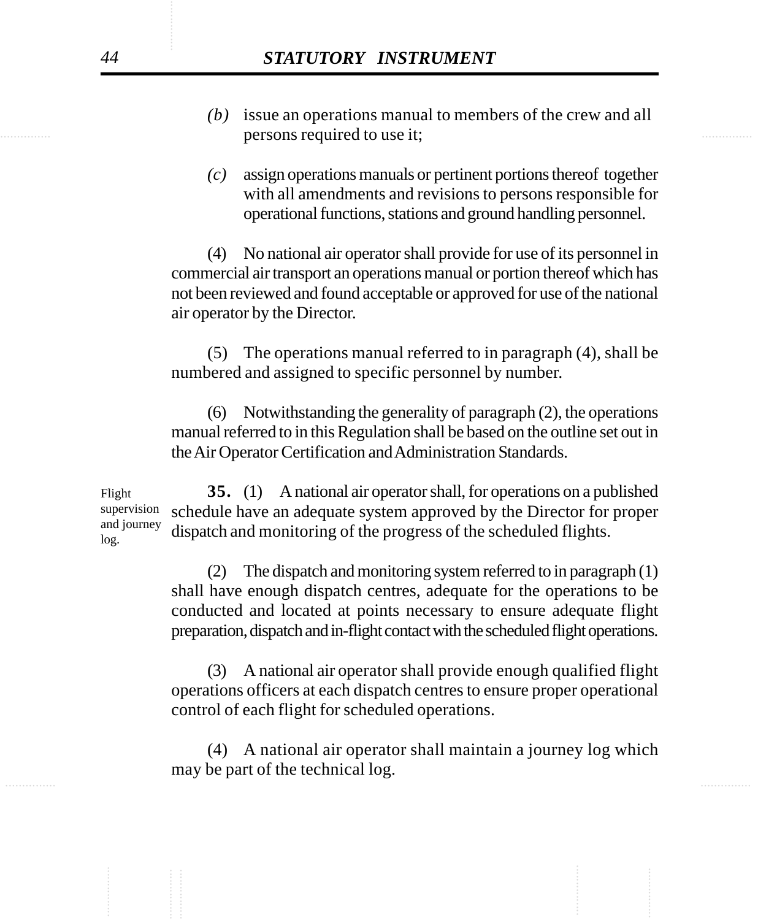*(b)* issue an operations manual to members of the crew and all persons required to use it;

*(c)* assign operations manuals or pertinent portions thereof together with all amendments and revisions to persons responsible for operational functions, stations and ground handling personnel.

(4) No national air operator shall provide for use of its personnel in commercial air transport an operations manual or portion thereof which has not been reviewed and found acceptable or approved for use of the national air operator by the Director.

(5) The operations manual referred to in paragraph (4), shall be numbered and assigned to specific personnel by number.

(6) Notwithstanding the generality of paragraph (2), the operations manual referred to in this Regulation shall be based on the outline set out in the Air Operator Certification and Administration Standards.

Flight supervision and journey log.

**35.** (1) A national air operator shall, for operations on a published schedule have an adequate system approved by the Director for proper dispatch and monitoring of the progress of the scheduled flights.

(2) The dispatch and monitoring system referred to in paragraph (1) shall have enough dispatch centres, adequate for the operations to be conducted and located at points necessary to ensure adequate flight preparation, dispatch and in-flight contact with the scheduled flight operations.

(3) A national air operator shall provide enough qualified flight operations officers at each dispatch centres to ensure proper operational control of each flight for scheduled operations.

(4) A national air operator shall maintain a journey log which may be part of the technical log.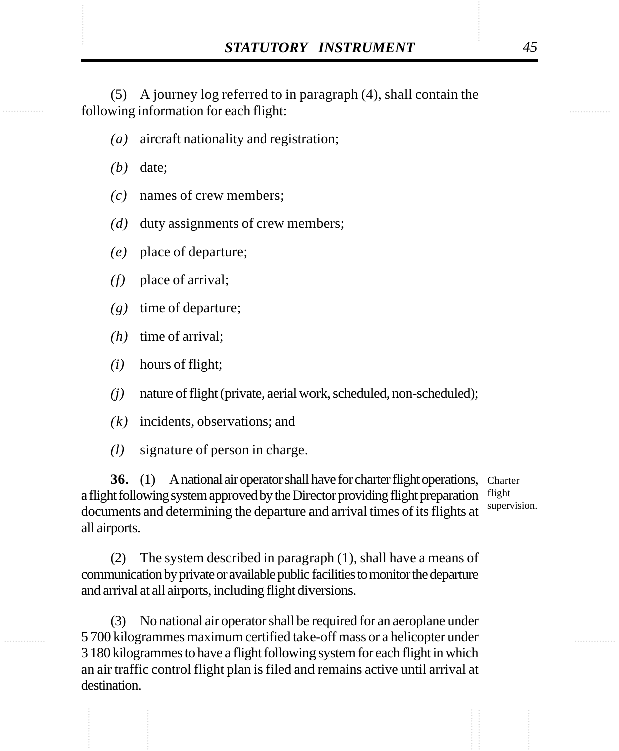(5) A journey log referred to in paragraph (4), shall contain the following information for each flight:

*(a)* aircraft nationality and registration;

*(b)* date;

*(c)* names of crew members;

*(d)* duty assignments of crew members;

*(e)* place of departure;

*(f)* place of arrival;

*(g)* time of departure;

*(h)* time of arrival;

*(i)* hours of flight;

*(j)* nature of flight (private, aerial work, scheduled, non-scheduled);

*(k)* incidents, observations; and

*(l)* signature of person in charge.

**36.** (1) A national air operator shall have for charter flight operations, a flight following system approved by the Director providing flight preparation documents and determining the departure and arrival times of its flights at all airports.

Charter flight supervision.

(2) The system described in paragraph (1), shall have a means of communication by private or available public facilities to monitor the departure and arrival at all airports, including flight diversions.

(3) No national air operator shall be required for an aeroplane under 5 700 kilogrammes maximum certified take-off mass or a helicopter under 3 180 kilogrammes to have a flight following system for each flight in which an air traffic control flight plan is filed and remains active until arrival at destination.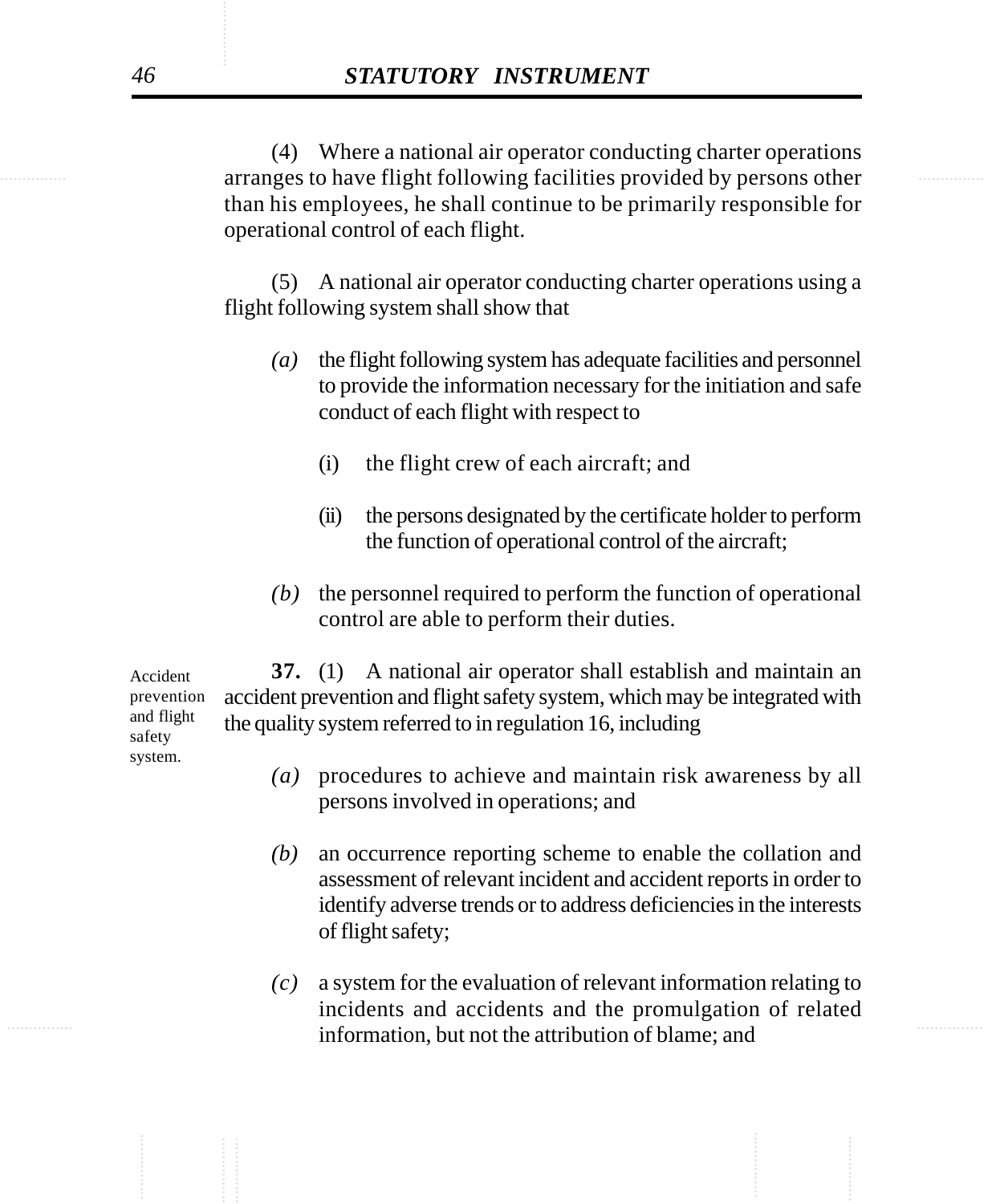(4) Where a national air operator conducting charter operations arranges to have flight following facilities provided by persons other than his employees, he shall continue to be primarily responsible for operational control of each flight.

(5) A national air operator conducting charter operations using a flight following system shall show that

*(a)* the flight following system has adequate facilities and personnel to provide the information necessary for the initiation and safe conduct of each flight with respect to

(i) the flight crew of each aircraft; and

(ii) the persons designated by the certificate holder to perform the function of operational control of the aircraft;

*(b)* the personnel required to perform the function of operational control are able to perform their duties.

Accident prevention and flight safety system.

**37.** (1) A national air operator shall establish and maintain an accident prevention and flight safety system, which may be integrated with the quality system referred to in regulation 16, including

*(a)* procedures to achieve and maintain risk awareness by all persons involved in operations; and

*(b)* an occurrence reporting scheme to enable the collation and assessment of relevant incident and accident reports in order to identify adverse trends or to address deficiencies in the interests of flight safety;

*(c)* a system for the evaluation of relevant information relating to incidents and accidents and the promulgation of related information, but not the attribution of blame; and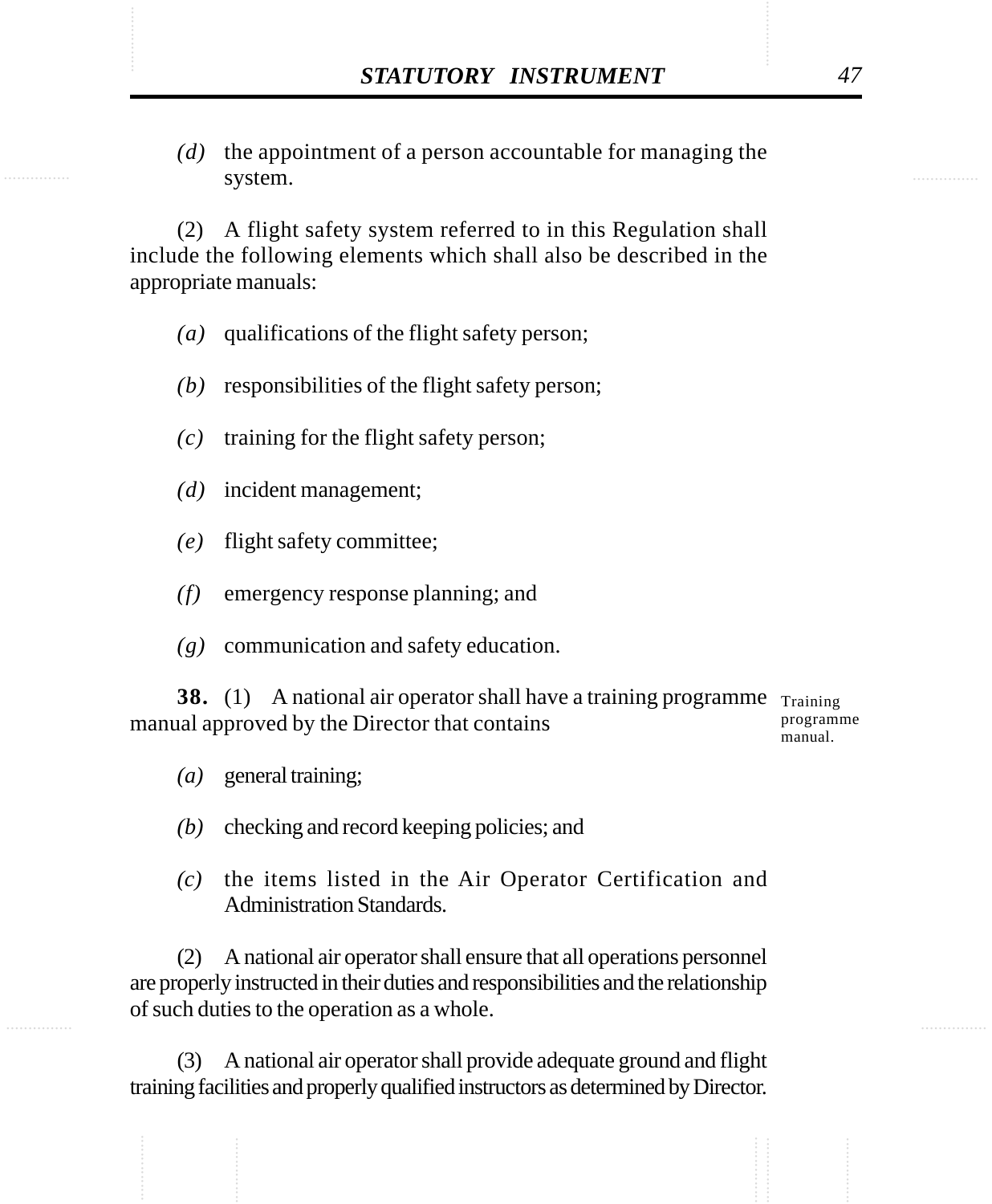*(d)* the appointment of a person accountable for managing the system.

(2) A flight safety system referred to in this Regulation shall include the following elements which shall also be described in the appropriate manuals:

*(a)* qualifications of the flight safety person;

*(b)* responsibilities of the flight safety person;

*(c)* training for the flight safety person;

*(d)* incident management;

*(e)* flight safety committee;

*(f)* emergency response planning; and

*(g)* communication and safety education.

Training programme manual.

**38.** (1) A national air operator shall have a training programme manual approved by the Director that contains

*(a)* general training;

*(b)* checking and record keeping policies; and

*(c)* the items listed in the Air Operator Certification and Administration Standards.

(2) A national air operator shall ensure that all operations personnel are properly instructed in their duties and responsibilities and the relationship of such duties to the operation as a whole.

(3) A national air operator shall provide adequate ground and flight training facilities and properly qualified instructors as determined by Director.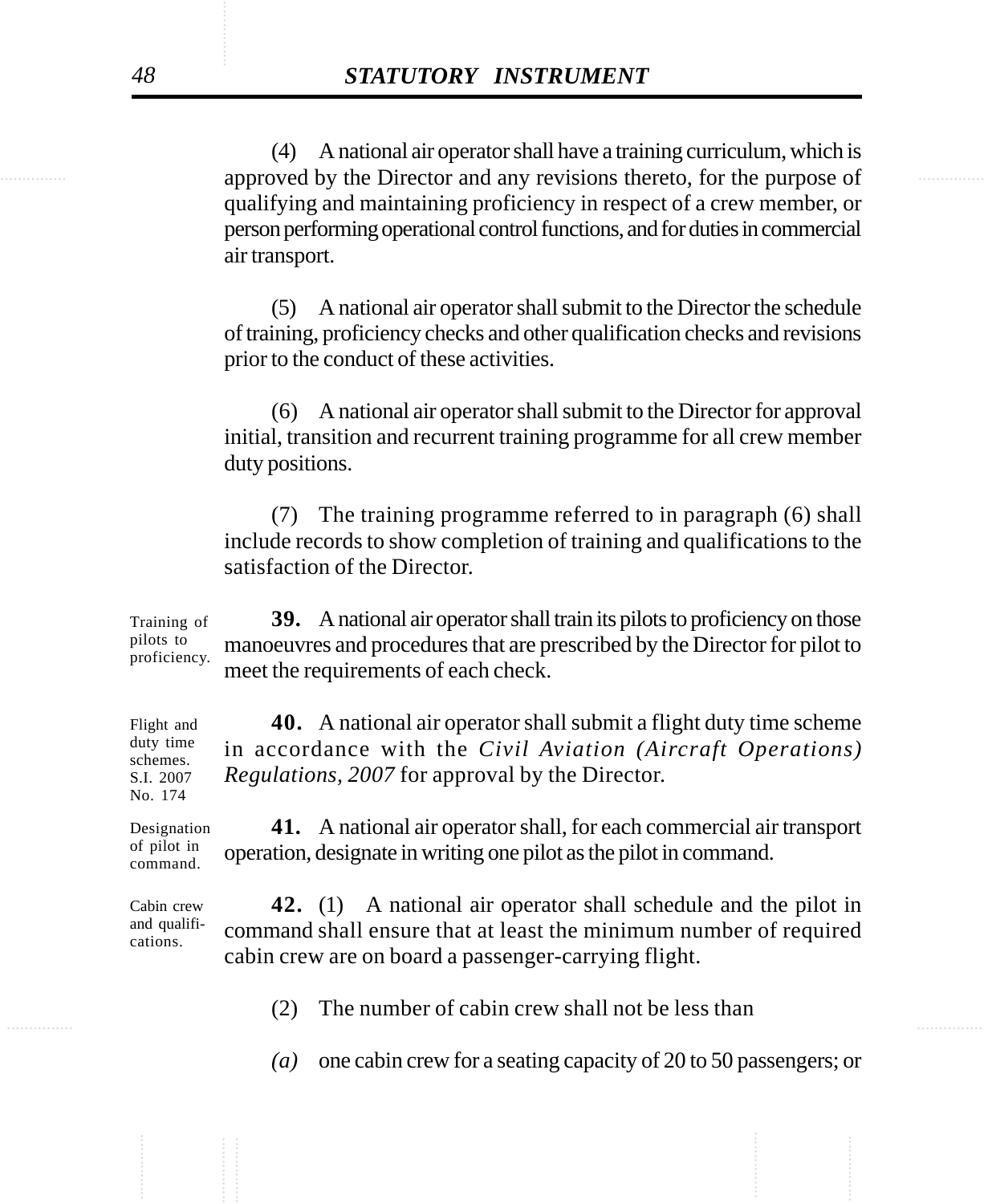(4) A national air operator shall have a training curriculum, which is approved by the Director and any revisions thereto, for the purpose of qualifying and maintaining proficiency in respect of a crew member, or person performing operational control functions, and for duties in commercial air transport.

(5) A national air operator shall submit to the Director the schedule of training, proficiency checks and other qualification checks and revisions prior to the conduct of these activities.

(6) A national air operator shall submit to the Director for approval initial, transition and recurrent training programme for all crew member duty positions.

(7) The training programme referred to in paragraph (6) shall include records to show completion of training and qualifications to the satisfaction of the Director.

Training of pilots to proficiency.

**39.** A national air operator shall train its pilots to proficiency on those manoeuvres and procedures that are prescribed by the Director for pilot to meet the requirements of each check.

Flight and duty time schemes. S.I. 2007 No. 174

**40.** A national air operator shall submit a flight duty time scheme in accordance with the *Civil Aviation (Aircraft Operations) Regulations, 2007* for approval by the Director.

Designation of pilot in command.

**41.** A national air operator shall, for each commercial air transport operation, designate in writing one pilot as the pilot in command.

Cabin crew and qualifications.

**42.** (1) A national air operator shall schedule and the pilot in command shall ensure that at least the minimum number of required cabin crew are on board a passenger-carrying flight.

(2) The number of cabin crew shall not be less than

*(a)* one cabin crew for a seating capacity of 20 to 50 passengers; or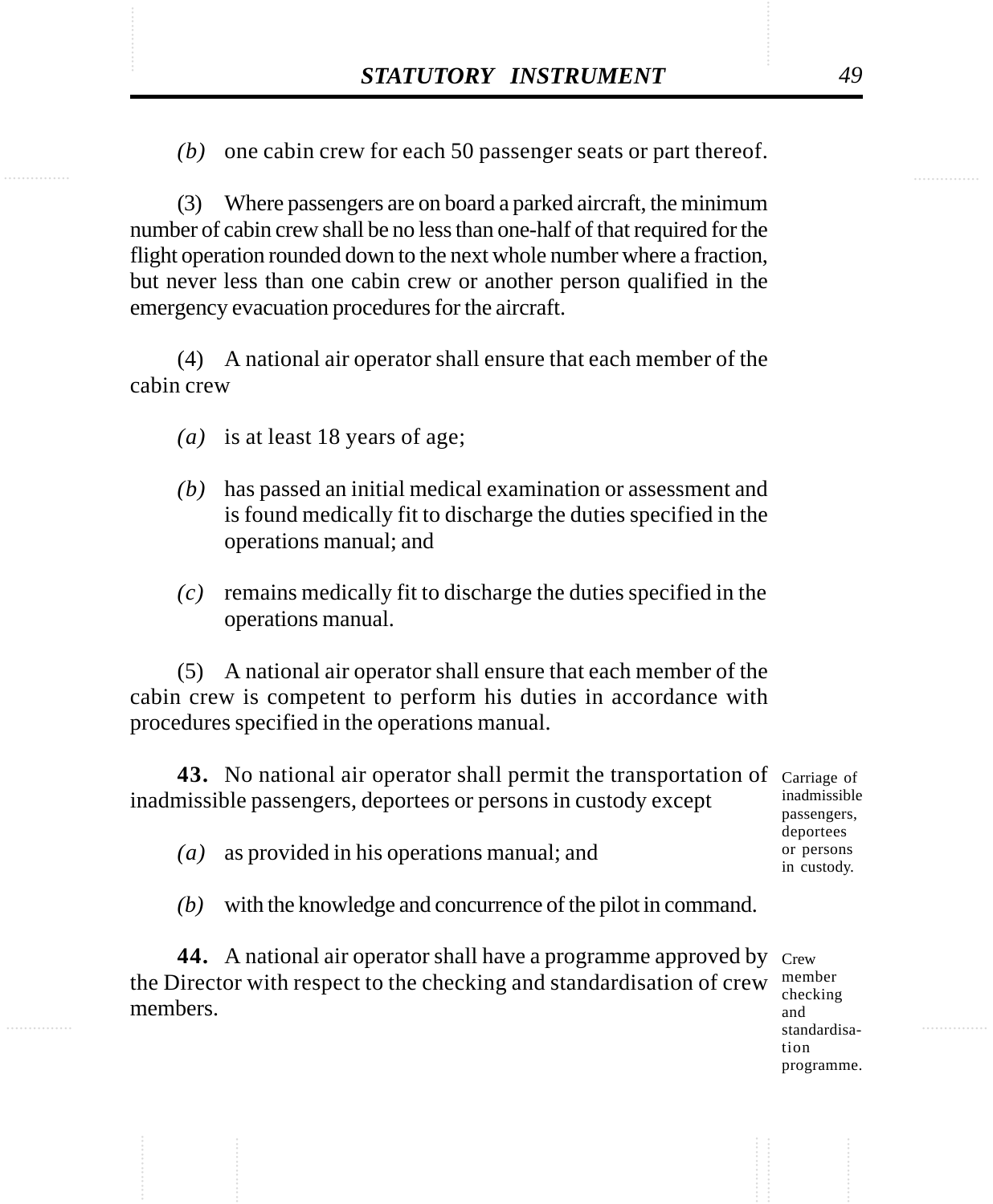*(b)* one cabin crew for each 50 passenger seats or part thereof.

(3) Where passengers are on board a parked aircraft, the minimum number of cabin crew shall be no less than one-half of that required for the flight operation rounded down to the next whole number where a fraction, but never less than one cabin crew or another person qualified in the emergency evacuation procedures for the aircraft.

(4) A national air operator shall ensure that each member of the cabin crew

*(a)* is at least 18 years of age;

*(b)* has passed an initial medical examination or assessment and is found medically fit to discharge the duties specified in the operations manual; and

*(c)* remains medically fit to discharge the duties specified in the operations manual.

(5) A national air operator shall ensure that each member of the cabin crew is competent to perform his duties in accordance with procedures specified in the operations manual.

Carriage of inadmissible passengers, deportees or persons in custody.

**43.** No national air operator shall permit the transportation of inadmissible passengers, deportees or persons in custody except

*(a)* as provided in his operations manual; and

*(b)* with the knowledge and concurrence of the pilot in command.

Crew member checking and standardisation programme.

**44.** A national air operator shall have a programme approved by the Director with respect to the checking and standardisation of crew members.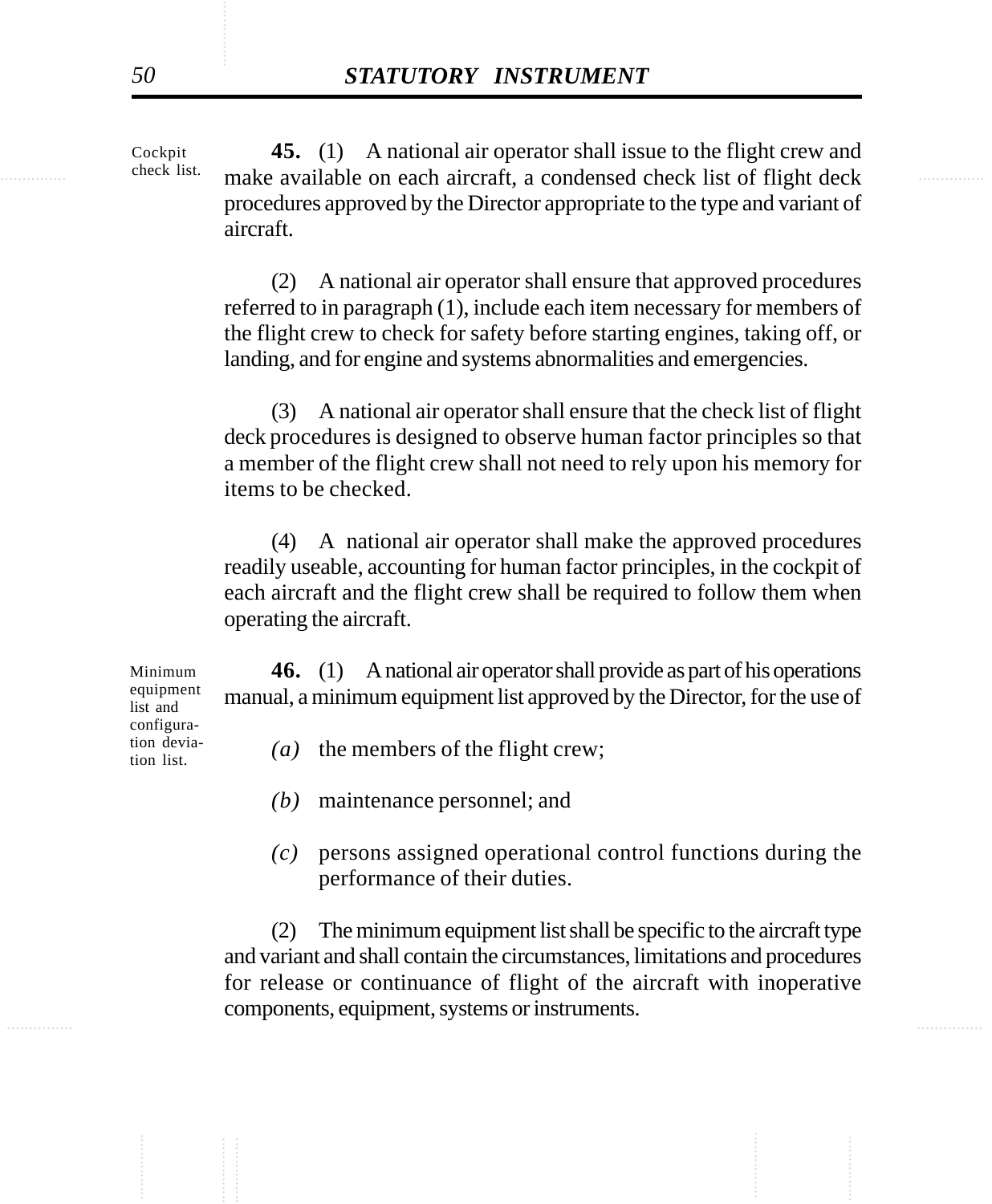**Cockpit check list.**

**45.** (1) A national air operator shall issue to the flight crew and make available on each aircraft, a condensed check list of flight deck procedures approved by the Director appropriate to the type and variant of aircraft.

(2) A national air operator shall ensure that approved procedures referred to in paragraph (1), include each item necessary for members of the flight crew to check for safety before starting engines, taking off, or landing, and for engine and systems abnormalities and emergencies.

(3) A national air operator shall ensure that the check list of flight deck procedures is designed to observe human factor principles so that a member of the flight crew shall not need to rely upon his memory for items to be checked.

(4) A national air operator shall make the approved procedures readily useable, accounting for human factor principles, in the cockpit of each aircraft and the flight crew shall be required to follow them when operating the aircraft.

**Minimum equipment list and configuration deviation list.**

**46.** (1) A national air operator shall provide as part of his operations manual, a minimum equipment list approved by the Director, for the use of

*(a)* the members of the flight crew;

*(b)* maintenance personnel; and

*(c)* persons assigned operational control functions during the performance of their duties.

(2) The minimum equipment list shall be specific to the aircraft type and variant and shall contain the circumstances, limitations and procedures for release or continuance of flight of the aircraft with inoperative components, equipment, systems or instruments.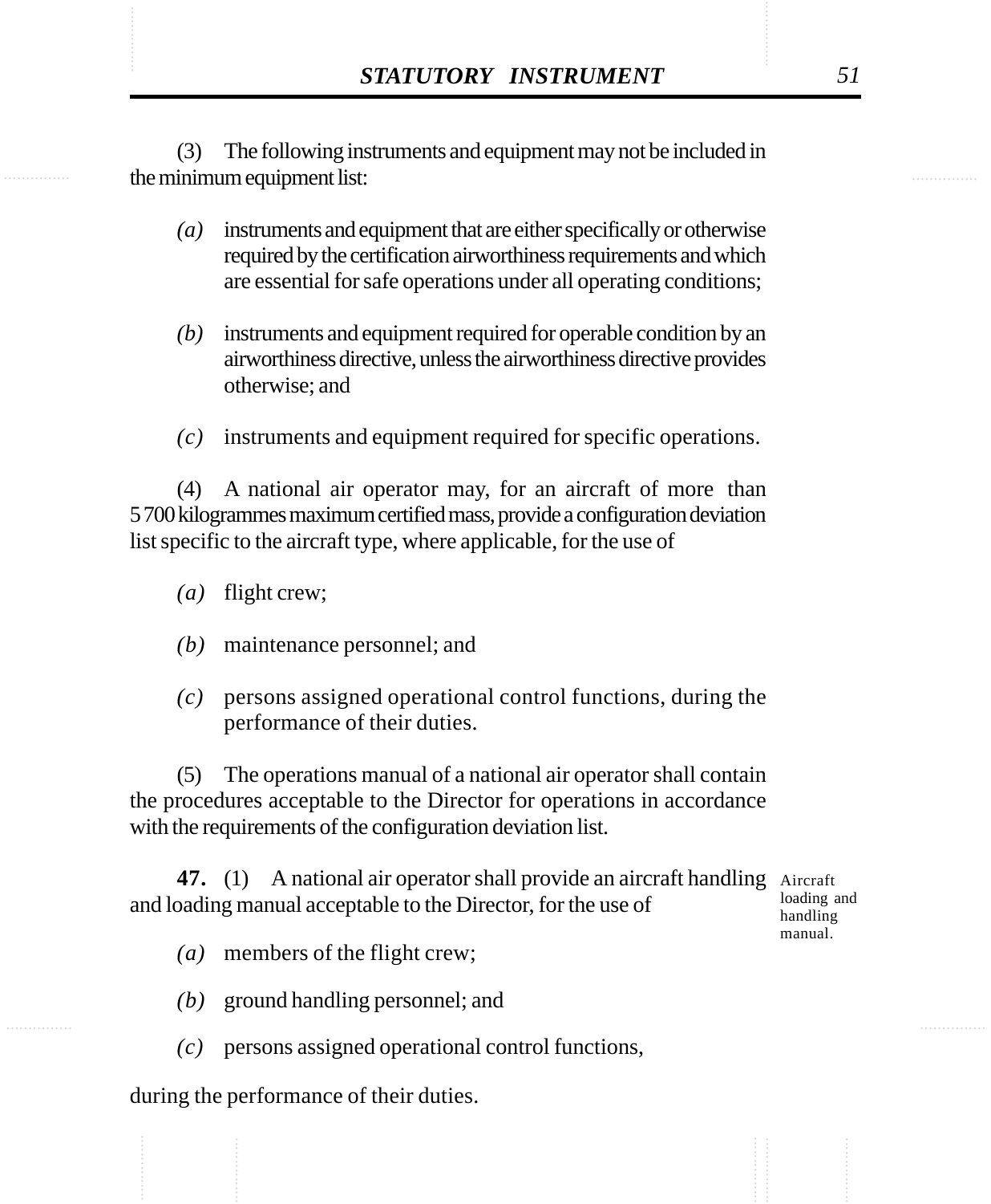(3) The following instruments and equipment may not be included in the minimum equipment list:

*(a)* instruments and equipment that are either specifically or otherwise required by the certification airworthiness requirements and which are essential for safe operations under all operating conditions;

*(b)* instruments and equipment required for operable condition by an airworthiness directive, unless the airworthiness directive provides otherwise; and

*(c)* instruments and equipment required for specific operations.

(4) A national air operator may, for an aircraft of more than 5 700 kilogrammes maximum certified mass, provide a configuration deviation list specific to the aircraft type, where applicable, for the use of

*(a)* flight crew;

*(b)* maintenance personnel; and

*(c)* persons assigned operational control functions, during the performance of their duties.

(5) The operations manual of a national air operator shall contain the procedures acceptable to the Director for operations in accordance with the requirements of the configuration deviation list.

Aircraft loading and handling manual.

**47.** (1) A national air operator shall provide an aircraft handling and loading manual acceptable to the Director, for the use of

*(a)* members of the flight crew;

*(b)* ground handling personnel; and

*(c)* persons assigned operational control functions,

during the performance of their duties.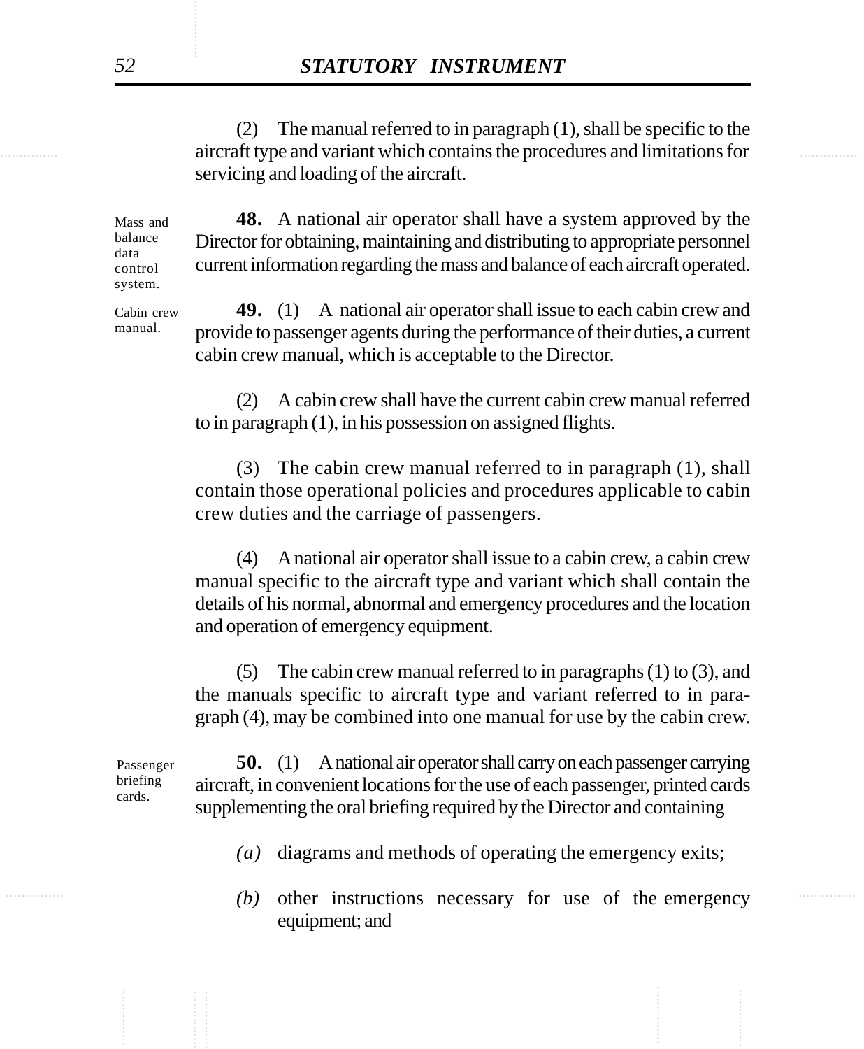(2) The manual referred to in paragraph (1), shall be specific to the aircraft type and variant which contains the procedures and limitations for servicing and loading of the aircraft.

Mass and balance data control system.

**48.** A national air operator shall have a system approved by the Director for obtaining, maintaining and distributing to appropriate personnel current information regarding the mass and balance of each aircraft operated.

Cabin crew manual.

**49.** (1) A national air operator shall issue to each cabin crew and provide to passenger agents during the performance of their duties, a current cabin crew manual, which is acceptable to the Director.

(2) A cabin crew shall have the current cabin crew manual referred to in paragraph (1), in his possession on assigned flights.

(3) The cabin crew manual referred to in paragraph (1), shall contain those operational policies and procedures applicable to cabin crew duties and the carriage of passengers.

(4) A national air operator shall issue to a cabin crew, a cabin crew manual specific to the aircraft type and variant which shall contain the details of his normal, abnormal and emergency procedures and the location and operation of emergency equipment.

(5) The cabin crew manual referred to in paragraphs (1) to (3), and the manuals specific to aircraft type and variant referred to in paragraph (4), may be combined into one manual for use by the cabin crew.

Passenger briefing cards.

**50.** (1) A national air operator shall carry on each passenger carrying aircraft, in convenient locations for the use of each passenger, printed cards supplementing the oral briefing required by the Director and containing

*(a)* diagrams and methods of operating the emergency exits;

*(b)* other instructions necessary for use of the emergency equipment; and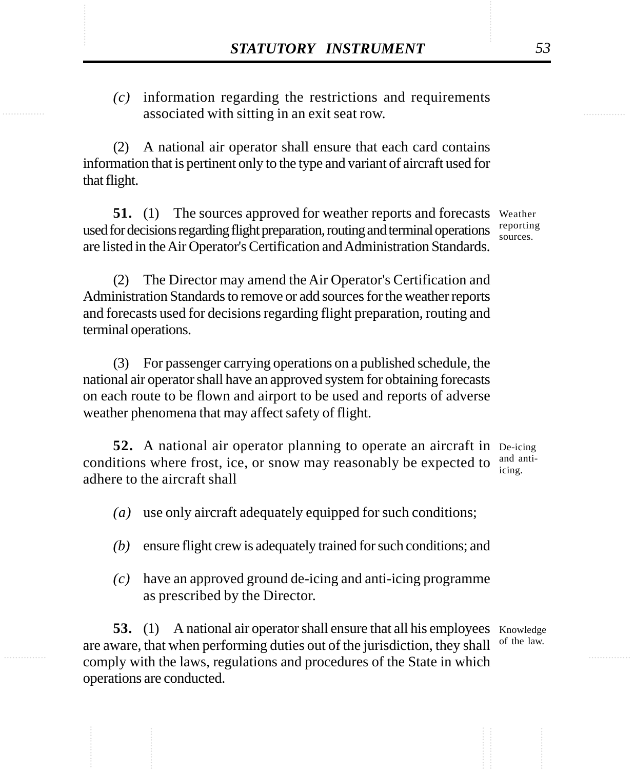*(c)* information regarding the restrictions and requirements associated with sitting in an exit seat row.

(2) A national air operator shall ensure that each card contains information that is pertinent only to the type and variant of aircraft used for that flight.

Weather reporting sources.

**51.** (1) The sources approved for weather reports and forecasts used for decisions regarding flight preparation, routing and terminal operations are listed in the Air Operator's Certification and Administration Standards.

(2) The Director may amend the Air Operator's Certification and Administration Standards to remove or add sources for the weather reports and forecasts used for decisions regarding flight preparation, routing and terminal operations.

(3) For passenger carrying operations on a published schedule, the national air operator shall have an approved system for obtaining forecasts on each route to be flown and airport to be used and reports of adverse weather phenomena that may affect safety of flight.

De-icing and anti-icing.

**52.** A national air operator planning to operate an aircraft in conditions where frost, ice, or snow may reasonably be expected to adhere to the aircraft shall

*(a)* use only aircraft adequately equipped for such conditions;

*(b)* ensure flight crew is adequately trained for such conditions; and

*(c)* have an approved ground de-icing and anti-icing programme as prescribed by the Director.

Knowledge of the law.

**53.** (1) A national air operator shall ensure that all his employees are aware, that when performing duties out of the jurisdiction, they shall comply with the laws, regulations and procedures of the State in which operations are conducted.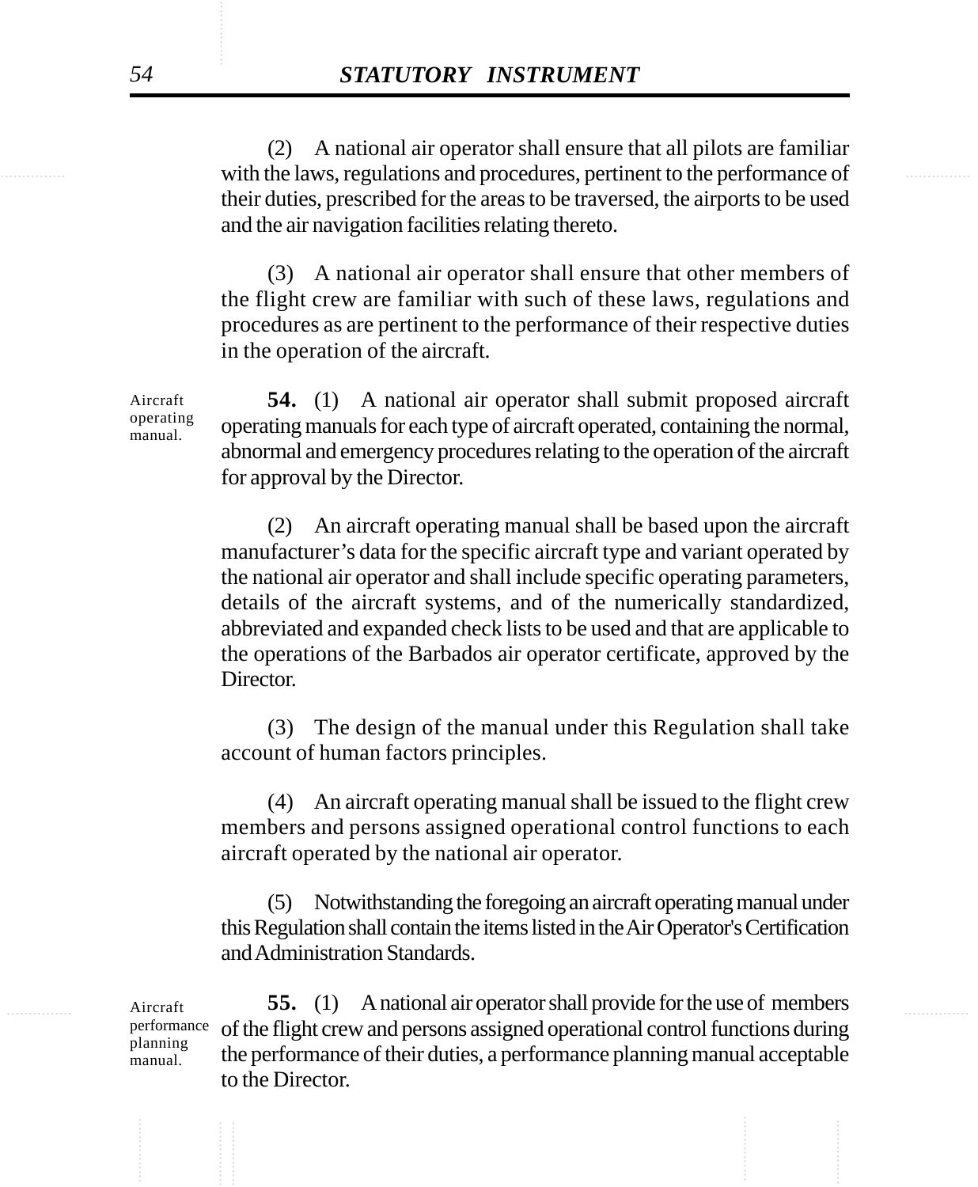(2) A national air operator shall ensure that all pilots are familiar with the laws, regulations and procedures, pertinent to the performance of their duties, prescribed for the areas to be traversed, the airports to be used and the air navigation facilities relating thereto.

(3) A national air operator shall ensure that other members of the flight crew are familiar with such of these laws, regulations and procedures as are pertinent to the performance of their respective duties in the operation of the aircraft.

Aircraft operating manual.

**54.** (1) A national air operator shall submit proposed aircraft operating manuals for each type of aircraft operated, containing the normal, abnormal and emergency procedures relating to the operation of the aircraft for approval by the Director.

(2) An aircraft operating manual shall be based upon the aircraft manufacturer's data for the specific aircraft type and variant operated by the national air operator and shall include specific operating parameters, details of the aircraft systems, and of the numerically standardized, abbreviated and expanded check lists to be used and that are applicable to the operations of the Barbados air operator certificate, approved by the Director.

(3) The design of the manual under this Regulation shall take account of human factors principles.

(4) An aircraft operating manual shall be issued to the flight crew members and persons assigned operational control functions to each aircraft operated by the national air operator.

(5) Notwithstanding the foregoing an aircraft operating manual under this Regulation shall contain the items listed in the Air Operator's Certification and Administration Standards.

Aircraft performance planning manual.

**55.** (1) A national air operator shall provide for the use of members of the flight crew and persons assigned operational control functions during the performance of their duties, a performance planning manual acceptable to the Director.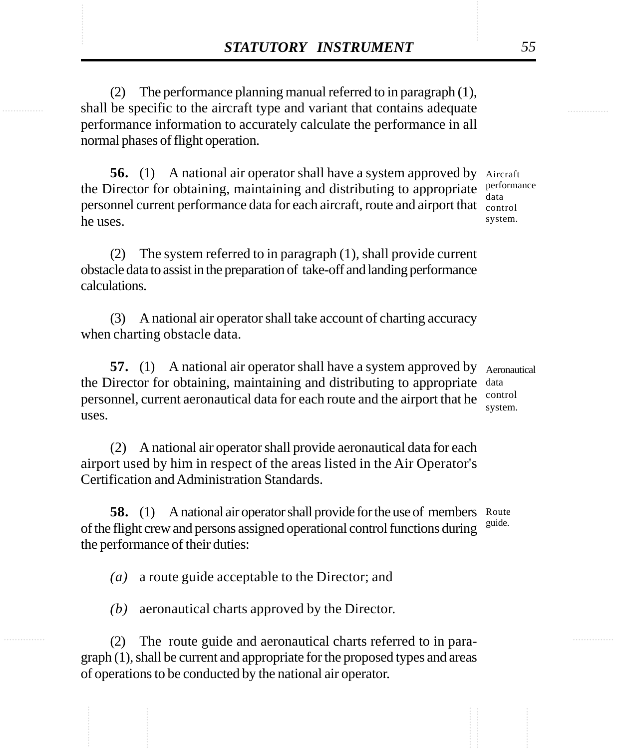(2) The performance planning manual referred to in paragraph (1), shall be specific to the aircraft type and variant that contains adequate performance information to accurately calculate the performance in all normal phases of flight operation.

**56.** (1) A national air operator shall have a system approved by the Director for obtaining, maintaining and distributing to appropriate personnel current performance data for each aircraft, route and airport that he uses.

Aircraft performance data control system.

(2) The system referred to in paragraph (1), shall provide current obstacle data to assist in the preparation of take-off and landing performance calculations.

(3) A national air operator shall take account of charting accuracy when charting obstacle data.

**57.** (1) A national air operator shall have a system approved by the Director for obtaining, maintaining and distributing to appropriate personnel, current aeronautical data for each route and the airport that he uses.

Aeronautical data control system.

(2) A national air operator shall provide aeronautical data for each airport used by him in respect of the areas listed in the Air Operator's Certification and Administration Standards.

**58.** (1) A national air operator shall provide for the use of members of the flight crew and persons assigned operational control functions during the performance of their duties:

Route guide.

*(a)* a route guide acceptable to the Director; and

*(b)* aeronautical charts approved by the Director.

(2) The route guide and aeronautical charts referred to in paragraph (1), shall be current and appropriate for the proposed types and areas of operations to be conducted by the national air operator.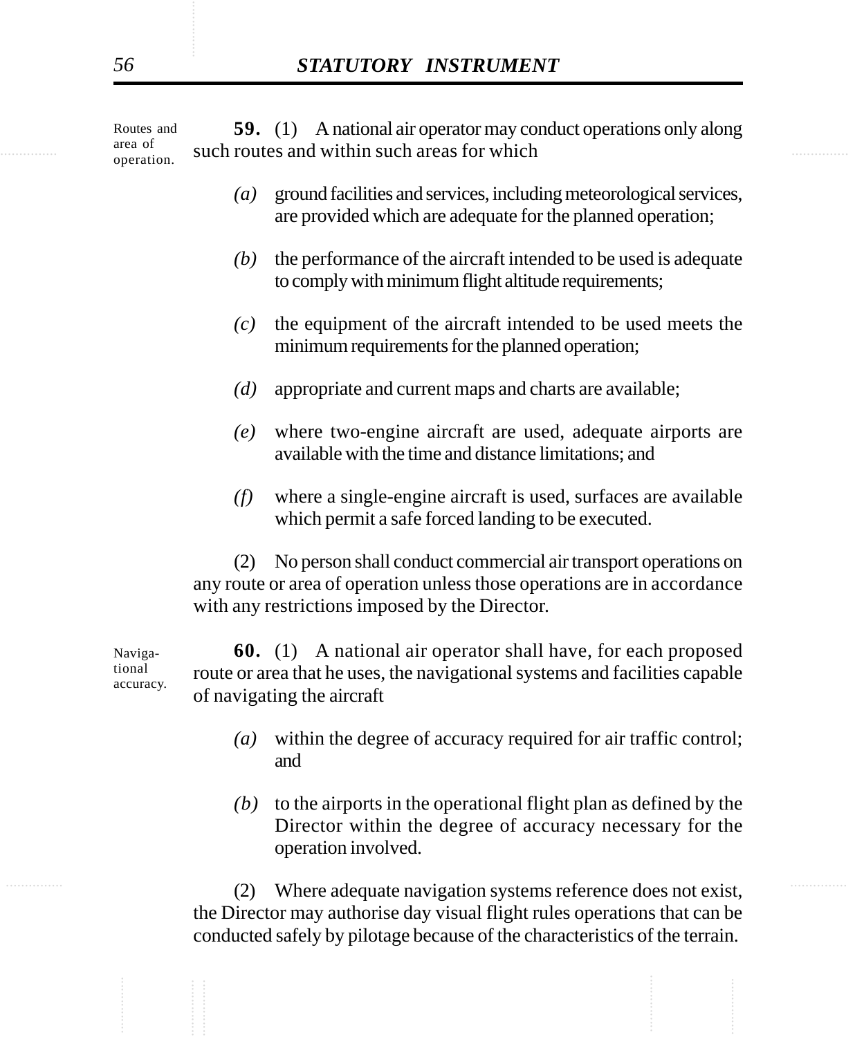Routes and area of operation.

**59.** (1) A national air operator may conduct operations only along such routes and within such areas for which

*(a)* ground facilities and services, including meteorological services, are provided which are adequate for the planned operation;

*(b)* the performance of the aircraft intended to be used is adequate to comply with minimum flight altitude requirements;

*(c)* the equipment of the aircraft intended to be used meets the minimum requirements for the planned operation;

*(d)* appropriate and current maps and charts are available;

*(e)* where two-engine aircraft are used, adequate airports are available with the time and distance limitations; and

*(f)* where a single-engine aircraft is used, surfaces are available which permit a safe forced landing to be executed.

(2) No person shall conduct commercial air transport operations on any route or area of operation unless those operations are in accordance with any restrictions imposed by the Director.

Navigational accuracy.

**60.** (1) A national air operator shall have, for each proposed route or area that he uses, the navigational systems and facilities capable of navigating the aircraft

*(a)* within the degree of accuracy required for air traffic control; and

*(b)* to the airports in the operational flight plan as defined by the Director within the degree of accuracy necessary for the operation involved.

(2) Where adequate navigation systems reference does not exist, the Director may authorise day visual flight rules operations that can be conducted safely by pilotage because of the characteristics of the terrain.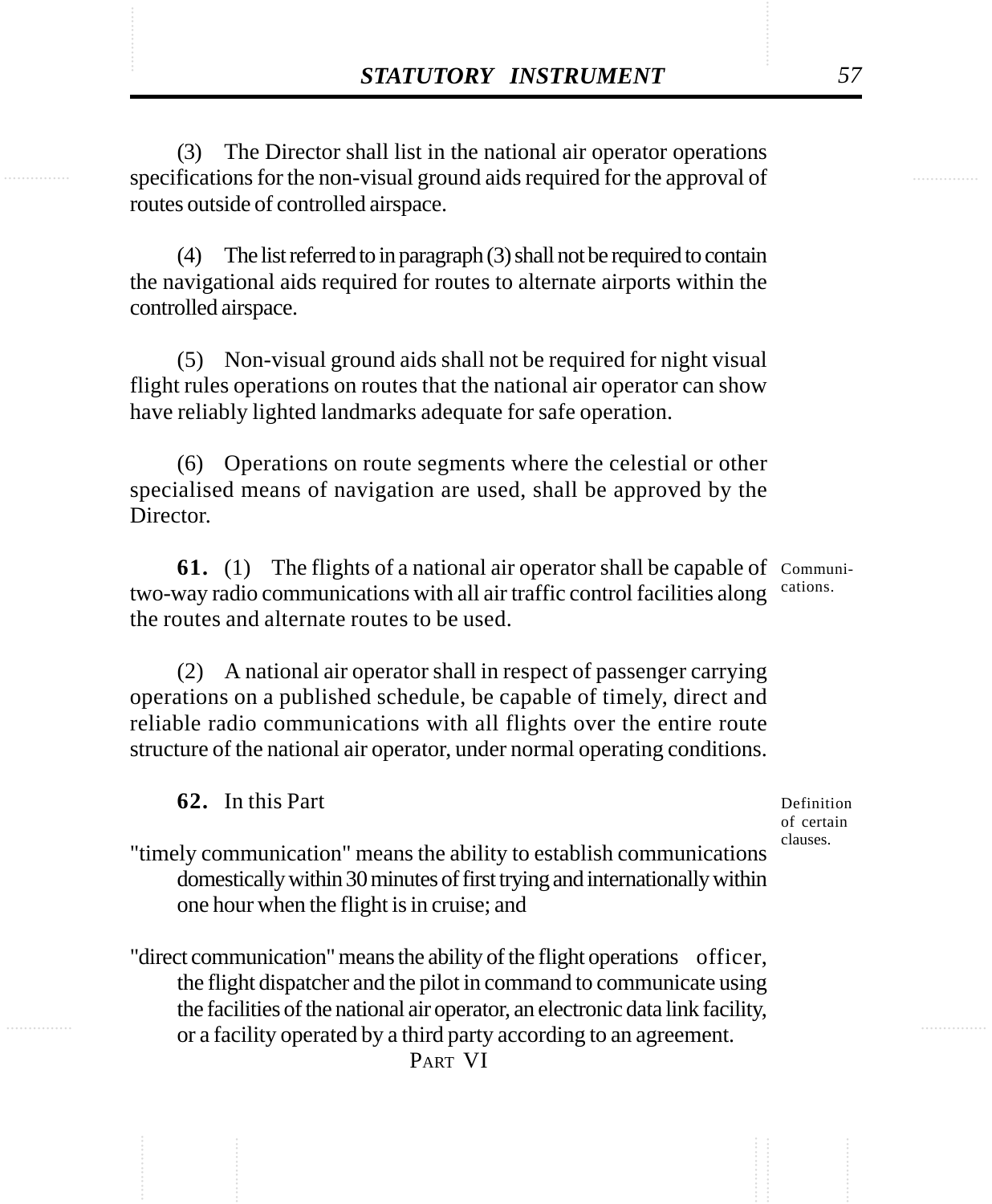(3) The Director shall list in the national air operator operations specifications for the non-visual ground aids required for the approval of routes outside of controlled airspace.

(4) The list referred to in paragraph (3) shall not be required to contain the navigational aids required for routes to alternate airports within the controlled airspace.

(5) Non-visual ground aids shall not be required for night visual flight rules operations on routes that the national air operator can show have reliably lighted landmarks adequate for safe operation.

(6) Operations on route segments where the celestial or other specialised means of navigation are used, shall be approved by the Director.

Communications.

**61.** (1) The flights of a national air operator shall be capable of two-way radio communications with all air traffic control facilities along the routes and alternate routes to be used.

(2) A national air operator shall in respect of passenger carrying operations on a published schedule, be capable of timely, direct and reliable radio communications with all flights over the entire route structure of the national air operator, under normal operating conditions.

Definition of certain clauses.

**62.** In this Part

"timely communication" means the ability to establish communications domestically within 30 minutes of first trying and internationally within one hour when the flight is in cruise; and

"direct communication" means the ability of the flight operations officer, the flight dispatcher and the pilot in command to communicate using the facilities of the national air operator, an electronic data link facility, or a facility operated by a third party according to an agreement.

PART VI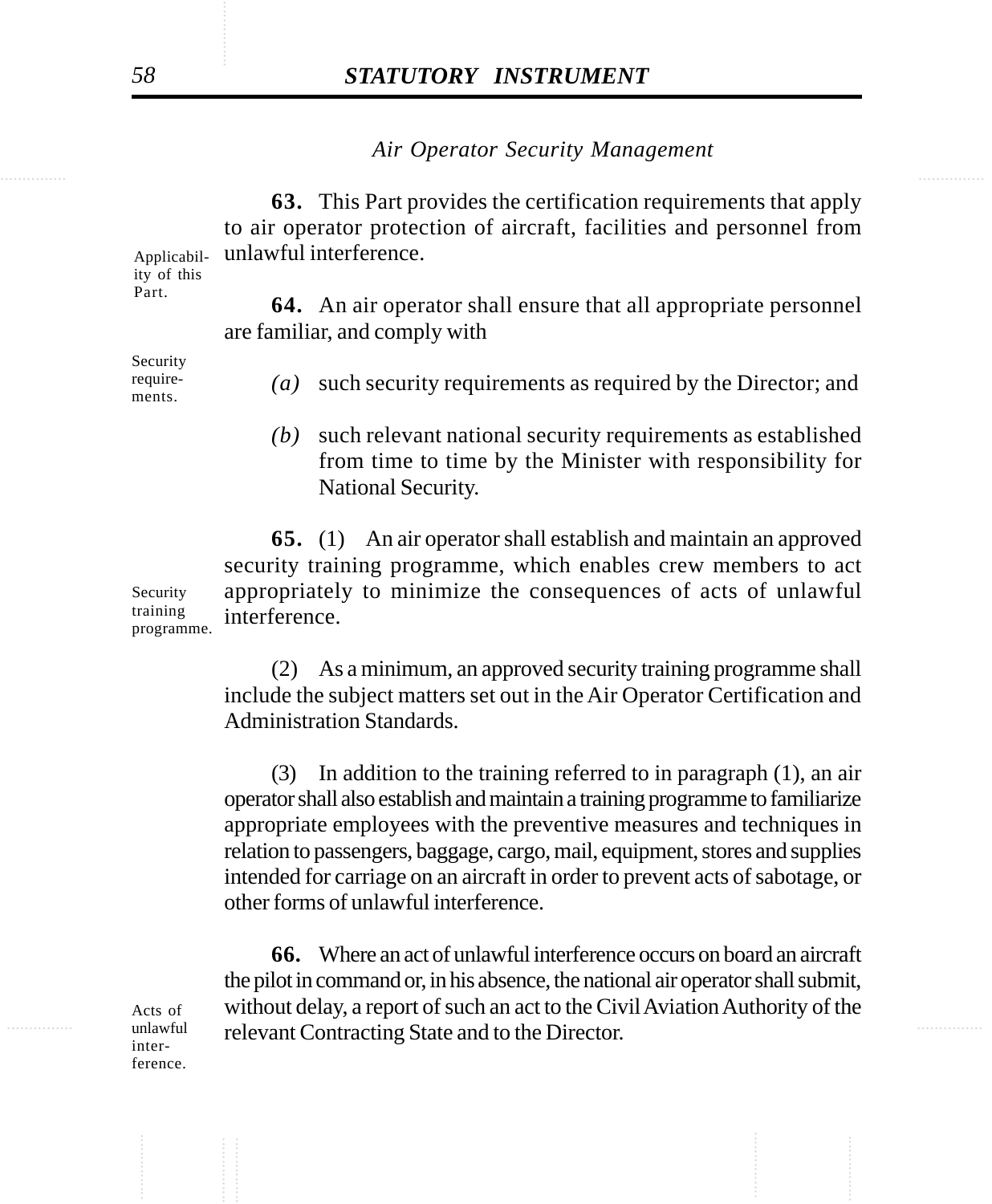## *Air Operator Security Management*

Applicability of this Part.

**63.** This Part provides the certification requirements that apply to air operator protection of aircraft, facilities and personnel from unlawful interference.

Security requirements.

**64.** An air operator shall ensure that all appropriate personnel are familiar, and comply with

*(a)* such security requirements as required by the Director; and

*(b)* such relevant national security requirements as established from time to time by the Minister with responsibility for National Security.

Security training programme.

**65.** (1) An air operator shall establish and maintain an approved security training programme, which enables crew members to act appropriately to minimize the consequences of acts of unlawful interference.

(2) As a minimum, an approved security training programme shall include the subject matters set out in the Air Operator Certification and Administration Standards.

(3) In addition to the training referred to in paragraph (1), an air operator shall also establish and maintain a training programme to familiarize appropriate employees with the preventive measures and techniques in relation to passengers, baggage, cargo, mail, equipment, stores and supplies intended for carriage on an aircraft in order to prevent acts of sabotage, or other forms of unlawful interference.

Acts of unlawful interference.

**66.** Where an act of unlawful interference occurs on board an aircraft the pilot in command or, in his absence, the national air operator shall submit, without delay, a report of such an act to the Civil Aviation Authority of the relevant Contracting State and to the Director.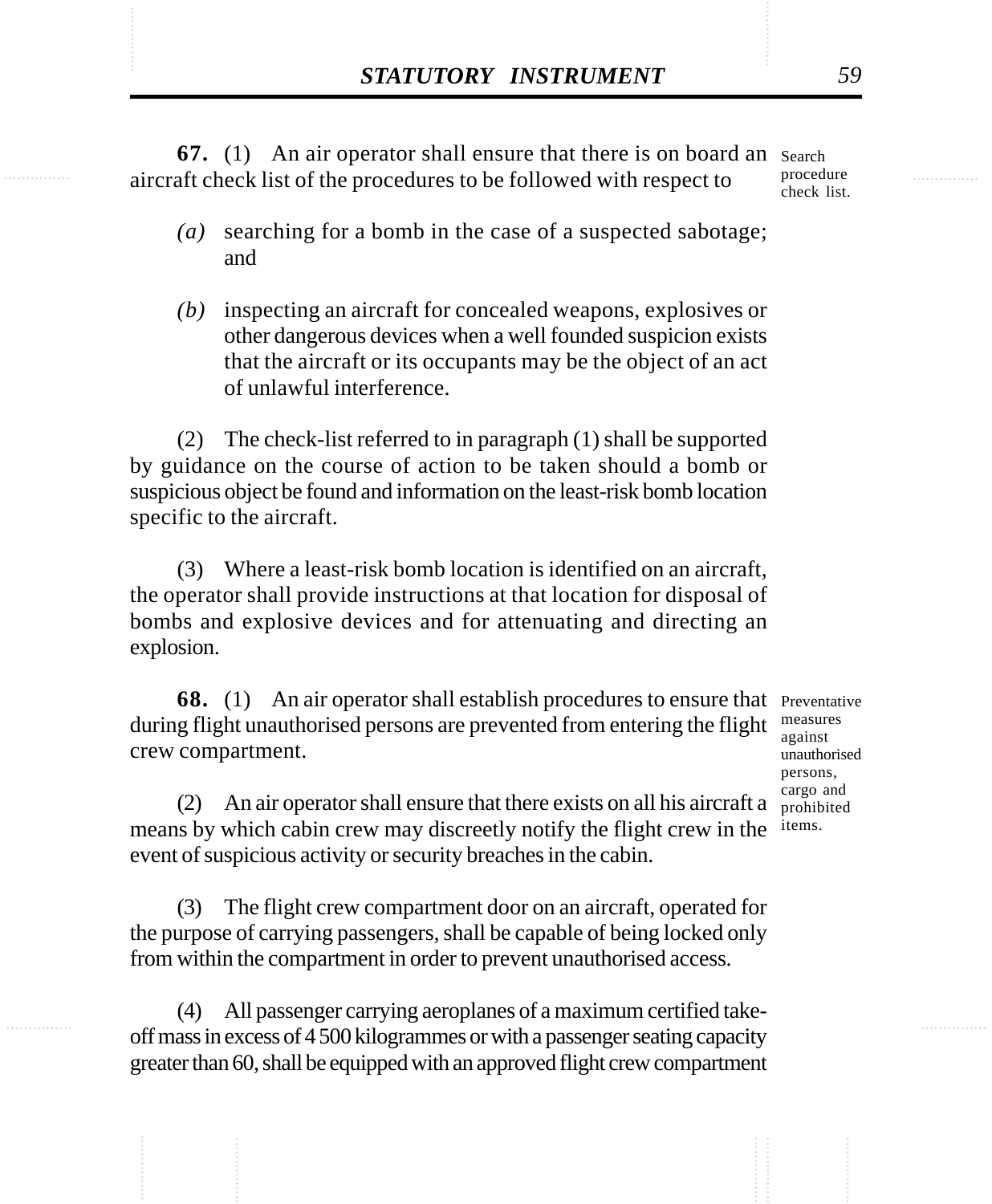**67.** (1) An air operator shall ensure that there is on board an aircraft check list of the procedures to be followed with respect to

Search procedure check list.

*(a)* searching for a bomb in the case of a suspected sabotage; and

*(b)* inspecting an aircraft for concealed weapons, explosives or other dangerous devices when a well founded suspicion exists that the aircraft or its occupants may be the object of an act of unlawful interference.

(2) The check-list referred to in paragraph (1) shall be supported by guidance on the course of action to be taken should a bomb or suspicious object be found and information on the least-risk bomb location specific to the aircraft.

(3) Where a least-risk bomb location is identified on an aircraft, the operator shall provide instructions at that location for disposal of bombs and explosive devices and for attenuating and directing an explosion.

**68.** (1) An air operator shall establish procedures to ensure that during flight unauthorised persons are prevented from entering the flight crew compartment.

Preventative measures against unauthorised persons, cargo and prohibited items.

(2) An air operator shall ensure that there exists on all his aircraft a means by which cabin crew may discreetly notify the flight crew in the event of suspicious activity or security breaches in the cabin.

(3) The flight crew compartment door on an aircraft, operated for the purpose of carrying passengers, shall be capable of being locked only from within the compartment in order to prevent unauthorised access.

(4) All passenger carrying aeroplanes of a maximum certified take-off mass in excess of 4 500 kilogrammes or with a passenger seating capacity greater than 60, shall be equipped with an approved flight crew compartment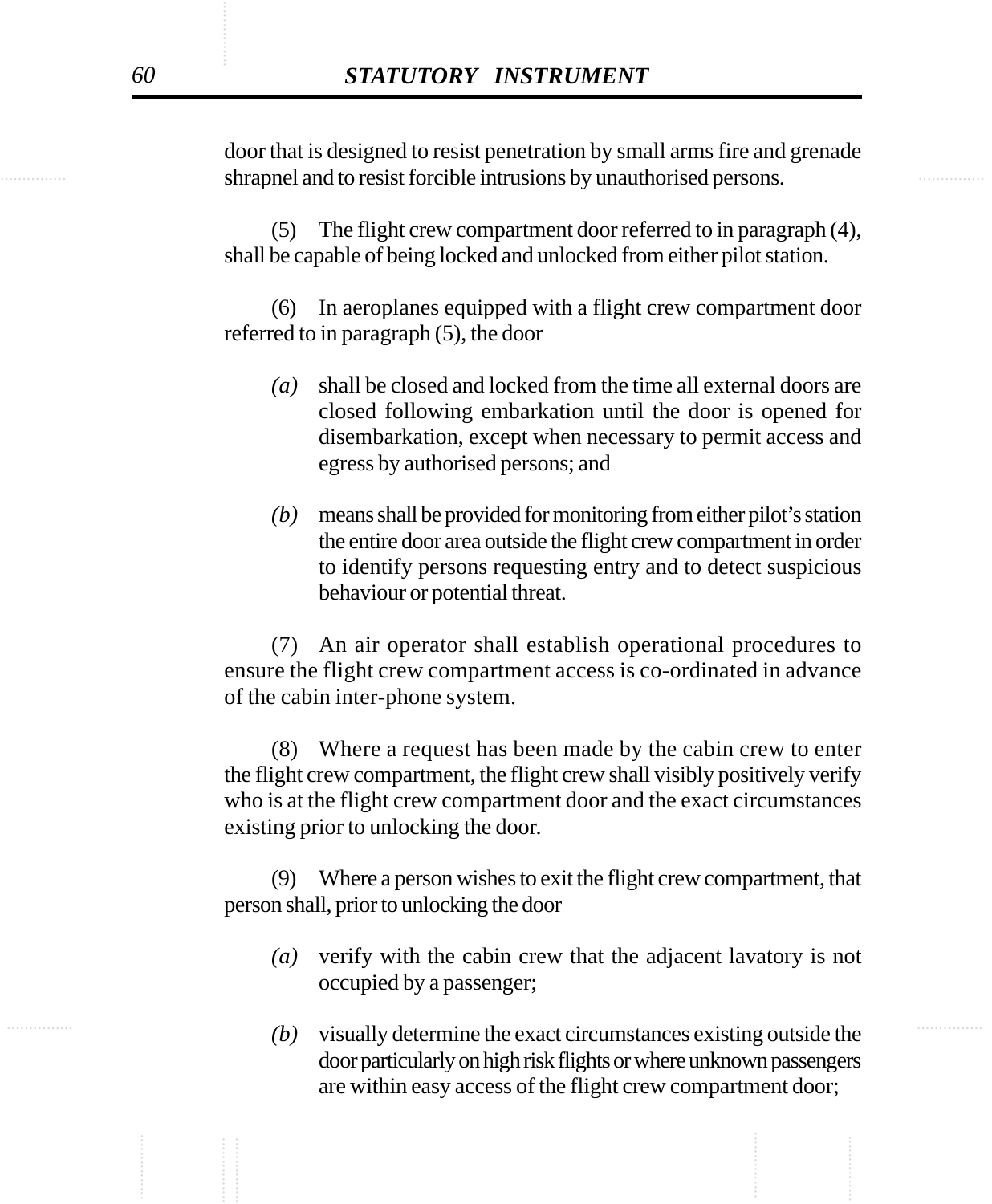door that is designed to resist penetration by small arms fire and grenade shrapnel and to resist forcible intrusions by unauthorised persons.

(5) The flight crew compartment door referred to in paragraph (4), shall be capable of being locked and unlocked from either pilot station.

(6) In aeroplanes equipped with a flight crew compartment door referred to in paragraph (5), the door

*(a)* shall be closed and locked from the time all external doors are closed following embarkation until the door is opened for disembarkation, except when necessary to permit access and egress by authorised persons; and

*(b)* means shall be provided for monitoring from either pilot's station the entire door area outside the flight crew compartment in order to identify persons requesting entry and to detect suspicious behaviour or potential threat.

(7) An air operator shall establish operational procedures to ensure the flight crew compartment access is co-ordinated in advance of the cabin inter-phone system.

(8) Where a request has been made by the cabin crew to enter the flight crew compartment, the flight crew shall visibly positively verify who is at the flight crew compartment door and the exact circumstances existing prior to unlocking the door.

(9) Where a person wishes to exit the flight crew compartment, that person shall, prior to unlocking the door

*(a)* verify with the cabin crew that the adjacent lavatory is not occupied by a passenger;

*(b)* visually determine the exact circumstances existing outside the door particularly on high risk flights or where unknown passengers are within easy access of the flight crew compartment door;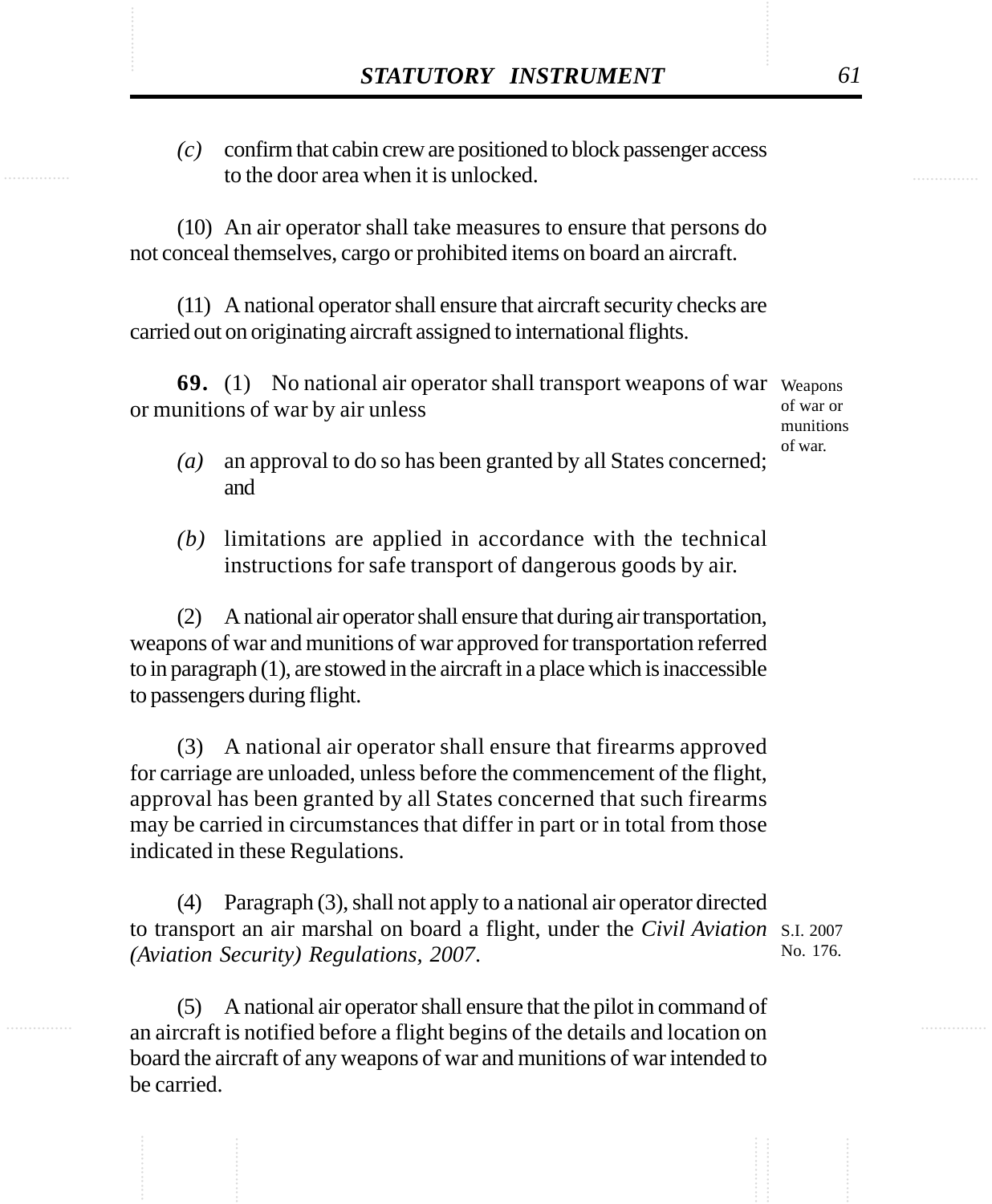*(c)* confirm that cabin crew are positioned to block passenger access to the door area when it is unlocked.

(10) An air operator shall take measures to ensure that persons do not conceal themselves, cargo or prohibited items on board an aircraft.

(11) A national operator shall ensure that aircraft security checks are carried out on originating aircraft assigned to international flights.

Weapons of war or munitions of war.

**69.** (1) No national air operator shall transport weapons of war or munitions of war by air unless

*(a)* an approval to do so has been granted by all States concerned; and

*(b)* limitations are applied in accordance with the technical instructions for safe transport of dangerous goods by air.

(2) A national air operator shall ensure that during air transportation, weapons of war and munitions of war approved for transportation referred to in paragraph (1), are stowed in the aircraft in a place which is inaccessible to passengers during flight.

(3) A national air operator shall ensure that firearms approved for carriage are unloaded, unless before the commencement of the flight, approval has been granted by all States concerned that such firearms may be carried in circumstances that differ in part or in total from those indicated in these Regulations.

(4) Paragraph (3), shall not apply to a national air operator directed to transport an air marshal on board a flight, under the *Civil Aviation (Aviation Security) Regulations, 2007*.

S.I. 2007 No. 176.

(5) A national air operator shall ensure that the pilot in command of an aircraft is notified before a flight begins of the details and location on board the aircraft of any weapons of war and munitions of war intended to be carried.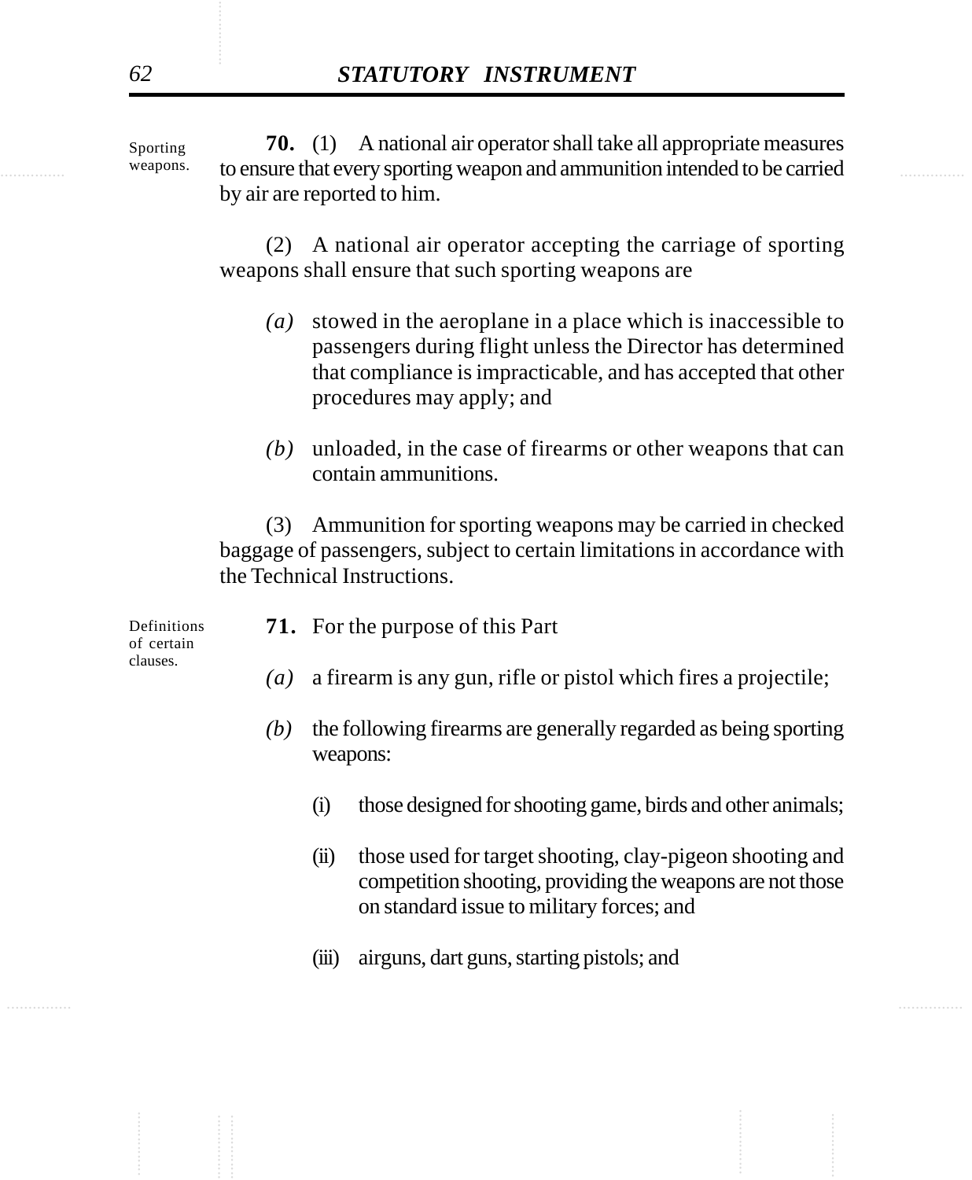Sporting weapons.

**70.** (1) A national air operator shall take all appropriate measures to ensure that every sporting weapon and ammunition intended to be carried by air are reported to him.

(2) A national air operator accepting the carriage of sporting weapons shall ensure that such sporting weapons are

*(a)* stowed in the aeroplane in a place which is inaccessible to passengers during flight unless the Director has determined that compliance is impracticable, and has accepted that other procedures may apply; and

*(b)* unloaded, in the case of firearms or other weapons that can contain ammunitions.

(3) Ammunition for sporting weapons may be carried in checked baggage of passengers, subject to certain limitations in accordance with the Technical Instructions.

Definitions of certain clauses.

**71.** For the purpose of this Part

*(a)* a firearm is any gun, rifle or pistol which fires a projectile;

*(b)* the following firearms are generally regarded as being sporting weapons:

(i) those designed for shooting game, birds and other animals;

(ii) those used for target shooting, clay-pigeon shooting and competition shooting, providing the weapons are not those on standard issue to military forces; and

(iii) airguns, dart guns, starting pistols; and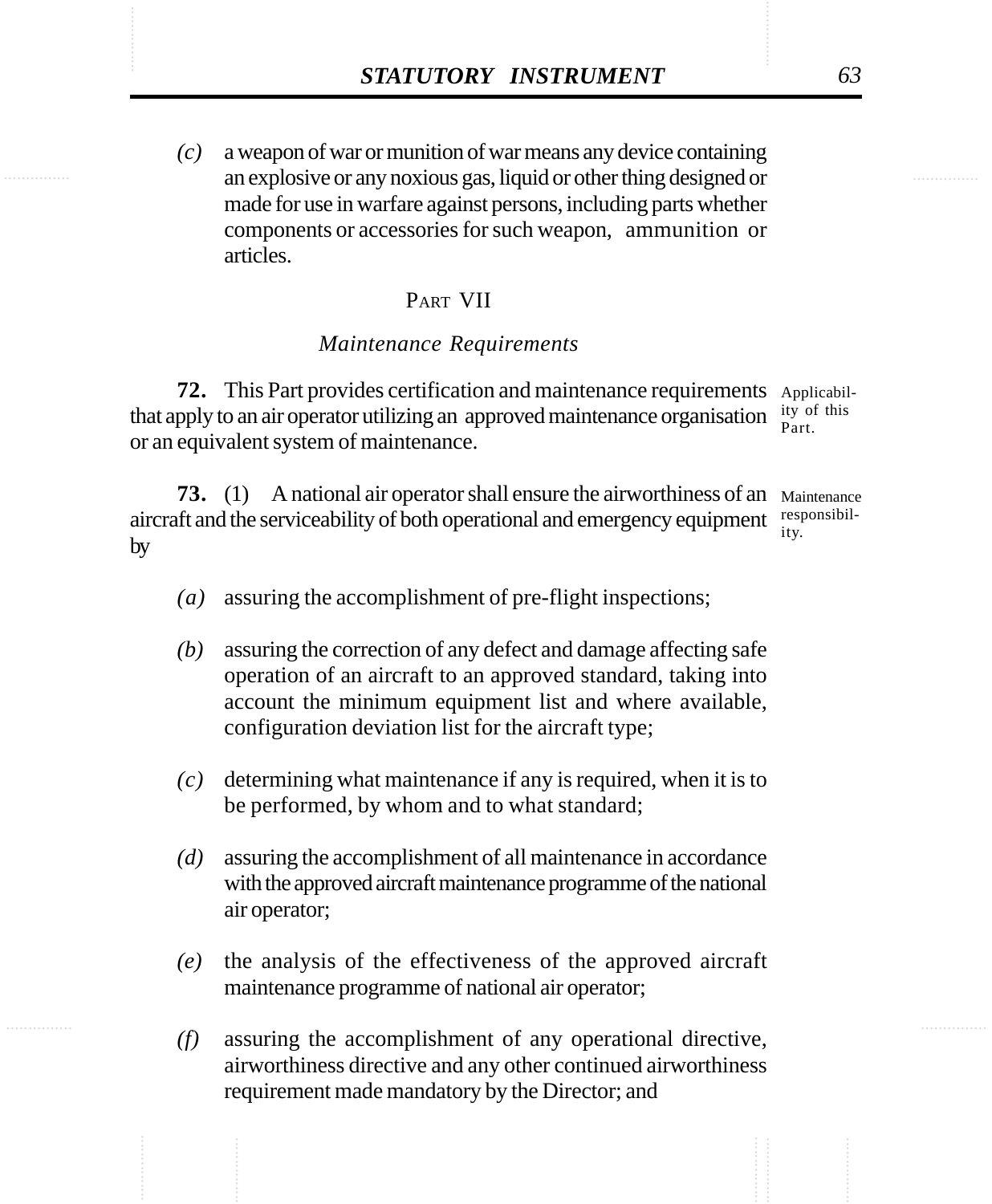*(c)* a weapon of war or munition of war means any device containing an explosive or any noxious gas, liquid or other thing designed or made for use in warfare against persons, including parts whether components or accessories for such weapon, ammunition or articles.

## PART VII

### *Maintenance Requirements*

**72.** This Part provides certification and maintenance requirements that apply to an air operator utilizing an approved maintenance organisation or an equivalent system of maintenance.

Applicability of this Part.

**73.** (1) A national air operator shall ensure the airworthiness of an aircraft and the serviceability of both operational and emergency equipment by

Maintenance responsibility.

*(a)* assuring the accomplishment of pre-flight inspections;

*(b)* assuring the correction of any defect and damage affecting safe operation of an aircraft to an approved standard, taking into account the minimum equipment list and where available, configuration deviation list for the aircraft type;

*(c)* determining what maintenance if any is required, when it is to be performed, by whom and to what standard;

*(d)* assuring the accomplishment of all maintenance in accordance with the approved aircraft maintenance programme of the national air operator;

*(e)* the analysis of the effectiveness of the approved aircraft maintenance programme of national air operator;

*(f)* assuring the accomplishment of any operational directive, airworthiness directive and any other continued airworthiness requirement made mandatory by the Director; and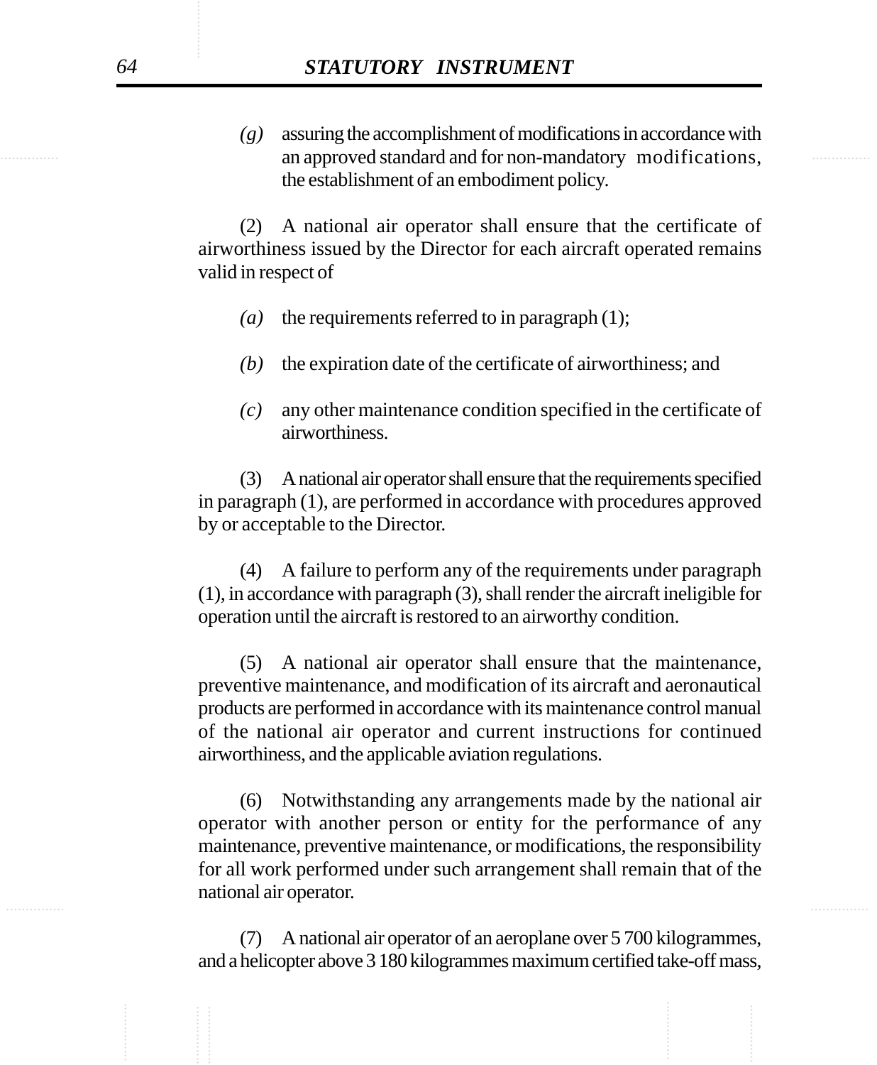(g) assuring the accomplishment of modifications in accordance with an approved standard and for non-mandatory modifications, the establishment of an embodiment policy.

(2) A national air operator shall ensure that the certificate of airworthiness issued by the Director for each aircraft operated remains valid in respect of

(a) the requirements referred to in paragraph (1);

(b) the expiration date of the certificate of airworthiness; and

(c) any other maintenance condition specified in the certificate of airworthiness.

(3) A national air operator shall ensure that the requirements specified in paragraph (1), are performed in accordance with procedures approved by or acceptable to the Director.

(4) A failure to perform any of the requirements under paragraph (1), in accordance with paragraph (3), shall render the aircraft ineligible for operation until the aircraft is restored to an airworthy condition.

(5) A national air operator shall ensure that the maintenance, preventive maintenance, and modification of its aircraft and aeronautical products are performed in accordance with its maintenance control manual of the national air operator and current instructions for continued airworthiness, and the applicable aviation regulations.

(6) Notwithstanding any arrangements made by the national air operator with another person or entity for the performance of any maintenance, preventive maintenance, or modifications, the responsibility for all work performed under such arrangement shall remain that of the national air operator.

(7) A national air operator of an aeroplane over 5 700 kilogrammes, and a helicopter above 3 180 kilogrammes maximum certified take-off mass,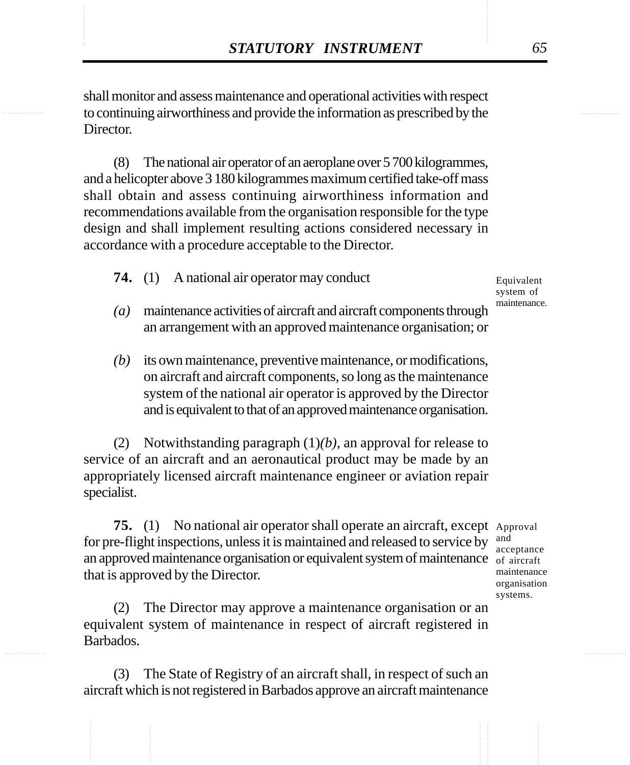shall monitor and assess maintenance and operational activities with respect to continuing airworthiness and provide the information as prescribed by the Director.

(8) The national air operator of an aeroplane over 5 700 kilogrammes, and a helicopter above 3 180 kilogrammes maximum certified take-off mass shall obtain and assess continuing airworthiness information and recommendations available from the organisation responsible for the type design and shall implement resulting actions considered necessary in accordance with a procedure acceptable to the Director.

Equivalent system of maintenance.

**74.** (1) A national air operator may conduct

*(a)* maintenance activities of aircraft and aircraft components through an arrangement with an approved maintenance organisation; or

*(b)* its own maintenance, preventive maintenance, or modifications, on aircraft and aircraft components, so long as the maintenance system of the national air operator is approved by the Director and is equivalent to that of an approved maintenance organisation.

(2) Notwithstanding paragraph (1)*(b)*, an approval for release to service of an aircraft and an aeronautical product may be made by an appropriately licensed aircraft maintenance engineer or aviation repair specialist.

Approval and acceptance of aircraft maintenance organisation systems.

**75.** (1) No national air operator shall operate an aircraft, except for pre-flight inspections, unless it is maintained and released to service by an approved maintenance organisation or equivalent system of maintenance that is approved by the Director.

(2) The Director may approve a maintenance organisation or an equivalent system of maintenance in respect of aircraft registered in Barbados.

(3) The State of Registry of an aircraft shall, in respect of such an aircraft which is not registered in Barbados approve an aircraft maintenance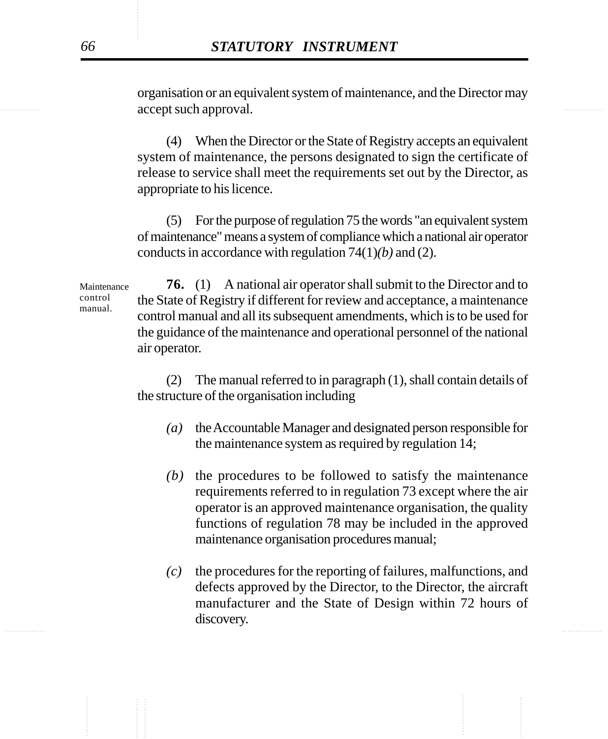organisation or an equivalent system of maintenance, and the Director may accept such approval.

(4) When the Director or the State of Registry accepts an equivalent system of maintenance, the persons designated to sign the certificate of release to service shall meet the requirements set out by the Director, as appropriate to his licence.

(5) For the purpose of regulation 75 the words "an equivalent system of maintenance" means a system of compliance which a national air operator conducts in accordance with regulation 74(1)*(b)* and (2).

Maintenance control manual.

**76.** (1) A national air operator shall submit to the Director and to the State of Registry if different for review and acceptance, a maintenance control manual and all its subsequent amendments, which is to be used for the guidance of the maintenance and operational personnel of the national air operator.

(2) The manual referred to in paragraph (1), shall contain details of the structure of the organisation including

*(a)* the Accountable Manager and designated person responsible for the maintenance system as required by regulation 14;

*(b)* the procedures to be followed to satisfy the maintenance requirements referred to in regulation 73 except where the air operator is an approved maintenance organisation, the quality functions of regulation 78 may be included in the approved maintenance organisation procedures manual;

*(c)* the procedures for the reporting of failures, malfunctions, and defects approved by the Director, to the Director, the aircraft manufacturer and the State of Design within 72 hours of discovery.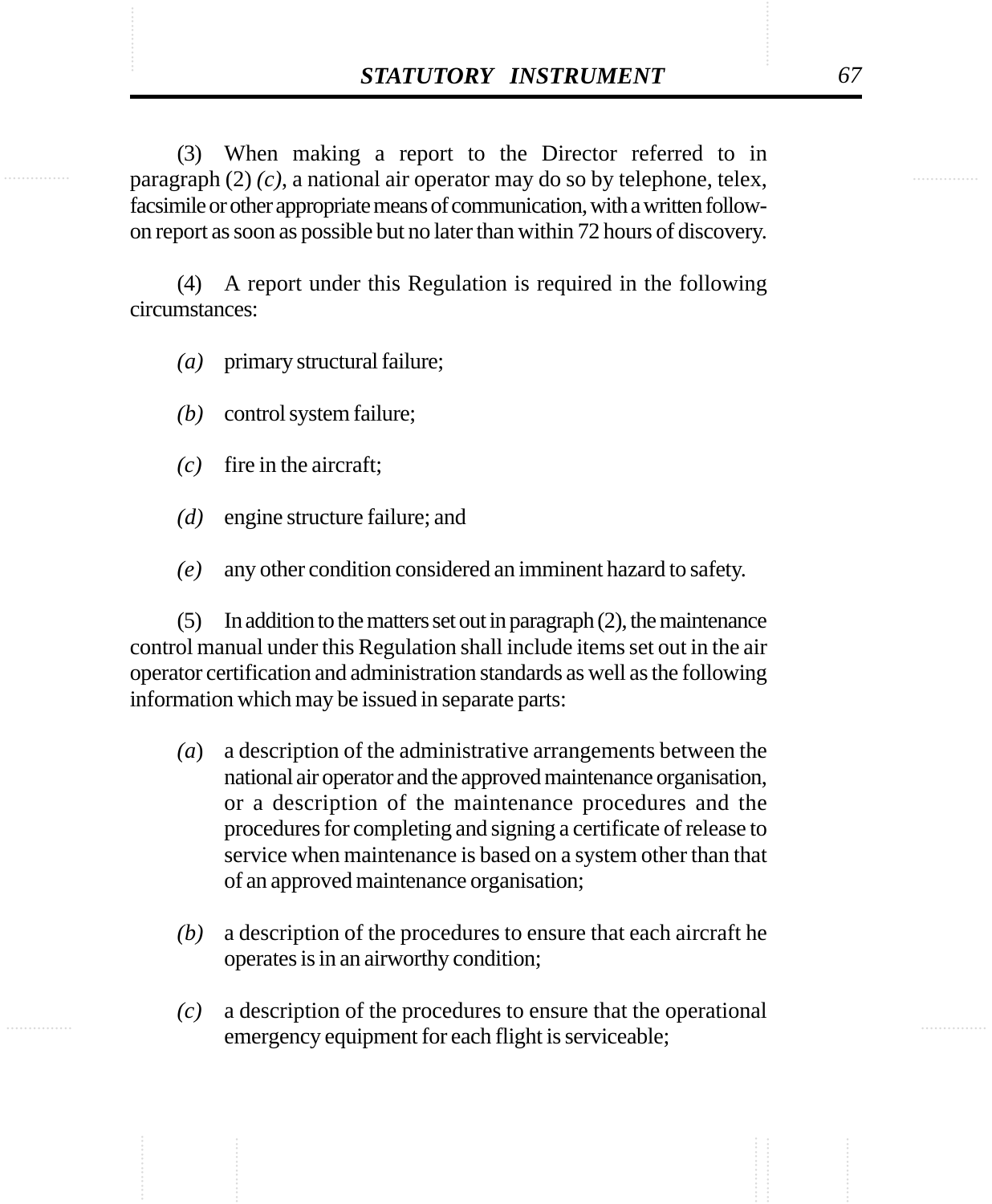(3) When making a report to the Director referred to in paragraph (2) *(c)*, a national air operator may do so by telephone, telex, facsimile or other appropriate means of communication, with a written follow-on report as soon as possible but no later than within 72 hours of discovery.

(4) A report under this Regulation is required in the following circumstances:

*(a)* primary structural failure;

*(b)* control system failure;

*(c)* fire in the aircraft;

*(d)* engine structure failure; and

*(e)* any other condition considered an imminent hazard to safety.

(5) In addition to the matters set out in paragraph (2), the maintenance control manual under this Regulation shall include items set out in the air operator certification and administration standards as well as the following information which may be issued in separate parts:

*(a)* a description of the administrative arrangements between the national air operator and the approved maintenance organisation, or a description of the maintenance procedures and the procedures for completing and signing a certificate of release to service when maintenance is based on a system other than that of an approved maintenance organisation;

*(b)* a description of the procedures to ensure that each aircraft he operates is in an airworthy condition;

*(c)* a description of the procedures to ensure that the operational emergency equipment for each flight is serviceable;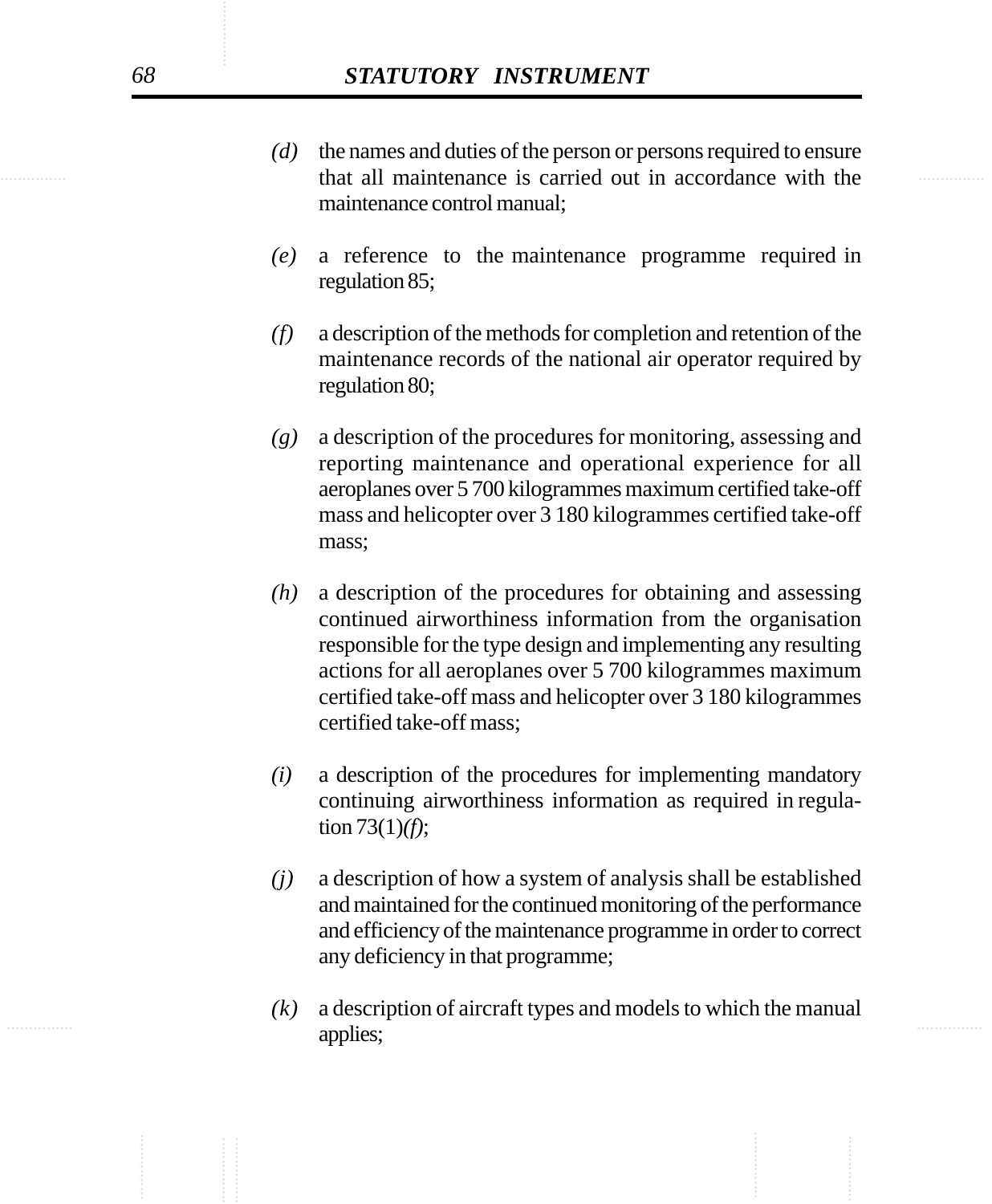*(d)* the names and duties of the person or persons required to ensure that all maintenance is carried out in accordance with the maintenance control manual;

*(e)* a reference to the maintenance programme required in regulation 85;

*(f)* a description of the methods for completion and retention of the maintenance records of the national air operator required by regulation 80;

*(g)* a description of the procedures for monitoring, assessing and reporting maintenance and operational experience for all aeroplanes over 5 700 kilogrammes maximum certified take-off mass and helicopter over 3 180 kilogrammes certified take-off mass;

*(h)* a description of the procedures for obtaining and assessing continued airworthiness information from the organisation responsible for the type design and implementing any resulting actions for all aeroplanes over 5 700 kilogrammes maximum certified take-off mass and helicopter over 3 180 kilogrammes certified take-off mass;

*(i)* a description of the procedures for implementing mandatory continuing airworthiness information as required in regulation 73(1)*(f)*;

*(j)* a description of how a system of analysis shall be established and maintained for the continued monitoring of the performance and efficiency of the maintenance programme in order to correct any deficiency in that programme;

*(k)* a description of aircraft types and models to which the manual applies;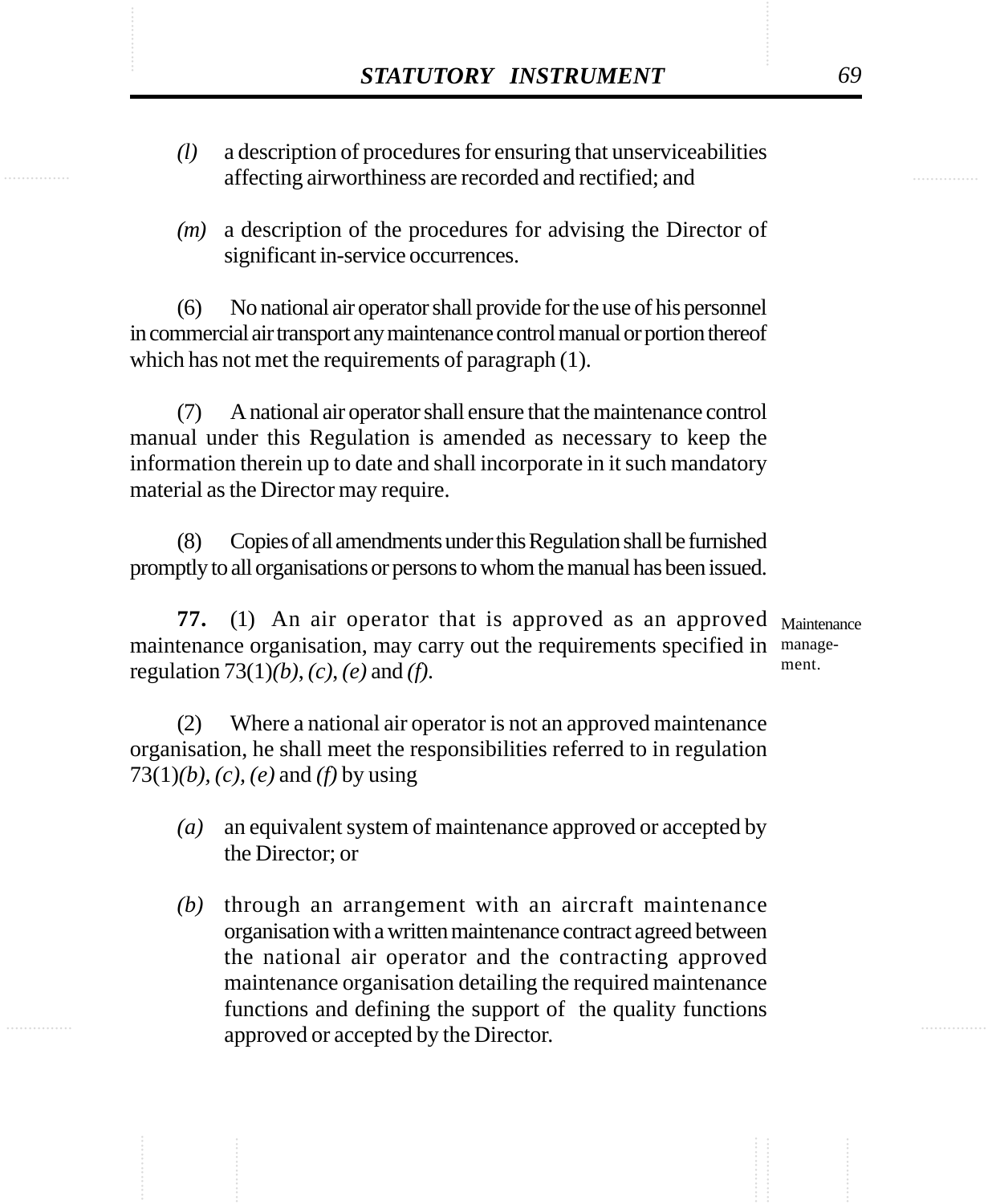*(l)* a description of procedures for ensuring that unserviceabilities affecting airworthiness are recorded and rectified; and

*(m)* a description of the procedures for advising the Director of significant in-service occurrences.

(6) No national air operator shall provide for the use of his personnel in commercial air transport any maintenance control manual or portion thereof which has not met the requirements of paragraph (1).

(7) A national air operator shall ensure that the maintenance control manual under this Regulation is amended as necessary to keep the information therein up to date and shall incorporate in it such mandatory material as the Director may require.

(8) Copies of all amendments under this Regulation shall be furnished promptly to all organisations or persons to whom the manual has been issued.

Maintenance management.

**77.** (1) An air operator that is approved as an approved maintenance organisation, may carry out the requirements specified in regulation 73(1)*(b)*, *(c)*, *(e)* and *(f)*.

(2) Where a national air operator is not an approved maintenance organisation, he shall meet the responsibilities referred to in regulation 73(1)*(b)*, *(c)*, *(e)* and *(f)* by using

*(a)* an equivalent system of maintenance approved or accepted by the Director; or

*(b)* through an arrangement with an aircraft maintenance organisation with a written maintenance contract agreed between the national air operator and the contracting approved maintenance organisation detailing the required maintenance functions and defining the support of the quality functions approved or accepted by the Director.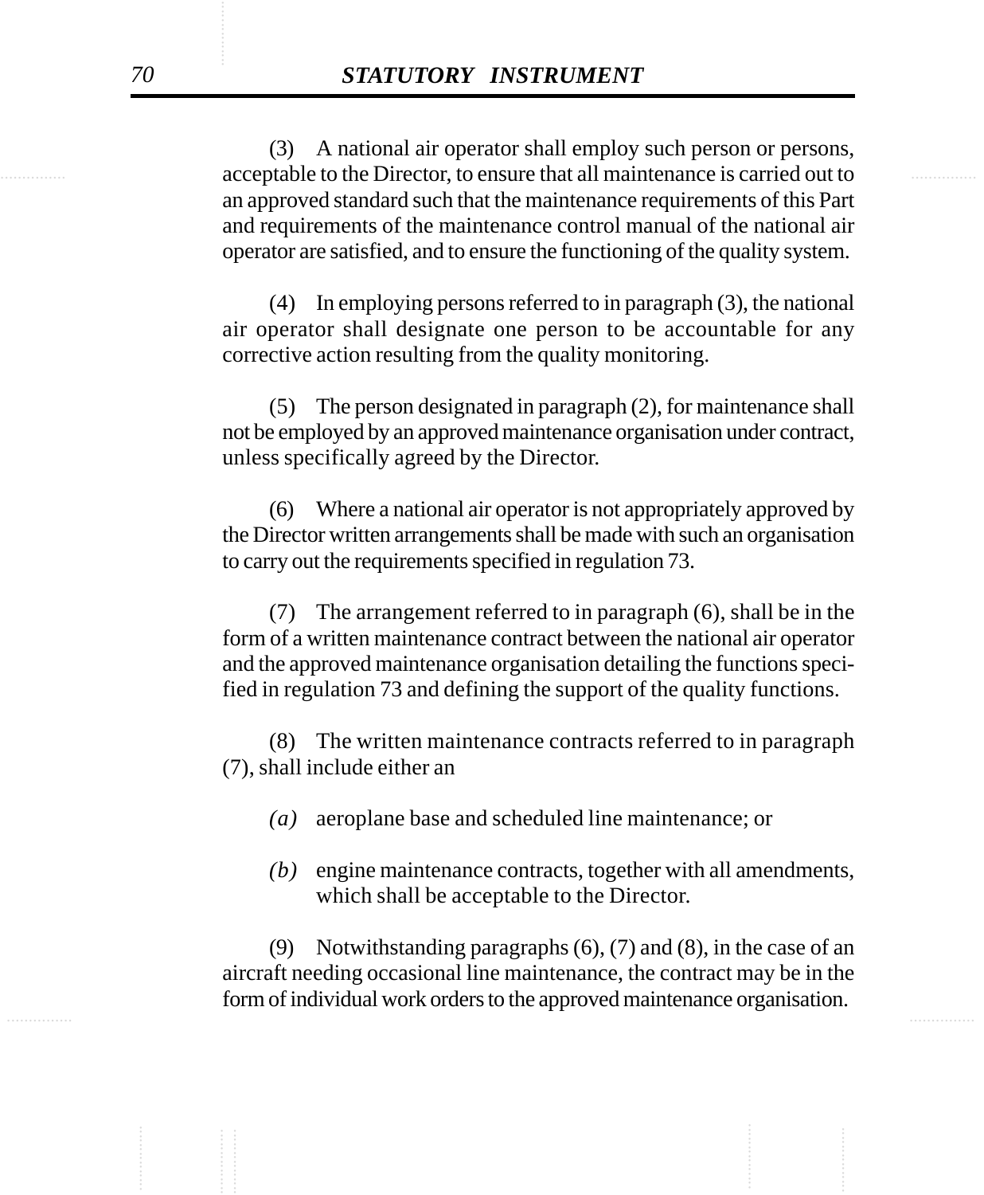(3) A national air operator shall employ such person or persons, acceptable to the Director, to ensure that all maintenance is carried out to an approved standard such that the maintenance requirements of this Part and requirements of the maintenance control manual of the national air operator are satisfied, and to ensure the functioning of the quality system.

(4) In employing persons referred to in paragraph (3), the national air operator shall designate one person to be accountable for any corrective action resulting from the quality monitoring.

(5) The person designated in paragraph (2), for maintenance shall not be employed by an approved maintenance organisation under contract, unless specifically agreed by the Director.

(6) Where a national air operator is not appropriately approved by the Director written arrangements shall be made with such an organisation to carry out the requirements specified in regulation 73.

(7) The arrangement referred to in paragraph (6), shall be in the form of a written maintenance contract between the national air operator and the approved maintenance organisation detailing the functions specified in regulation 73 and defining the support of the quality functions.

(8) The written maintenance contracts referred to in paragraph (7), shall include either an

*(a)* aeroplane base and scheduled line maintenance; or

*(b)* engine maintenance contracts, together with all amendments, which shall be acceptable to the Director.

(9) Notwithstanding paragraphs (6), (7) and (8), in the case of an aircraft needing occasional line maintenance, the contract may be in the form of individual work orders to the approved maintenance organisation.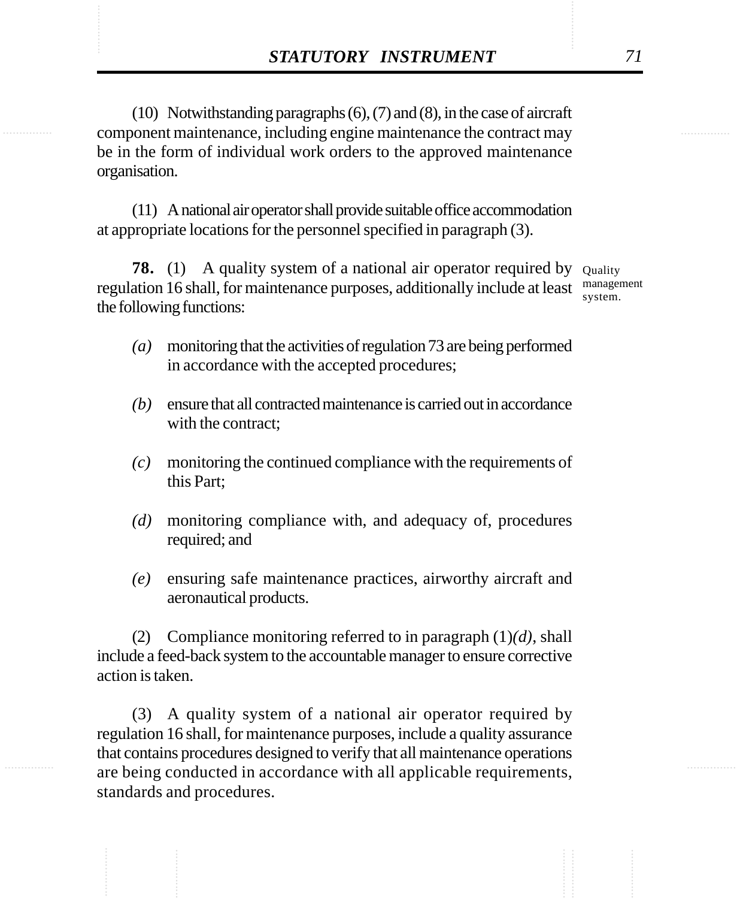(10) Notwithstanding paragraphs (6), (7) and (8), in the case of aircraft component maintenance, including engine maintenance the contract may be in the form of individual work orders to the approved maintenance organisation.

(11) A national air operator shall provide suitable office accommodation at appropriate locations for the personnel specified in paragraph (3).

Quality management system.

**78.** (1) A quality system of a national air operator required by regulation 16 shall, for maintenance purposes, additionally include at least the following functions:

*(a)* monitoring that the activities of regulation 73 are being performed in accordance with the accepted procedures;

*(b)* ensure that all contracted maintenance is carried out in accordance with the contract;

*(c)* monitoring the continued compliance with the requirements of this Part;

*(d)* monitoring compliance with, and adequacy of, procedures required; and

*(e)* ensuring safe maintenance practices, airworthy aircraft and aeronautical products.

(2) Compliance monitoring referred to in paragraph (1)*(d)*, shall include a feed-back system to the accountable manager to ensure corrective action is taken.

(3) A quality system of a national air operator required by regulation 16 shall, for maintenance purposes, include a quality assurance that contains procedures designed to verify that all maintenance operations are being conducted in accordance with all applicable requirements, standards and procedures.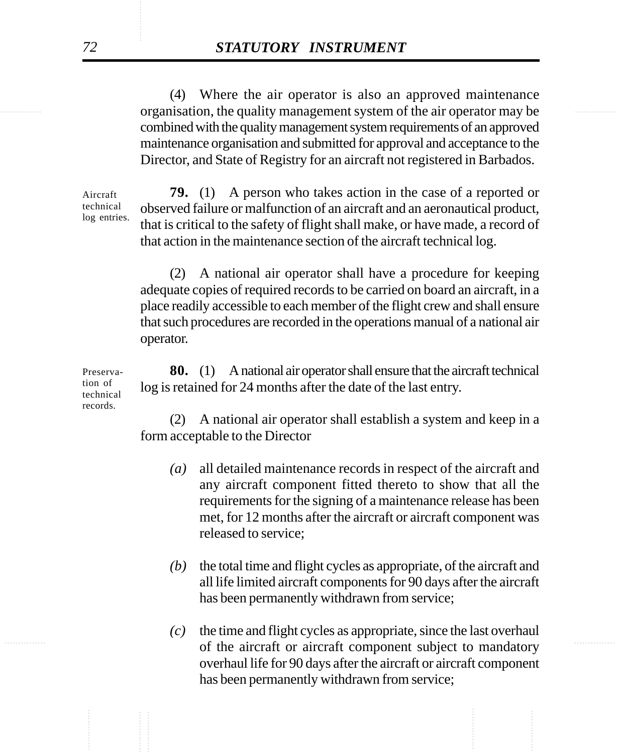(4) Where the air operator is also an approved maintenance organisation, the quality management system of the air operator may be combined with the quality management system requirements of an approved maintenance organisation and submitted for approval and acceptance to the Director, and State of Registry for an aircraft not registered in Barbados.

Aircraft technical log entries.

**79.** (1) A person who takes action in the case of a reported or observed failure or malfunction of an aircraft and an aeronautical product, that is critical to the safety of flight shall make, or have made, a record of that action in the maintenance section of the aircraft technical log.

(2) A national air operator shall have a procedure for keeping adequate copies of required records to be carried on board an aircraft, in a place readily accessible to each member of the flight crew and shall ensure that such procedures are recorded in the operations manual of a national air operator.

Preservation of technical records.

**80.** (1) A national air operator shall ensure that the aircraft technical log is retained for 24 months after the date of the last entry.

(2) A national air operator shall establish a system and keep in a form acceptable to the Director

*(a)* all detailed maintenance records in respect of the aircraft and any aircraft component fitted thereto to show that all the requirements for the signing of a maintenance release has been met, for 12 months after the aircraft or aircraft component was released to service;

*(b)* the total time and flight cycles as appropriate, of the aircraft and all life limited aircraft components for 90 days after the aircraft has been permanently withdrawn from service;

*(c)* the time and flight cycles as appropriate, since the last overhaul of the aircraft or aircraft component subject to mandatory overhaul life for 90 days after the aircraft or aircraft component has been permanently withdrawn from service;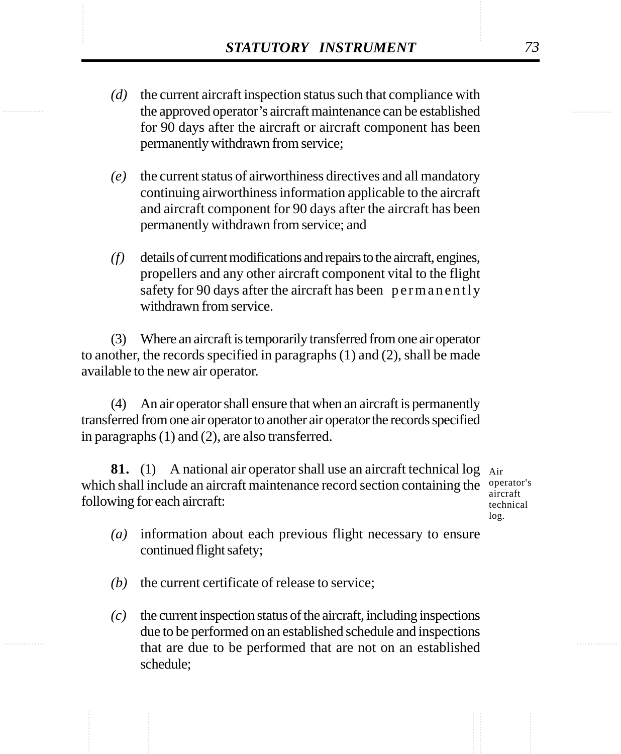*(d)* the current aircraft inspection status such that compliance with the approved operator's aircraft maintenance can be established for 90 days after the aircraft or aircraft component has been permanently withdrawn from service;

*(e)* the current status of airworthiness directives and all mandatory continuing airworthiness information applicable to the aircraft and aircraft component for 90 days after the aircraft has been permanently withdrawn from service; and

*(f)* details of current modifications and repairs to the aircraft, engines, propellers and any other aircraft component vital to the flight safety for 90 days after the aircraft has been permanently withdrawn from service.

(3) Where an aircraft is temporarily transferred from one air operator to another, the records specified in paragraphs (1) and (2), shall be made available to the new air operator.

(4) An air operator shall ensure that when an aircraft is permanently transferred from one air operator to another air operator the records specified in paragraphs (1) and (2), are also transferred.

Air operator's aircraft technical log.

**81.** (1) A national air operator shall use an aircraft technical log which shall include an aircraft maintenance record section containing the following for each aircraft:

*(a)* information about each previous flight necessary to ensure continued flight safety;

*(b)* the current certificate of release to service;

*(c)* the current inspection status of the aircraft, including inspections due to be performed on an established schedule and inspections that are due to be performed that are not on an established schedule;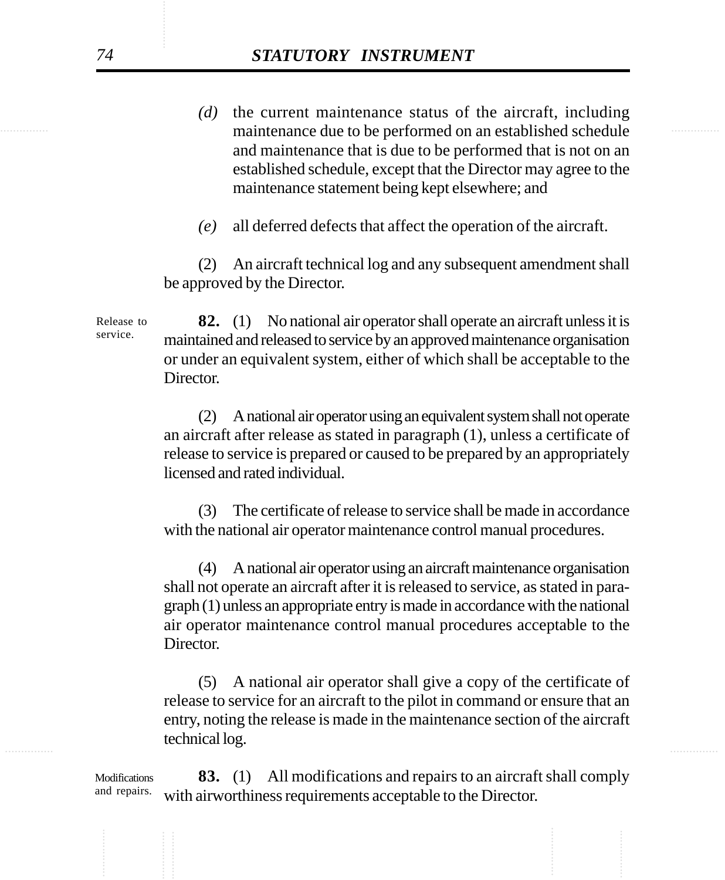*(d)* the current maintenance status of the aircraft, including maintenance due to be performed on an established schedule and maintenance that is due to be performed that is not on an established schedule, except that the Director may agree to the maintenance statement being kept elsewhere; and

*(e)* all deferred defects that affect the operation of the aircraft.

(2) An aircraft technical log and any subsequent amendment shall be approved by the Director.

Release to service.

**82.** (1) No national air operator shall operate an aircraft unless it is maintained and released to service by an approved maintenance organisation or under an equivalent system, either of which shall be acceptable to the Director.

(2) A national air operator using an equivalent system shall not operate an aircraft after release as stated in paragraph (1), unless a certificate of release to service is prepared or caused to be prepared by an appropriately licensed and rated individual.

(3) The certificate of release to service shall be made in accordance with the national air operator maintenance control manual procedures.

(4) A national air operator using an aircraft maintenance organisation shall not operate an aircraft after it is released to service, as stated in paragraph (1) unless an appropriate entry is made in accordance with the national air operator maintenance control manual procedures acceptable to the Director.

(5) A national air operator shall give a copy of the certificate of release to service for an aircraft to the pilot in command or ensure that an entry, noting the release is made in the maintenance section of the aircraft technical log.

Modifications and repairs.

**83.** (1) All modifications and repairs to an aircraft shall comply with airworthiness requirements acceptable to the Director.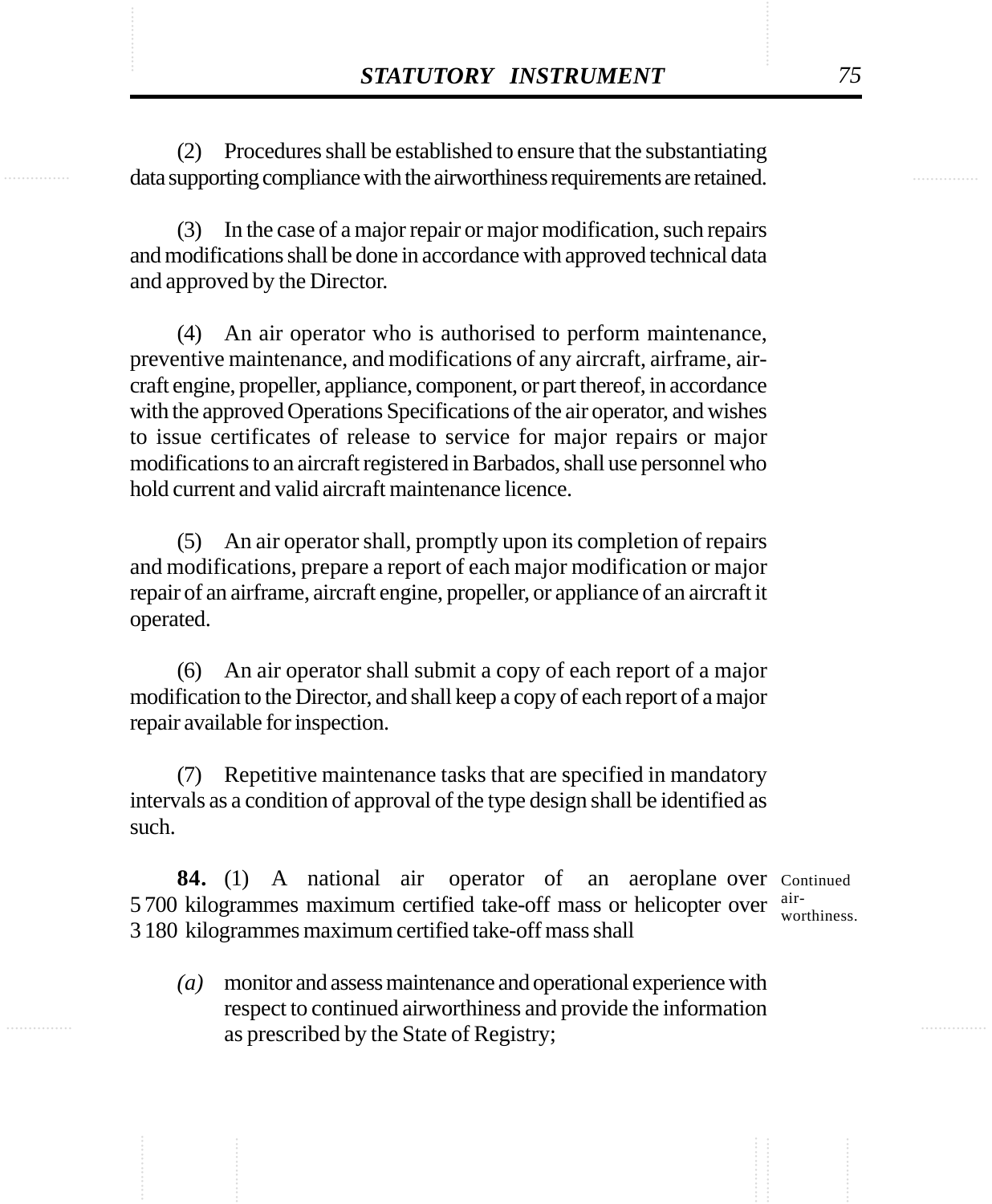(2) Procedures shall be established to ensure that the substantiating data supporting compliance with the airworthiness requirements are retained.

(3) In the case of a major repair or major modification, such repairs and modifications shall be done in accordance with approved technical data and approved by the Director.

(4) An air operator who is authorised to perform maintenance, preventive maintenance, and modifications of any aircraft, airframe, aircraft engine, propeller, appliance, component, or part thereof, in accordance with the approved Operations Specifications of the air operator, and wishes to issue certificates of release to service for major repairs or major modifications to an aircraft registered in Barbados, shall use personnel who hold current and valid aircraft maintenance licence.

(5) An air operator shall, promptly upon its completion of repairs and modifications, prepare a report of each major modification or major repair of an airframe, aircraft engine, propeller, or appliance of an aircraft it operated.

(6) An air operator shall submit a copy of each report of a major modification to the Director, and shall keep a copy of each report of a major repair available for inspection.

(7) Repetitive maintenance tasks that are specified in mandatory intervals as a condition of approval of the type design shall be identified as such.

Continued airworthiness.

**84.** (1) A national air operator of an aeroplane over 5 700 kilogrammes maximum certified take-off mass or helicopter over 3 180 kilogrammes maximum certified take-off mass shall

*(a)* monitor and assess maintenance and operational experience with respect to continued airworthiness and provide the information as prescribed by the State of Registry;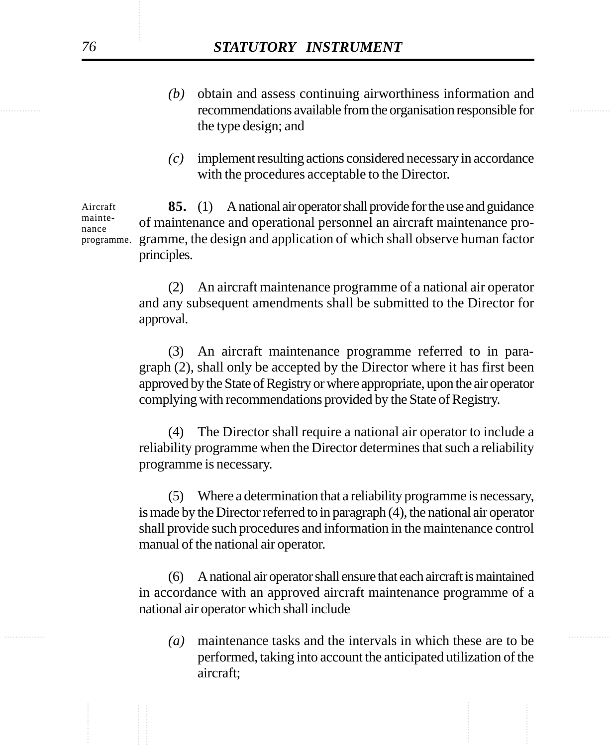*(b)* obtain and assess continuing airworthiness information and recommendations available from the organisation responsible for the type design; and

*(c)* implement resulting actions considered necessary in accordance with the procedures acceptable to the Director.

Aircraft maintenance programme.

**85.** (1) A national air operator shall provide for the use and guidance of maintenance and operational personnel an aircraft maintenance programme, the design and application of which shall observe human factor principles.

(2) An aircraft maintenance programme of a national air operator and any subsequent amendments shall be submitted to the Director for approval.

(3) An aircraft maintenance programme referred to in paragraph (2), shall only be accepted by the Director where it has first been approved by the State of Registry or where appropriate, upon the air operator complying with recommendations provided by the State of Registry.

(4) The Director shall require a national air operator to include a reliability programme when the Director determines that such a reliability programme is necessary.

(5) Where a determination that a reliability programme is necessary, is made by the Director referred to in paragraph (4), the national air operator shall provide such procedures and information in the maintenance control manual of the national air operator.

(6) A national air operator shall ensure that each aircraft is maintained in accordance with an approved aircraft maintenance programme of a national air operator which shall include

*(a)* maintenance tasks and the intervals in which these are to be performed, taking into account the anticipated utilization of the aircraft;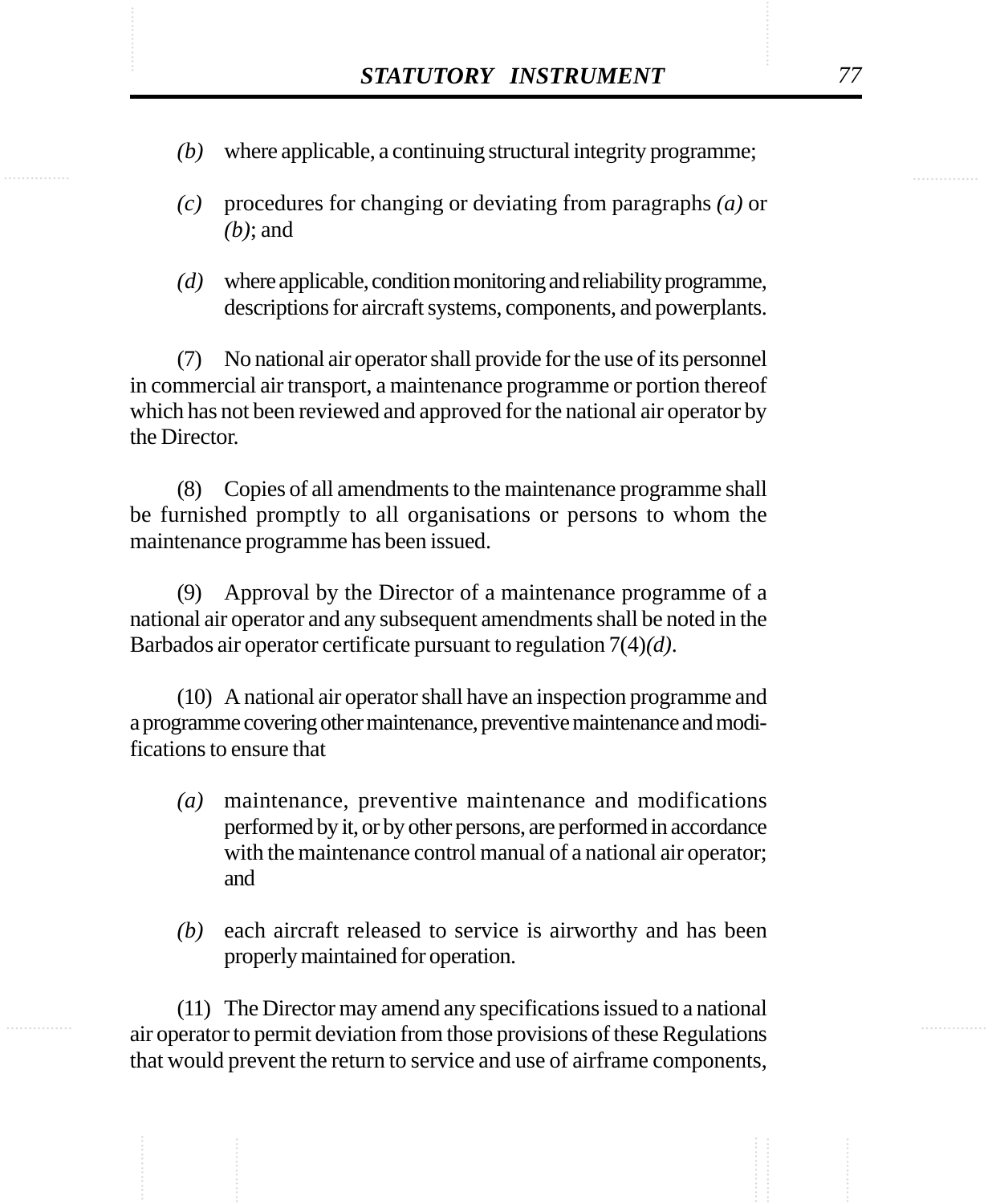*(b)* where applicable, a continuing structural integrity programme;

*(c)* procedures for changing or deviating from paragraphs *(a)* or *(b)*; and

*(d)* where applicable, condition monitoring and reliability programme, descriptions for aircraft systems, components, and powerplants.

(7) No national air operator shall provide for the use of its personnel in commercial air transport, a maintenance programme or portion thereof which has not been reviewed and approved for the national air operator by the Director.

(8) Copies of all amendments to the maintenance programme shall be furnished promptly to all organisations or persons to whom the maintenance programme has been issued.

(9) Approval by the Director of a maintenance programme of a national air operator and any subsequent amendments shall be noted in the Barbados air operator certificate pursuant to regulation 7(4)*(d)*.

(10) A national air operator shall have an inspection programme and a programme covering other maintenance, preventive maintenance and modifications to ensure that

*(a)* maintenance, preventive maintenance and modifications performed by it, or by other persons, are performed in accordance with the maintenance control manual of a national air operator; and

*(b)* each aircraft released to service is airworthy and has been properly maintained for operation.

(11) The Director may amend any specifications issued to a national air operator to permit deviation from those provisions of these Regulations that would prevent the return to service and use of airframe components,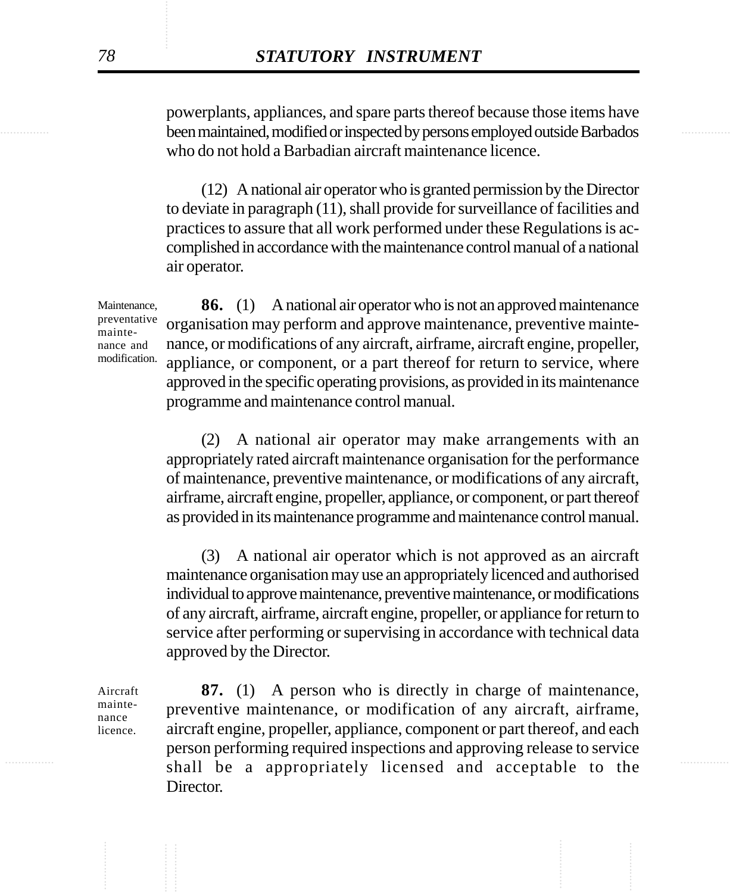powerplants, appliances, and spare parts thereof because those items have been maintained, modified or inspected by persons employed outside Barbados who do not hold a Barbadian aircraft maintenance licence.

(12) A national air operator who is granted permission by the Director to deviate in paragraph (11), shall provide for surveillance of facilities and practices to assure that all work performed under these Regulations is accomplished in accordance with the maintenance control manual of a national air operator.

Maintenance, preventative maintenance and modification.

**86.** (1) A national air operator who is not an approved maintenance organisation may perform and approve maintenance, preventive maintenance, or modifications of any aircraft, airframe, aircraft engine, propeller, appliance, or component, or a part thereof for return to service, where approved in the specific operating provisions, as provided in its maintenance programme and maintenance control manual.

(2) A national air operator may make arrangements with an appropriately rated aircraft maintenance organisation for the performance of maintenance, preventive maintenance, or modifications of any aircraft, airframe, aircraft engine, propeller, appliance, or component, or part thereof as provided in its maintenance programme and maintenance control manual.

(3) A national air operator which is not approved as an aircraft maintenance organisation may use an appropriately licenced and authorised individual to approve maintenance, preventive maintenance, or modifications of any aircraft, airframe, aircraft engine, propeller, or appliance for return to service after performing or supervising in accordance with technical data approved by the Director.

Aircraft maintenance licence.

**87.** (1) A person who is directly in charge of maintenance, preventive maintenance, or modification of any aircraft, airframe, aircraft engine, propeller, appliance, component or part thereof, and each person performing required inspections and approving release to service shall be a appropriately licensed and acceptable to the Director.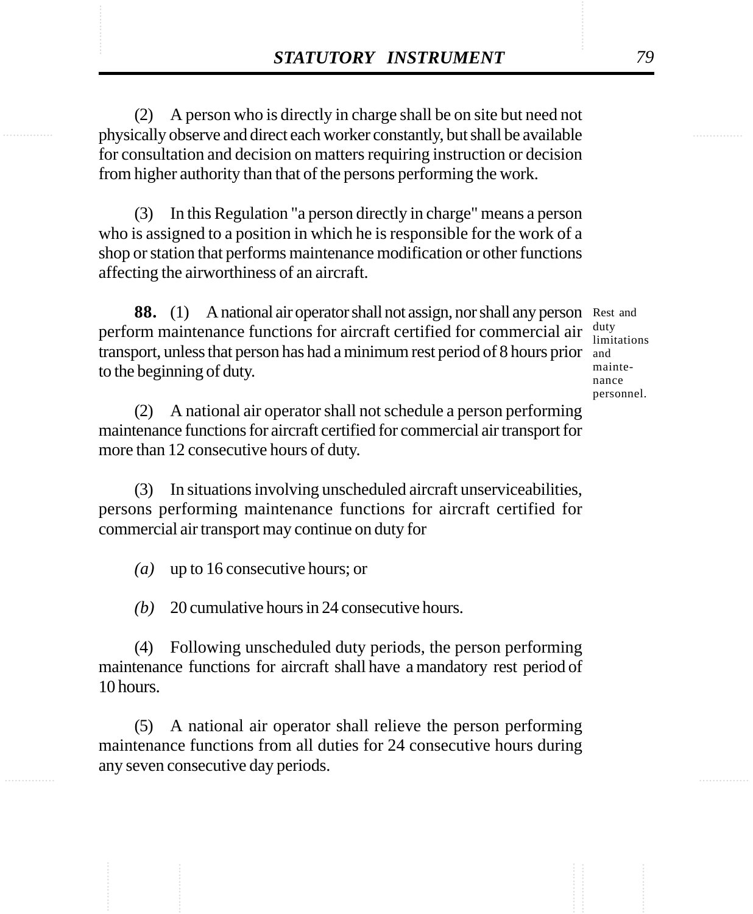(2) A person who is directly in charge shall be on site but need not physically observe and direct each worker constantly, but shall be available for consultation and decision on matters requiring instruction or decision from higher authority than that of the persons performing the work.

(3) In this Regulation "a person directly in charge" means a person who is assigned to a position in which he is responsible for the work of a shop or station that performs maintenance modification or other functions affecting the airworthiness of an aircraft.

Rest and duty limitations and maintenance personnel.

**88.** (1) A national air operator shall not assign, nor shall any person perform maintenance functions for aircraft certified for commercial air transport, unless that person has had a minimum rest period of 8 hours prior to the beginning of duty.

(2) A national air operator shall not schedule a person performing maintenance functions for aircraft certified for commercial air transport for more than 12 consecutive hours of duty.

(3) In situations involving unscheduled aircraft unserviceabilities, persons performing maintenance functions for aircraft certified for commercial air transport may continue on duty for

*(a)* up to 16 consecutive hours; or

*(b)* 20 cumulative hours in 24 consecutive hours.

(4) Following unscheduled duty periods, the person performing maintenance functions for aircraft shall have a mandatory rest period of 10 hours.

(5) A national air operator shall relieve the person performing maintenance functions from all duties for 24 consecutive hours during any seven consecutive day periods.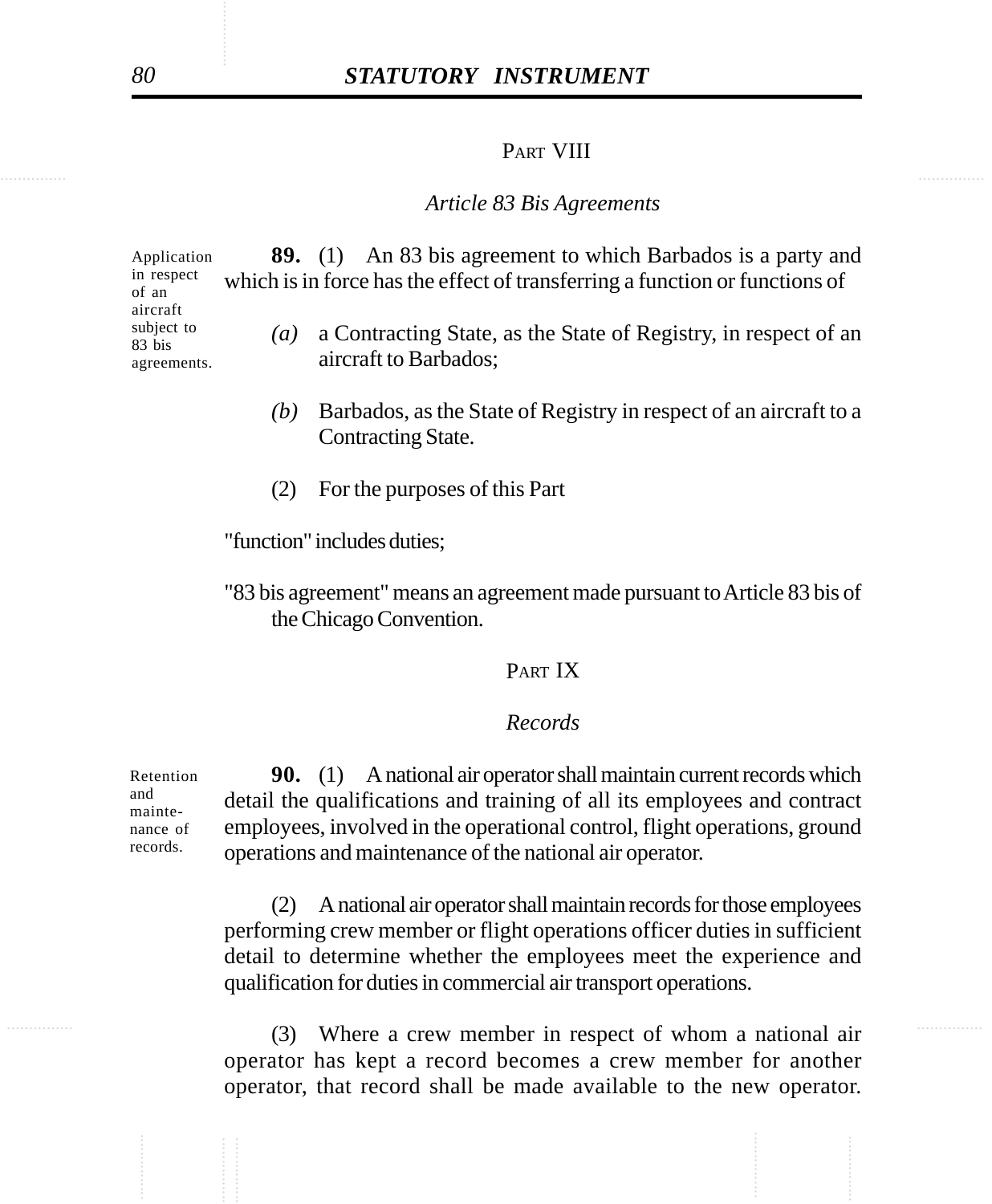## PART VIII

### *Article 83 Bis Agreements*

Application in respect of an aircraft subject to 83 bis agreements.

**89.** (1) An 83 bis agreement to which Barbados is a party and which is in force has the effect of transferring a function or functions of

*(a)* a Contracting State, as the State of Registry, in respect of an aircraft to Barbados;

*(b)* Barbados, as the State of Registry in respect of an aircraft to a Contracting State.

(2) For the purposes of this Part

"function" includes duties;

"83 bis agreement" means an agreement made pursuant to Article 83 bis of the Chicago Convention.

## PART IX

### *Records*

Retention and maintenance of records.

**90.** (1) A national air operator shall maintain current records which detail the qualifications and training of all its employees and contract employees, involved in the operational control, flight operations, ground operations and maintenance of the national air operator.

(2) A national air operator shall maintain records for those employees performing crew member or flight operations officer duties in sufficient detail to determine whether the employees meet the experience and qualification for duties in commercial air transport operations.

(3) Where a crew member in respect of whom a national air operator has kept a record becomes a crew member for another operator, that record shall be made available to the new operator.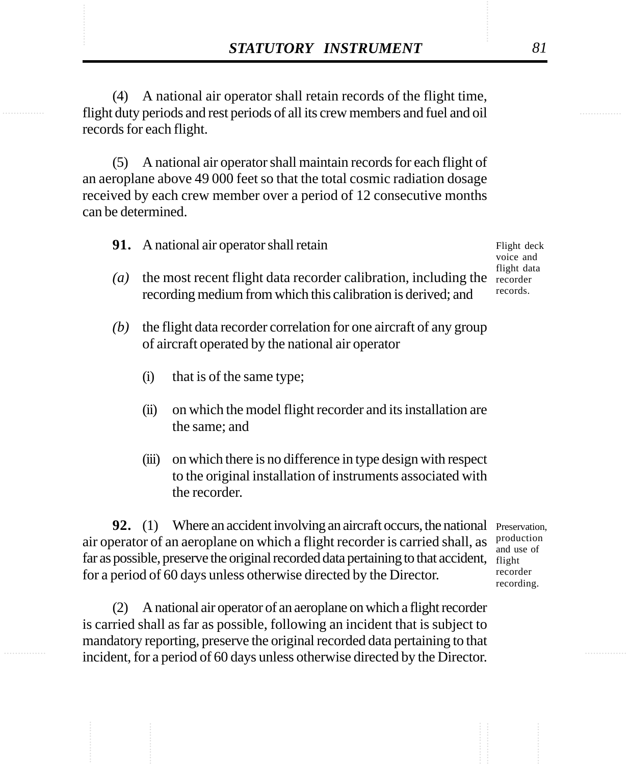(4) A national air operator shall retain records of the flight time, flight duty periods and rest periods of all its crew members and fuel and oil records for each flight.

(5) A national air operator shall maintain records for each flight of an aeroplane above 49 000 feet so that the total cosmic radiation dosage received by each crew member over a period of 12 consecutive months can be determined.

Flight deck voice and flight data recorder records.

**91.** A national air operator shall retain

*(a)* the most recent flight data recorder calibration, including the recording medium from which this calibration is derived; and

*(b)* the flight data recorder correlation for one aircraft of any group of aircraft operated by the national air operator

(i) that is of the same type;

(ii) on which the model flight recorder and its installation are the same; and

(iii) on which there is no difference in type design with respect to the original installation of instruments associated with the recorder.

Preservation, production and use of flight recorder recording.

**92.** (1) Where an accident involving an aircraft occurs, the national air operator of an aeroplane on which a flight recorder is carried shall, as far as possible, preserve the original recorded data pertaining to that accident, for a period of 60 days unless otherwise directed by the Director.

(2) A national air operator of an aeroplane on which a flight recorder is carried shall as far as possible, following an incident that is subject to mandatory reporting, preserve the original recorded data pertaining to that incident, for a period of 60 days unless otherwise directed by the Director.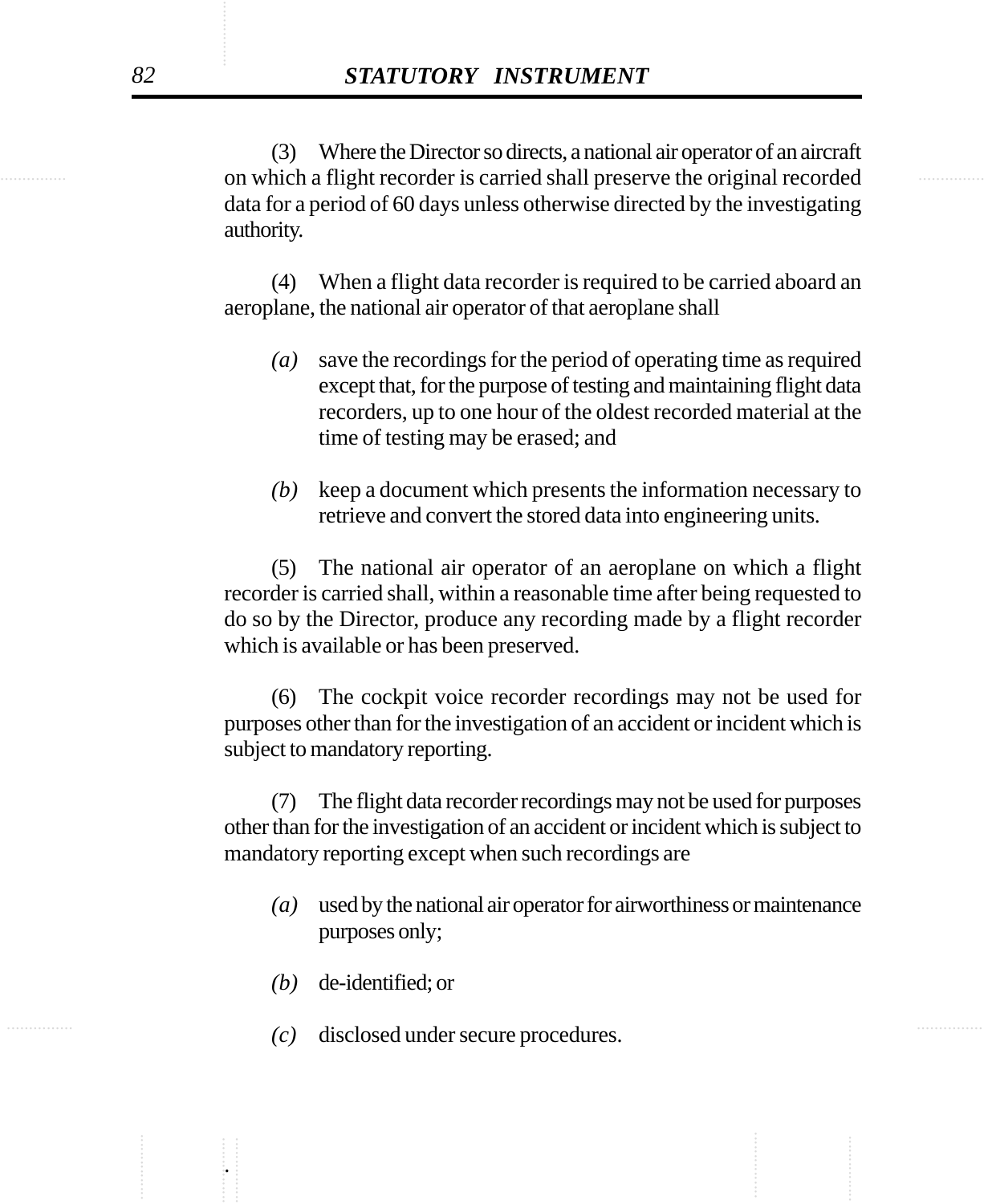(3) Where the Director so directs, a national air operator of an aircraft on which a flight recorder is carried shall preserve the original recorded data for a period of 60 days unless otherwise directed by the investigating authority.

(4) When a flight data recorder is required to be carried aboard an aeroplane, the national air operator of that aeroplane shall

*(a)* save the recordings for the period of operating time as required except that, for the purpose of testing and maintaining flight data recorders, up to one hour of the oldest recorded material at the time of testing may be erased; and

*(b)* keep a document which presents the information necessary to retrieve and convert the stored data into engineering units.

(5) The national air operator of an aeroplane on which a flight recorder is carried shall, within a reasonable time after being requested to do so by the Director, produce any recording made by a flight recorder which is available or has been preserved.

(6) The cockpit voice recorder recordings may not be used for purposes other than for the investigation of an accident or incident which is subject to mandatory reporting.

(7) The flight data recorder recordings may not be used for purposes other than for the investigation of an accident or incident which is subject to mandatory reporting except when such recordings are

*(a)* used by the national air operator for airworthiness or maintenance purposes only;

*(b)* de-identified; or

*(c)* disclosed under secure procedures.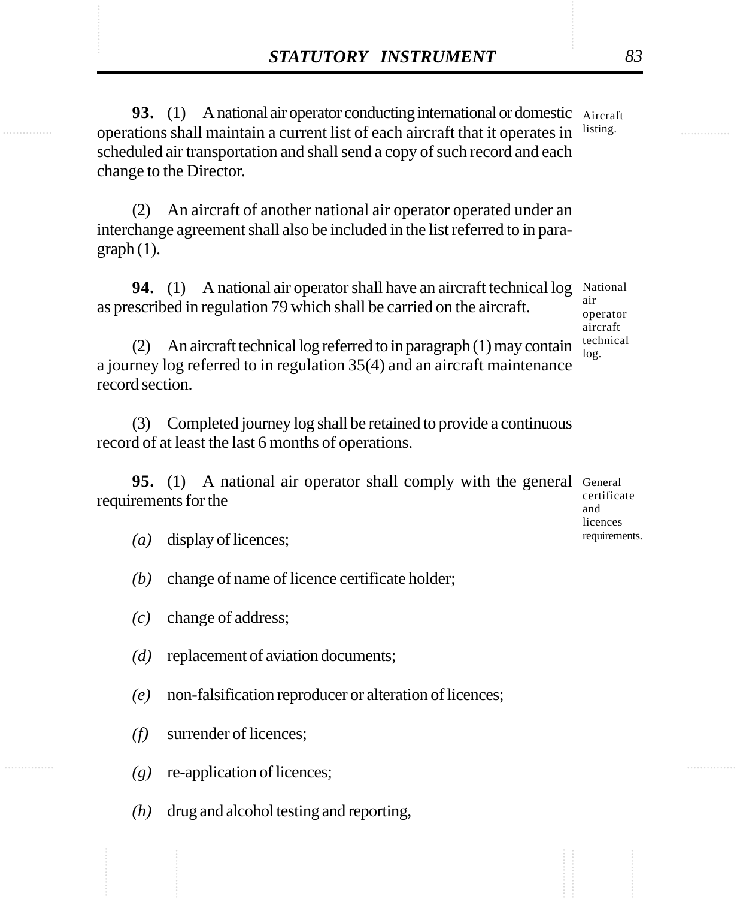**93.** (1) A national air operator conducting international or domestic operations shall maintain a current list of each aircraft that it operates in scheduled air transportation and shall send a copy of such record and each change to the Director.

Aircraft listing.

(2) An aircraft of another national air operator operated under an interchange agreement shall also be included in the list referred to in paragraph (1).

**94.** (1) A national air operator shall have an aircraft technical log as prescribed in regulation 79 which shall be carried on the aircraft.

National air operator aircraft technical log.

(2) An aircraft technical log referred to in paragraph (1) may contain a journey log referred to in regulation 35(4) and an aircraft maintenance record section.

(3) Completed journey log shall be retained to provide a continuous record of at least the last 6 months of operations.

**95.** (1) A national air operator shall comply with the general requirements for the

General certificate and licences requirements.

*(a)* display of licences;

*(b)* change of name of licence certificate holder;

*(c)* change of address;

*(d)* replacement of aviation documents;

*(e)* non-falsification reproducer or alteration of licences;

*(f)* surrender of licences;

*(g)* re-application of licences;

*(h)* drug and alcohol testing and reporting,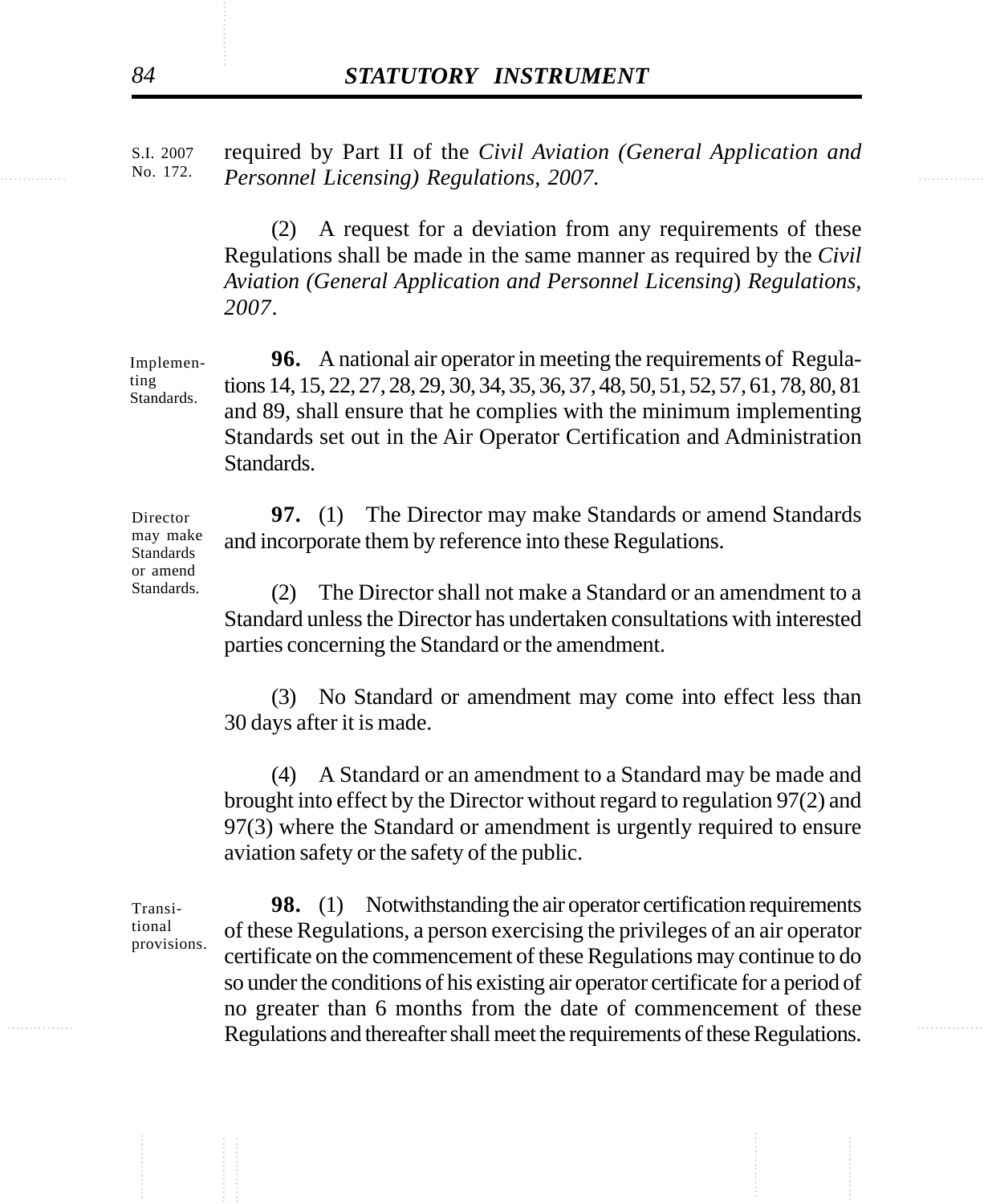S.I. 2007 No. 172.

required by Part II of the *Civil Aviation (General Application and Personnel Licensing) Regulations, 2007*.

(2) A request for a deviation from any requirements of these Regulations shall be made in the same manner as required by the *Civil Aviation (General Application and Personnel Licensing) Regulations, 2007*.

Implementing Standards.

**96.** A national air operator in meeting the requirements of Regulations 14, 15, 22, 27, 28, 29, 30, 34, 35, 36, 37, 48, 50, 51, 52, 57, 61, 78, 80, 81 and 89, shall ensure that he complies with the minimum implementing Standards set out in the Air Operator Certification and Administration Standards.

Director may make Standards or amend Standards.

**97.** (1) The Director may make Standards or amend Standards and incorporate them by reference into these Regulations.

(2) The Director shall not make a Standard or an amendment to a Standard unless the Director has undertaken consultations with interested parties concerning the Standard or the amendment.

(3) No Standard or amendment may come into effect less than 30 days after it is made.

(4) A Standard or an amendment to a Standard may be made and brought into effect by the Director without regard to regulation 97(2) and 97(3) where the Standard or amendment is urgently required to ensure aviation safety or the safety of the public.

Transitional provisions.

**98.** (1) Notwithstanding the air operator certification requirements of these Regulations, a person exercising the privileges of an air operator certificate on the commencement of these Regulations may continue to do so under the conditions of his existing air operator certificate for a period of no greater than 6 months from the date of commencement of these Regulations and thereafter shall meet the requirements of these Regulations.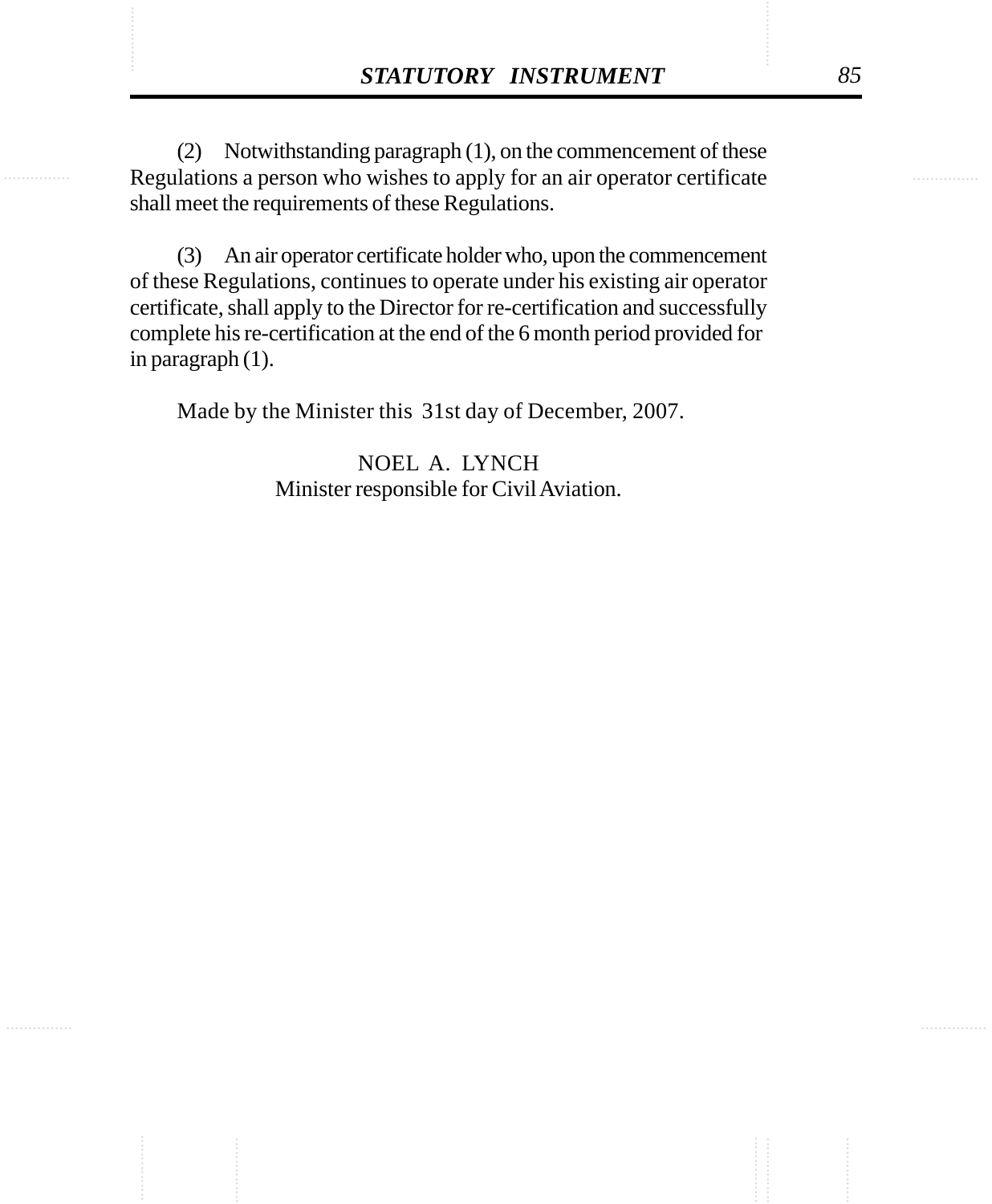(2) Notwithstanding paragraph (1), on the commencement of these Regulations a person who wishes to apply for an air operator certificate shall meet the requirements of these Regulations.

(3) An air operator certificate holder who, upon the commencement of these Regulations, continues to operate under his existing air operator certificate, shall apply to the Director for re-certification and successfully complete his re-certification at the end of the 6 month period provided for in paragraph (1).

Made by the Minister this 31st day of December, 2007.

NOEL A. LYNCH
Minister responsible for Civil Aviation.